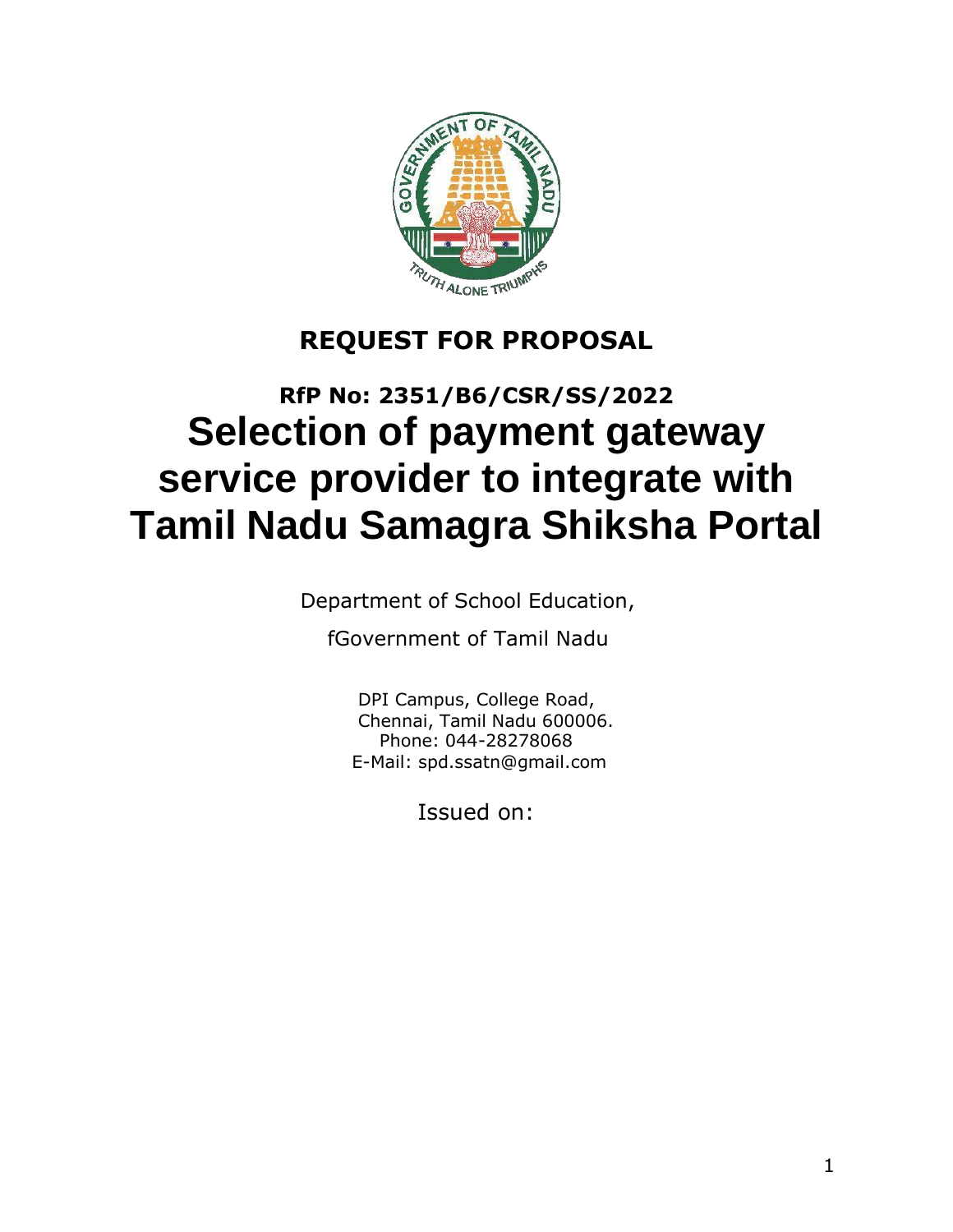# REQUEST FOR PROPOSAL

## RfP No: 2351/B6/CSR/SS/2022

# Selection of payment gateway service provider to integrate with Tamil Nadu Samagra Shiksha Portal

Department of School Education,

fGovernment of Tamil Nadu

DPI Campus, College Road,
Chennai, Tamil Nadu 600006.
Phone: 044-28278068
E-Mail: spd.ssatn@gmail.com

Issued on: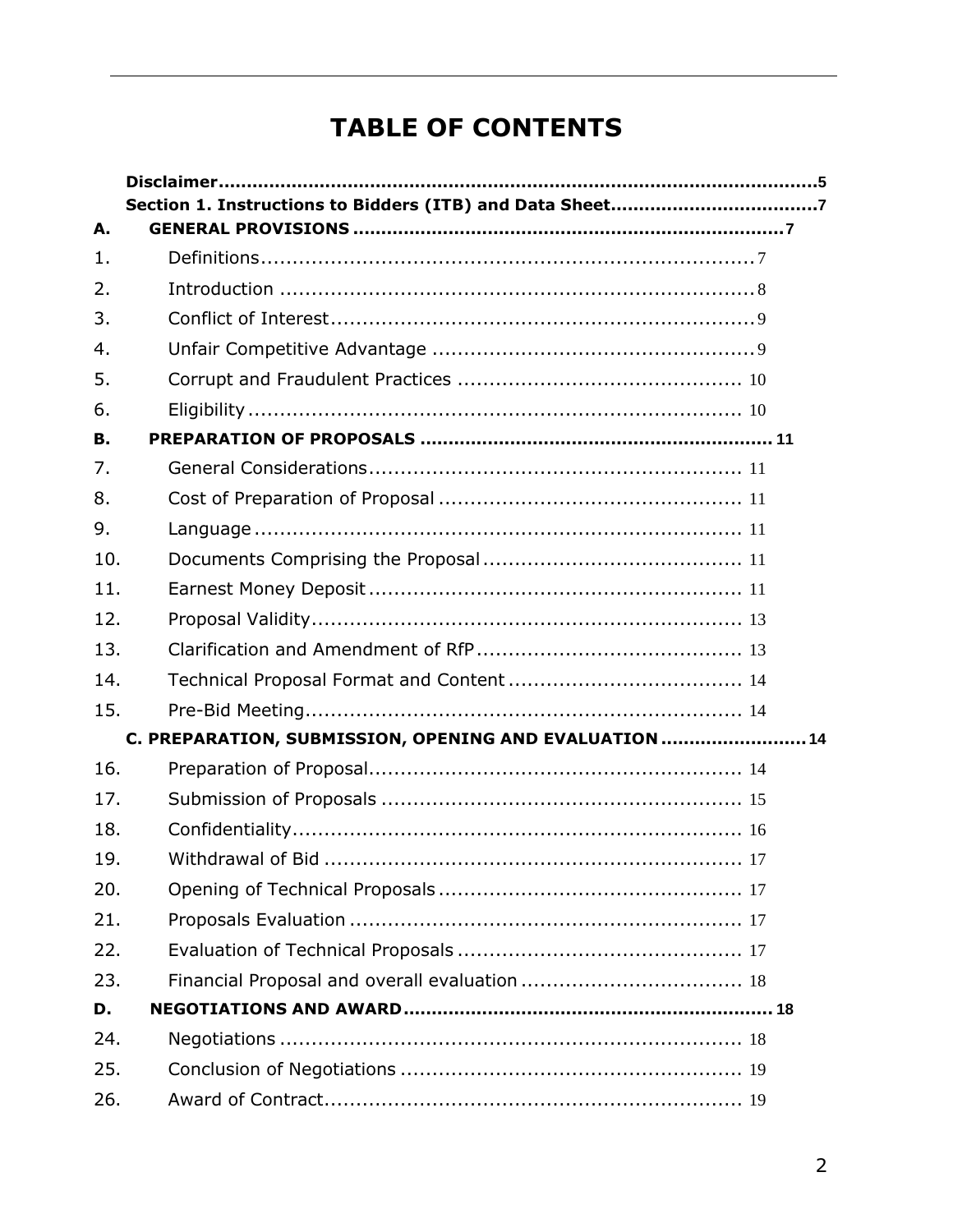# TABLE OF CONTENTS

**Disclaimer ..... 5**

**Section 1. Instructions to Bidders (ITB) and Data Sheet ..... 7**

**A. GENERAL PROVISIONS ..... 7**

1. Definitions ..... 7
2. Introduction ..... 8
3. Conflict of Interest ..... 9
4. Unfair Competitive Advantage ..... 9
5. Corrupt and Fraudulent Practices ..... 10
6. Eligibility ..... 10

**B. PREPARATION OF PROPOSALS ..... 11**

7. General Considerations ..... 11
8. Cost of Preparation of Proposal ..... 11
9. Language ..... 11
10. Documents Comprising the Proposal ..... 11
11. Earnest Money Deposit ..... 11
12. Proposal Validity ..... 13
13. Clarification and Amendment of RfP ..... 13
14. Technical Proposal Format and Content ..... 14
15. Pre-Bid Meeting ..... 14

**C. PREPARATION, SUBMISSION, OPENING AND EVALUATION ..... 14**

16. Preparation of Proposal ..... 14
17. Submission of Proposals ..... 15
18. Confidentiality ..... 16
19. Withdrawal of Bid ..... 17
20. Opening of Technical Proposals ..... 17
21. Proposals Evaluation ..... 17
22. Evaluation of Technical Proposals ..... 17
23. Financial Proposal and overall evaluation ..... 18

**D. NEGOTIATIONS AND AWARD ..... 18**

24. Negotiations ..... 18
25. Conclusion of Negotiations ..... 19
26. Award of Contract ..... 19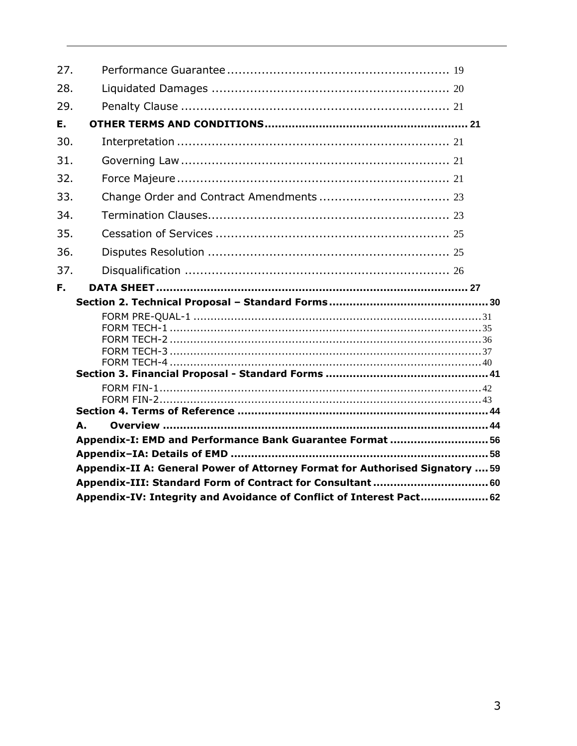| | | |
|---|---|---|
| 27. | Performance Guarantee | 19 |
| 28. | Liquidated Damages | 20 |
| 29. | Penalty Clause | 21 |
| **E.** | **OTHER TERMS AND CONDITIONS** | **21** |
| 30. | Interpretation | 21 |
| 31. | Governing Law | 21 |
| 32. | Force Majeure | 21 |
| 33. | Change Order and Contract Amendments | 23 |
| 34. | Termination Clauses | 23 |
| 35. | Cessation of Services | 25 |
| 36. | Disputes Resolution | 25 |
| 37. | Disqualification | 26 |
| **F.** | **DATA SHEET** | **27** |

**Section 2. Technical Proposal – Standard Forms** ..... **30**

- FORM PRE-QUAL-1 ..... 31
- FORM TECH-1 ..... 35
- FORM TECH-2 ..... 36
- FORM TECH-3 ..... 37
- FORM TECH-4 ..... 40

**Section 3. Financial Proposal - Standard Forms** ..... **41**

- FORM FIN-1 ..... 42
- FORM FIN-2 ..... 43

**Section 4. Terms of Reference** ..... **44**

**A. Overview** ..... **44**

**Appendix-I: EMD and Performance Bank Guarantee Format** ..... **56**

**Appendix–IA: Details of EMD** ..... **58**

**Appendix-II A: General Power of Attorney Format for Authorised Signatory** ..... **59**

**Appendix-III: Standard Form of Contract for Consultant** ..... **60**

**Appendix-IV: Integrity and Avoidance of Conflict of Interest Pact** ..... **62**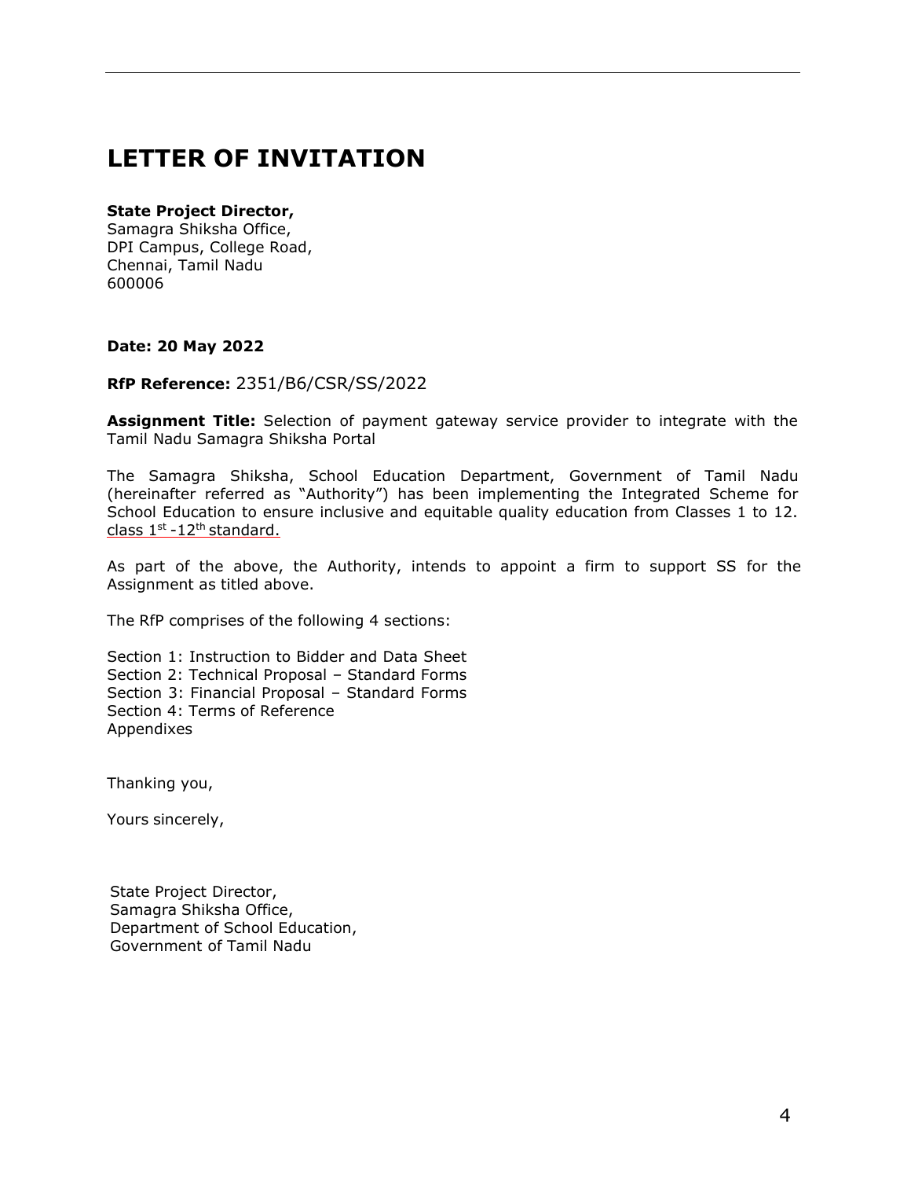# LETTER OF INVITATION

**State Project Director,**
Samagra Shiksha Office,
DPI Campus, College Road,
Chennai, Tamil Nadu
600006

**Date: 20 May 2022**

**RfP Reference:** 2351/B6/CSR/SS/2022

**Assignment Title:** Selection of payment gateway service provider to integrate with the Tamil Nadu Samagra Shiksha Portal

The Samagra Shiksha, School Education Department, Government of Tamil Nadu (hereinafter referred as "Authority") has been implementing the Integrated Scheme for School Education to ensure inclusive and equitable quality education from Classes 1 to 12. class 1st -12th standard.

As part of the above, the Authority, intends to appoint a firm to support SS for the Assignment as titled above.

The RfP comprises of the following 4 sections:

Section 1: Instruction to Bidder and Data Sheet
Section 2: Technical Proposal – Standard Forms
Section 3: Financial Proposal – Standard Forms
Section 4: Terms of Reference
Appendixes

Thanking you,

Yours sincerely,

State Project Director,
Samagra Shiksha Office,
Department of School Education,
Government of Tamil Nadu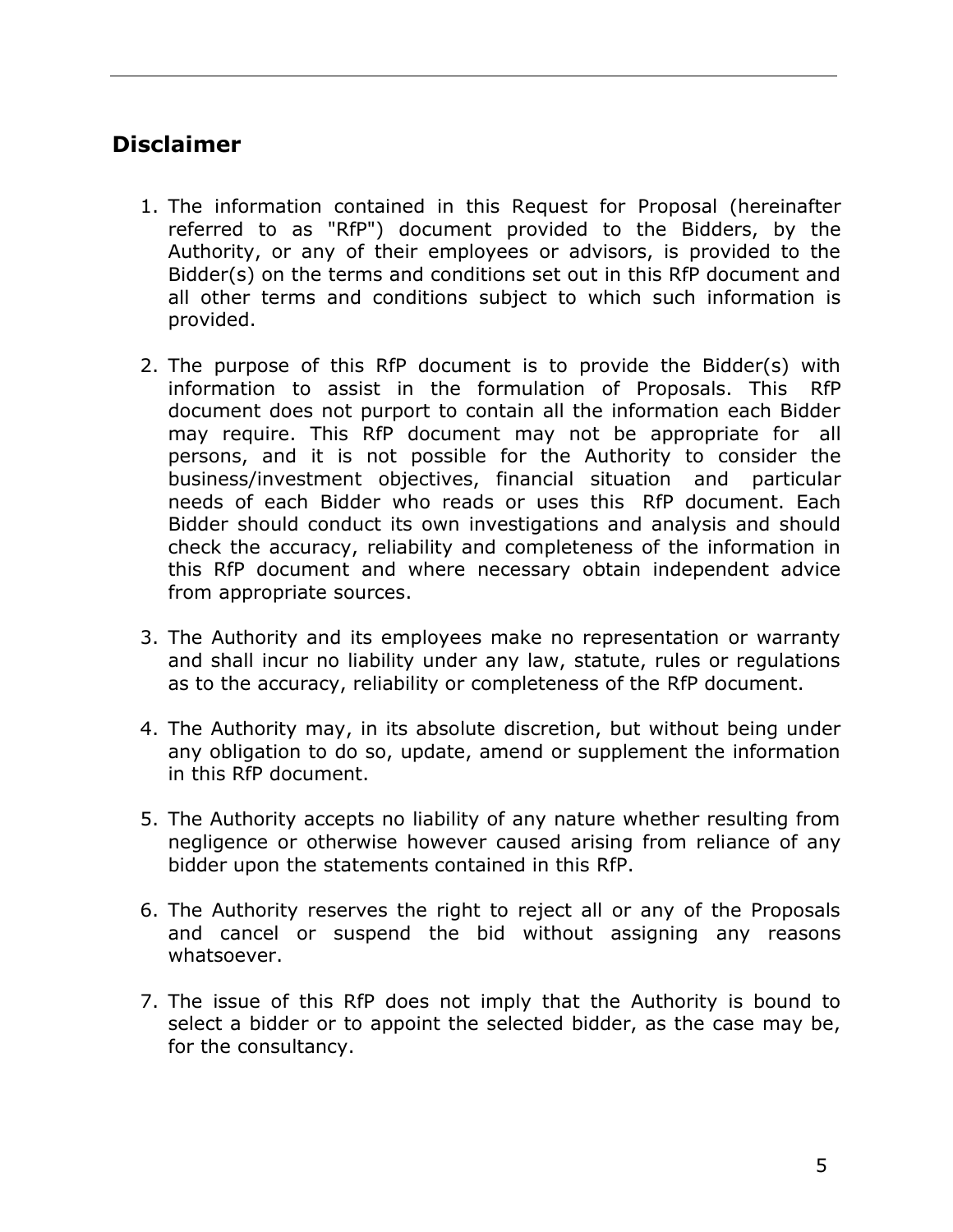## Disclaimer

1. The information contained in this Request for Proposal (hereinafter referred to as "RfP") document provided to the Bidders, by the Authority, or any of their employees or advisors, is provided to the Bidder(s) on the terms and conditions set out in this RfP document and all other terms and conditions subject to which such information is provided.

2. The purpose of this RfP document is to provide the Bidder(s) with information to assist in the formulation of Proposals. This RfP document does not purport to contain all the information each Bidder may require. This RfP document may not be appropriate for all persons, and it is not possible for the Authority to consider the business/investment objectives, financial situation and particular needs of each Bidder who reads or uses this RfP document. Each Bidder should conduct its own investigations and analysis and should check the accuracy, reliability and completeness of the information in this RfP document and where necessary obtain independent advice from appropriate sources.

3. The Authority and its employees make no representation or warranty and shall incur no liability under any law, statute, rules or regulations as to the accuracy, reliability or completeness of the RfP document.

4. The Authority may, in its absolute discretion, but without being under any obligation to do so, update, amend or supplement the information in this RfP document.

5. The Authority accepts no liability of any nature whether resulting from negligence or otherwise however caused arising from reliance of any bidder upon the statements contained in this RfP.

6. The Authority reserves the right to reject all or any of the Proposals and cancel or suspend the bid without assigning any reasons whatsoever.

7. The issue of this RfP does not imply that the Authority is bound to select a bidder or to appoint the selected bidder, as the case may be, for the consultancy.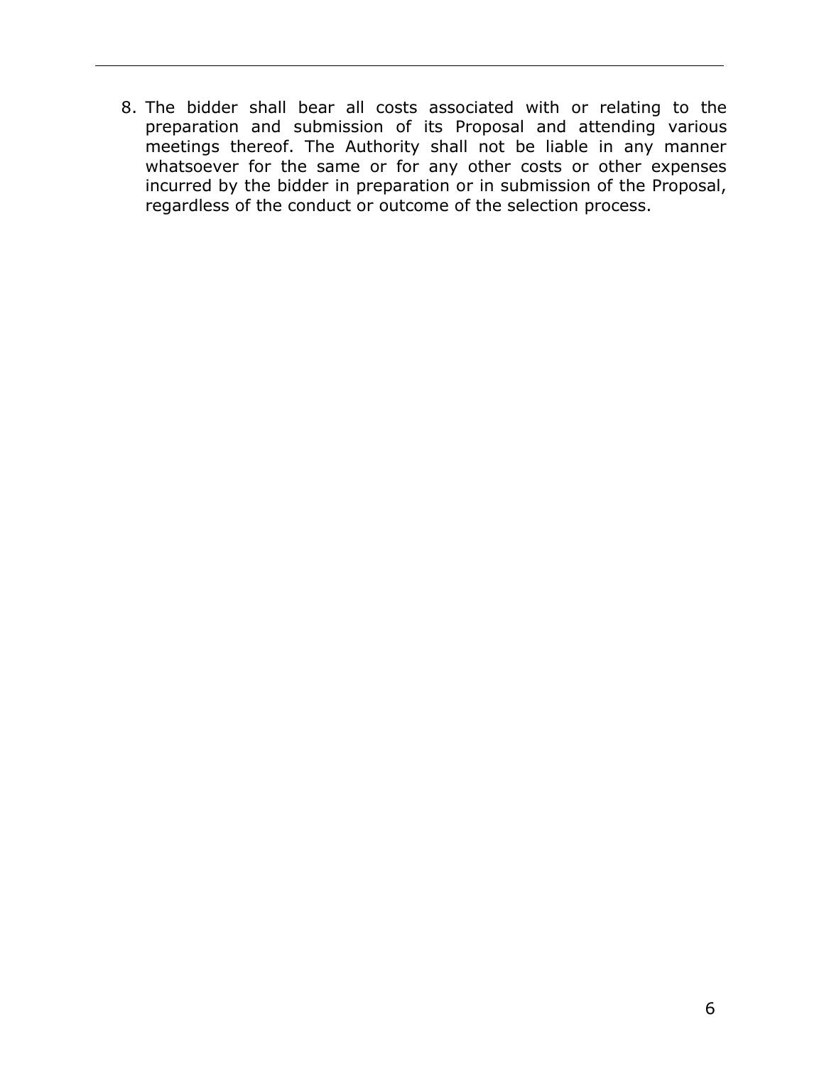8. The bidder shall bear all costs associated with or relating to the preparation and submission of its Proposal and attending various meetings thereof. The Authority shall not be liable in any manner whatsoever for the same or for any other costs or other expenses incurred by the bidder in preparation or in submission of the Proposal, regardless of the conduct or outcome of the selection process.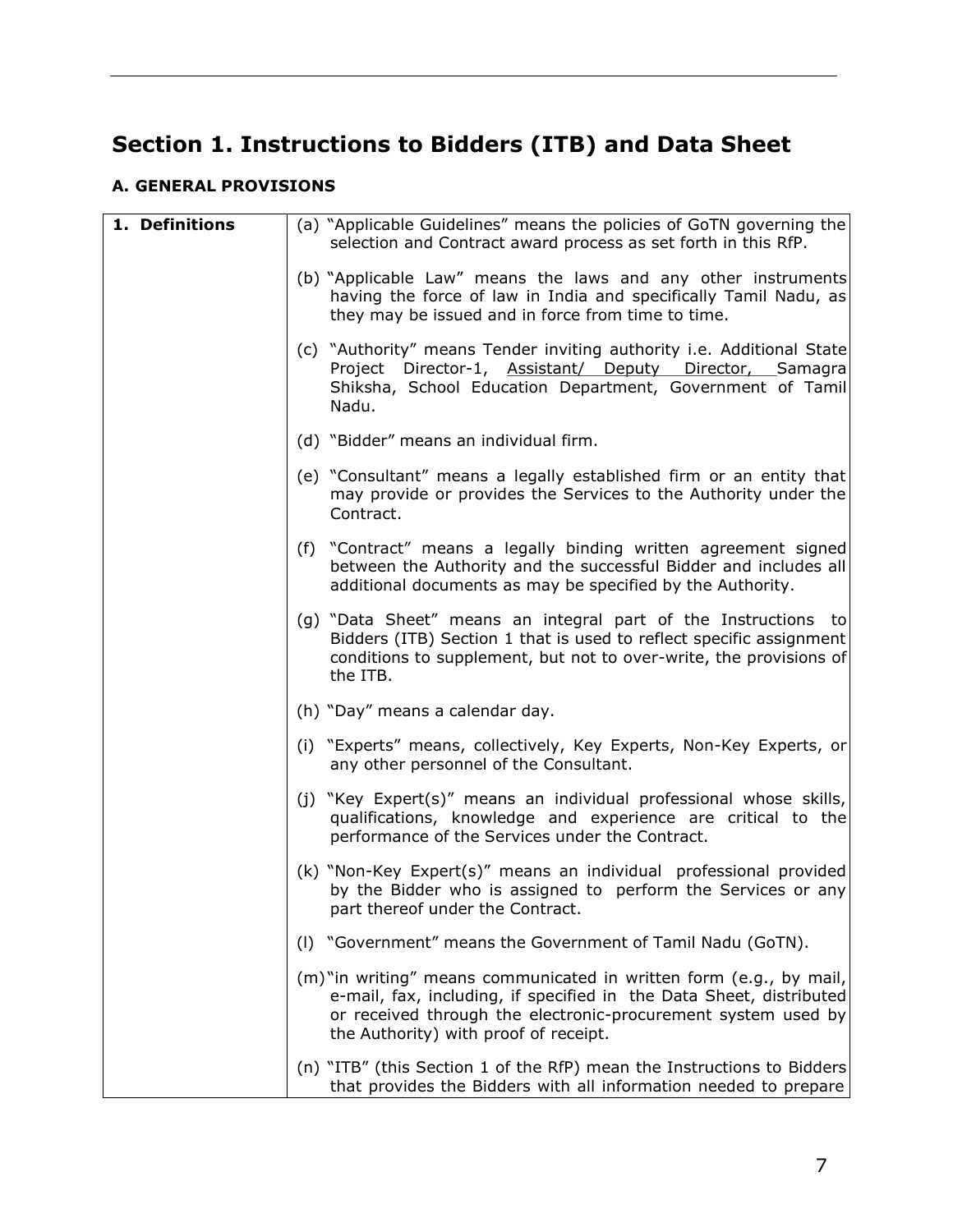# Section 1. Instructions to Bidders (ITB) and Data Sheet

## A. GENERAL PROVISIONS

| | |
|---|---|
| **1. Definitions** | (a) "Applicable Guidelines" means the policies of GoTN governing the selection and Contract award process as set forth in this RfP.<br><br>(b) "Applicable Law" means the laws and any other instruments having the force of law in India and specifically Tamil Nadu, as they may be issued and in force from time to time.<br><br>(c) "Authority" means Tender inviting authority i.e. Additional State Project Director-1, Assistant/ Deputy Director, Samagra Shiksha, School Education Department, Government of Tamil Nadu.<br><br>(d) "Bidder" means an individual firm.<br><br>(e) "Consultant" means a legally established firm or an entity that may provide or provides the Services to the Authority under the Contract.<br><br>(f) "Contract" means a legally binding written agreement signed between the Authority and the successful Bidder and includes all additional documents as may be specified by the Authority.<br><br>(g) "Data Sheet" means an integral part of the Instructions to Bidders (ITB) Section 1 that is used to reflect specific assignment conditions to supplement, but not to over-write, the provisions of the ITB.<br><br>(h) "Day" means a calendar day.<br><br>(i) "Experts" means, collectively, Key Experts, Non-Key Experts, or any other personnel of the Consultant.<br><br>(j) "Key Expert(s)" means an individual professional whose skills, qualifications, knowledge and experience are critical to the performance of the Services under the Contract.<br><br>(k) "Non-Key Expert(s)" means an individual professional provided by the Bidder who is assigned to perform the Services or any part thereof under the Contract.<br><br>(l) "Government" means the Government of Tamil Nadu (GoTN).<br><br>(m) "in writing" means communicated in written form (e.g., by mail, e-mail, fax, including, if specified in the Data Sheet, distributed or received through the electronic-procurement system used by the Authority) with proof of receipt.<br><br>(n) "ITB" (this Section 1 of the RfP) mean the Instructions to Bidders that provides the Bidders with all information needed to prepare |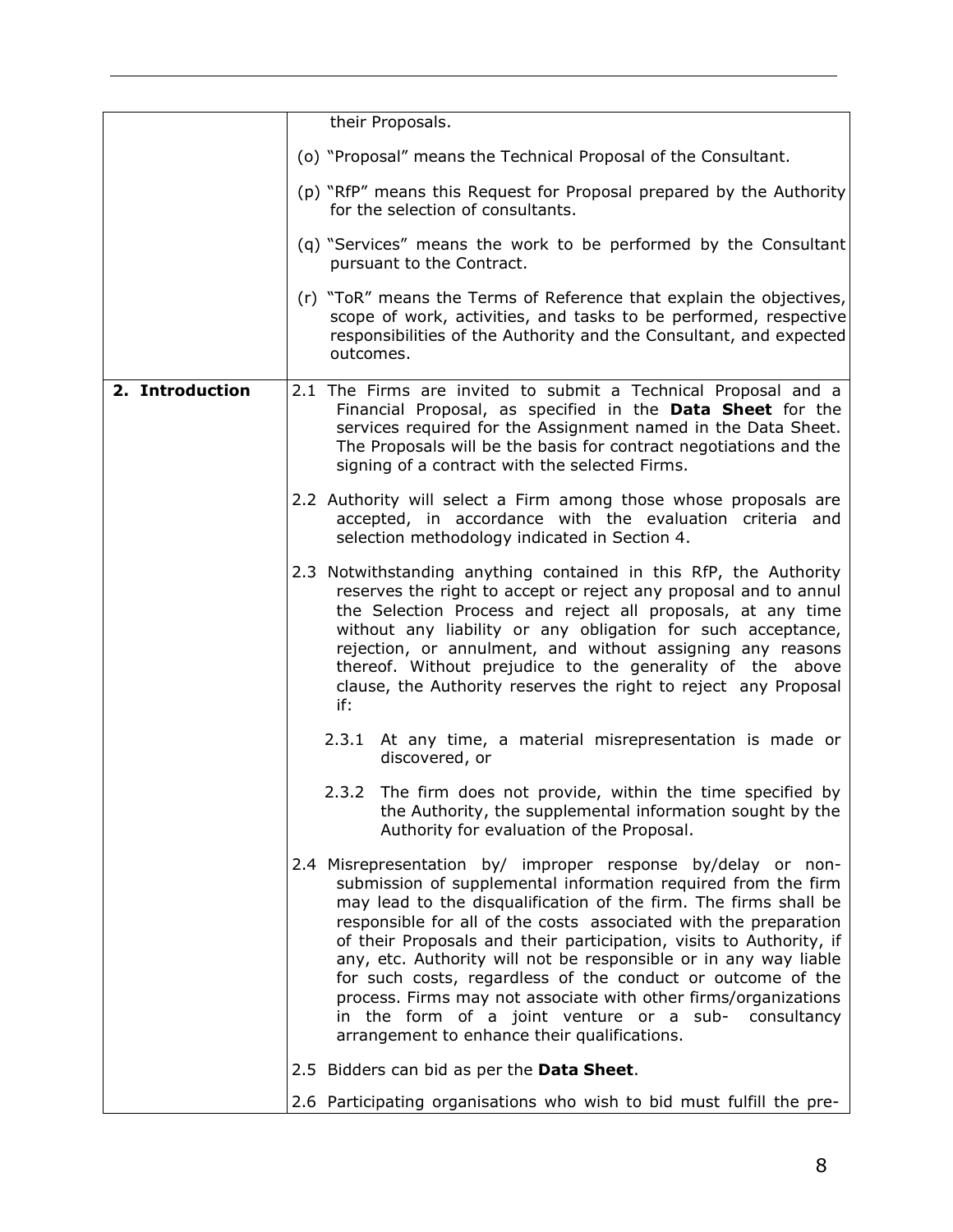| | |
|---|---|
| | their Proposals.<br><br>(o) "Proposal" means the Technical Proposal of the Consultant.<br><br>(p) "RfP" means this Request for Proposal prepared by the Authority for the selection of consultants.<br><br>(q) "Services" means the work to be performed by the Consultant pursuant to the Contract.<br><br>(r) "ToR" means the Terms of Reference that explain the objectives, scope of work, activities, and tasks to be performed, respective responsibilities of the Authority and the Consultant, and expected outcomes. |
| **2. Introduction** | 2.1 The Firms are invited to submit a Technical Proposal and a Financial Proposal, as specified in the **Data Sheet** for the services required for the Assignment named in the Data Sheet. The Proposals will be the basis for contract negotiations and the signing of a contract with the selected Firms.<br><br>2.2 Authority will select a Firm among those whose proposals are accepted, in accordance with the evaluation criteria and selection methodology indicated in Section 4.<br><br>2.3 Notwithstanding anything contained in this RfP, the Authority reserves the right to accept or reject any proposal and to annul the Selection Process and reject all proposals, at any time without any liability or any obligation for such acceptance, rejection, or annulment, and without assigning any reasons thereof. Without prejudice to the generality of the above clause, the Authority reserves the right to reject any Proposal if:<br><br>2.3.1 At any time, a material misrepresentation is made or discovered, or<br><br>2.3.2 The firm does not provide, within the time specified by the Authority, the supplemental information sought by the Authority for evaluation of the Proposal.<br><br>2.4 Misrepresentation by/ improper response by/delay or non-submission of supplemental information required from the firm may lead to the disqualification of the firm. The firms shall be responsible for all of the costs associated with the preparation of their Proposals and their participation, visits to Authority, if any, etc. Authority will not be responsible or in any way liable for such costs, regardless of the conduct or outcome of the process. Firms may not associate with other firms/organizations in the form of a joint venture or a sub- consultancy arrangement to enhance their qualifications.<br><br>2.5 Bidders can bid as per the **Data Sheet**.<br><br>2.6 Participating organisations who wish to bid must fulfill the pre- |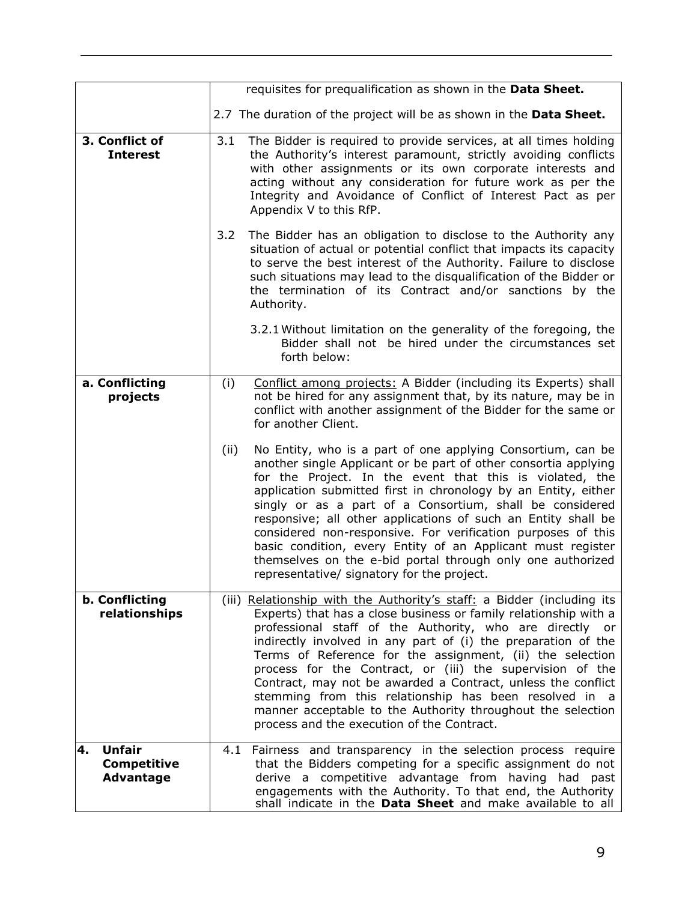| | |
|---|---|
| | requisites for prequalification as shown in the **Data Sheet.**<br><br>2.7 The duration of the project will be as shown in the **Data Sheet.** |
| **3. Conflict of Interest** | 3.1 The Bidder is required to provide services, at all times holding the Authority's interest paramount, strictly avoiding conflicts with other assignments or its own corporate interests and acting without any consideration for future work as per the Integrity and Avoidance of Conflict of Interest Pact as per Appendix V to this RfP.<br><br>3.2 The Bidder has an obligation to disclose to the Authority any situation of actual or potential conflict that impacts its capacity to serve the best interest of the Authority. Failure to disclose such situations may lead to the disqualification of the Bidder or the termination of its Contract and/or sanctions by the Authority.<br><br>3.2.1 Without limitation on the generality of the foregoing, the Bidder shall not be hired under the circumstances set forth below: |
| **a. Conflicting projects** | (i) Conflict among projects: A Bidder (including its Experts) shall not be hired for any assignment that, by its nature, may be in conflict with another assignment of the Bidder for the same or for another Client.<br><br>(ii) No Entity, who is a part of one applying Consortium, can be another single Applicant or be part of other consortia applying for the Project. In the event that this is violated, the application submitted first in chronology by an Entity, either singly or as a part of a Consortium, shall be considered responsive; all other applications of such an Entity shall be considered non-responsive. For verification purposes of this basic condition, every Entity of an Applicant must register themselves on the e-bid portal through only one authorized representative/ signatory for the project. |
| **b. Conflicting relationships** | (iii) Relationship with the Authority's staff: a Bidder (including its Experts) that has a close business or family relationship with a professional staff of the Authority, who are directly or indirectly involved in any part of (i) the preparation of the Terms of Reference for the assignment, (ii) the selection process for the Contract, or (iii) the supervision of the Contract, may not be awarded a Contract, unless the conflict stemming from this relationship has been resolved in a manner acceptable to the Authority throughout the selection process and the execution of the Contract. |
| **4. Unfair Competitive Advantage** | 4.1 Fairness and transparency in the selection process require that the Bidders competing for a specific assignment do not derive a competitive advantage from having had past engagements with the Authority. To that end, the Authority shall indicate in the **Data Sheet** and make available to all |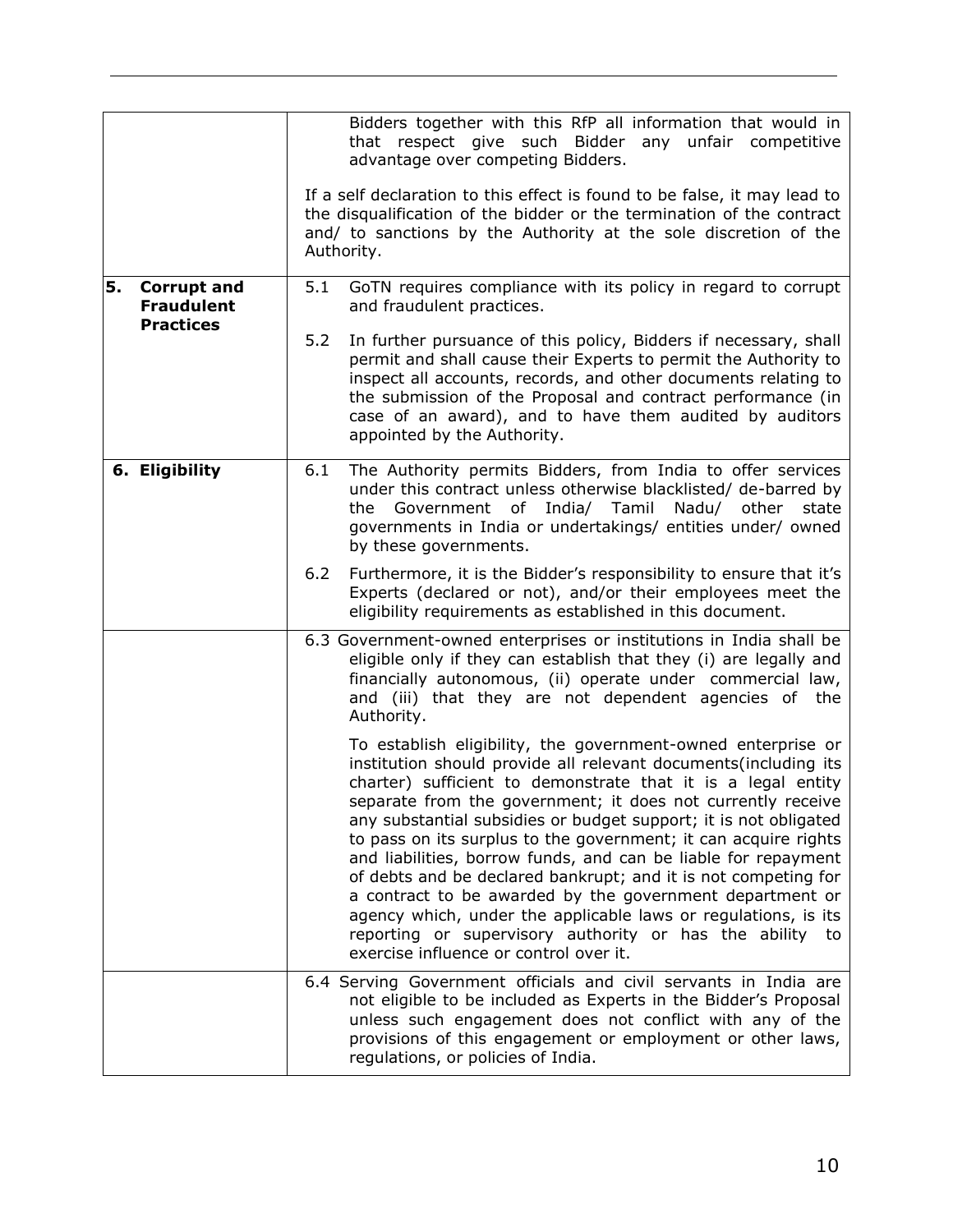| | |
|---|---|
| | Bidders together with this RfP all information that would in that respect give such Bidder any unfair competitive advantage over competing Bidders.<br><br>If a self declaration to this effect is found to be false, it may lead to the disqualification of the bidder or the termination of the contract and/ to sanctions by the Authority at the sole discretion of the Authority. |
| **5. Corrupt and Fraudulent Practices** | 5.1 GoTN requires compliance with its policy in regard to corrupt and fraudulent practices.<br><br>5.2 In further pursuance of this policy, Bidders if necessary, shall permit and shall cause their Experts to permit the Authority to inspect all accounts, records, and other documents relating to the submission of the Proposal and contract performance (in case of an award), and to have them audited by auditors appointed by the Authority. |
| **6. Eligibility** | 6.1 The Authority permits Bidders, from India to offer services under this contract unless otherwise blacklisted/ de-barred by the Government of India/ Tamil Nadu/ other state governments in India or undertakings/ entities under/ owned by these governments.<br><br>6.2 Furthermore, it is the Bidder's responsibility to ensure that it's Experts (declared or not), and/or their employees meet the eligibility requirements as established in this document. |
| | 6.3 Government-owned enterprises or institutions in India shall be eligible only if they can establish that they (i) are legally and financially autonomous, (ii) operate under commercial law, and (iii) that they are not dependent agencies of the Authority.<br><br>To establish eligibility, the government-owned enterprise or institution should provide all relevant documents(including its charter) sufficient to demonstrate that it is a legal entity separate from the government; it does not currently receive any substantial subsidies or budget support; it is not obligated to pass on its surplus to the government; it can acquire rights and liabilities, borrow funds, and can be liable for repayment of debts and be declared bankrupt; and it is not competing for a contract to be awarded by the government department or agency which, under the applicable laws or regulations, is its reporting or supervisory authority or has the ability to exercise influence or control over it. |
| | 6.4 Serving Government officials and civil servants in India are not eligible to be included as Experts in the Bidder's Proposal unless such engagement does not conflict with any of the provisions of this engagement or employment or other laws, regulations, or policies of India. |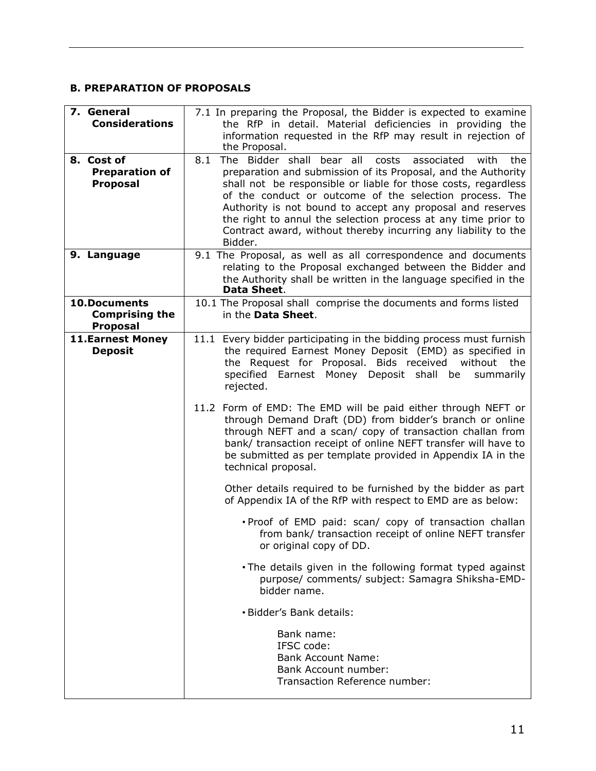## B. PREPARATION OF PROPOSALS

| | |
|---|---|
| **7. General Considerations** | 7.1 In preparing the Proposal, the Bidder is expected to examine the RfP in detail. Material deficiencies in providing the information requested in the RfP may result in rejection of the Proposal. |
| **8. Cost of Preparation of Proposal** | 8.1 The Bidder shall bear all costs associated with the preparation and submission of its Proposal, and the Authority shall not be responsible or liable for those costs, regardless of the conduct or outcome of the selection process. The Authority is not bound to accept any proposal and reserves the right to annul the selection process at any time prior to Contract award, without thereby incurring any liability to the Bidder. |
| **9. Language** | 9.1 The Proposal, as well as all correspondence and documents relating to the Proposal exchanged between the Bidder and the Authority shall be written in the language specified in the **Data Sheet**. |
| **10. Documents Comprising the Proposal** | 10.1 The Proposal shall comprise the documents and forms listed in the **Data Sheet**. |
| **11. Earnest Money Deposit** | 11.1 Every bidder participating in the bidding process must furnish the required Earnest Money Deposit (EMD) as specified in the Request for Proposal. Bids received without the specified Earnest Money Deposit shall be summarily rejected.<br><br>11.2 Form of EMD: The EMD will be paid either through NEFT or through Demand Draft (DD) from bidder's branch or online through NEFT and a scan/ copy of transaction challan from bank/ transaction receipt of online NEFT transfer will have to be submitted as per template provided in Appendix IA in the technical proposal.<br><br>Other details required to be furnished by the bidder as part of Appendix IA of the RfP with respect to EMD are as below:<br><br>• Proof of EMD paid: scan/ copy of transaction challan from bank/ transaction receipt of online NEFT transfer or original copy of DD.<br><br>• The details given in the following format typed against purpose/ comments/ subject: Samagra Shiksha-EMD-bidder name.<br><br>• Bidder's Bank details:<br><br>Bank name:<br>IFSC code:<br>Bank Account Name:<br>Bank Account number:<br>Transaction Reference number: |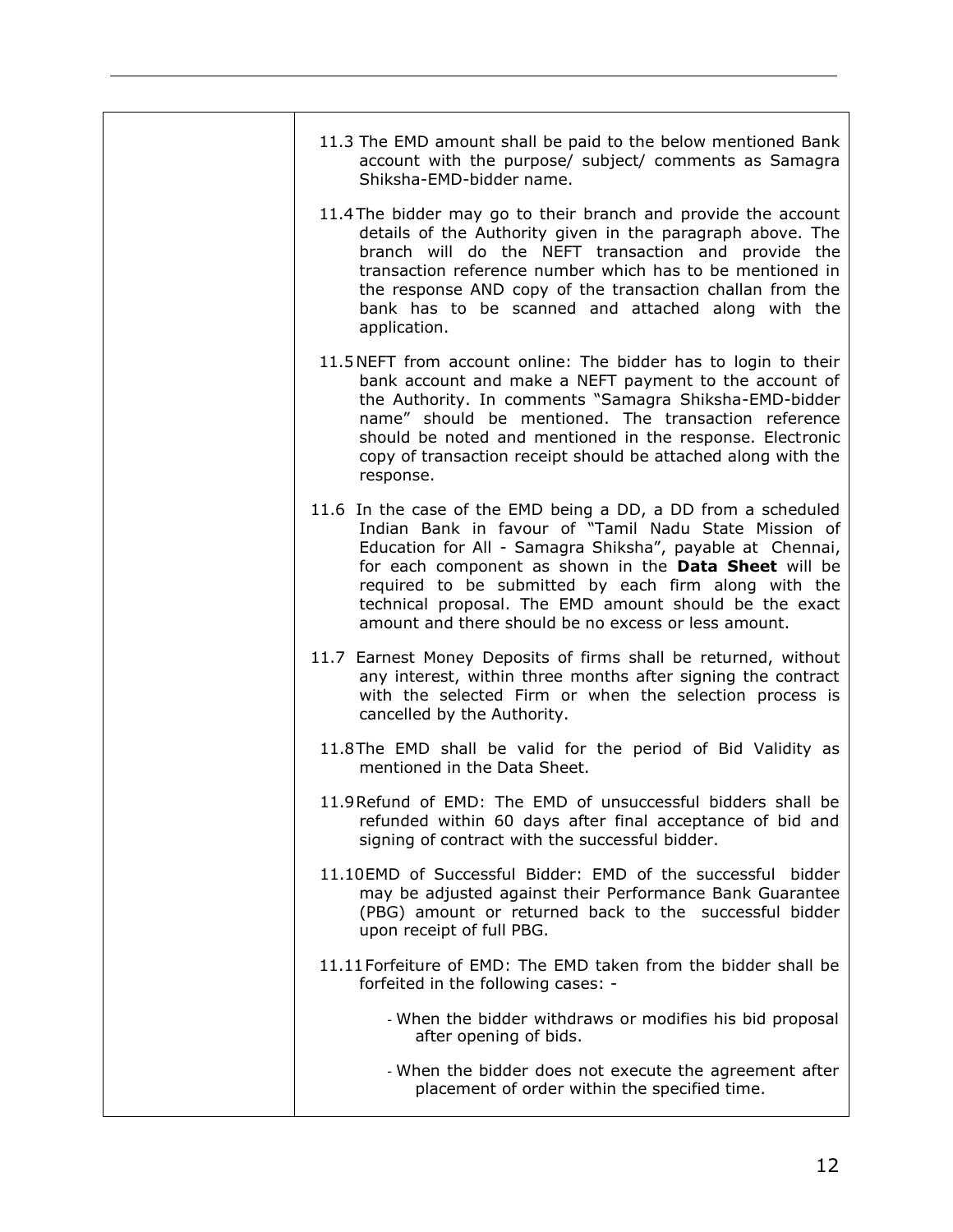| | |
|---|---|
| | 11.3 The EMD amount shall be paid to the below mentioned Bank account with the purpose/ subject/ comments as Samagra Shiksha-EMD-bidder name.<br><br>11.4 The bidder may go to their branch and provide the account details of the Authority given in the paragraph above. The branch will do the NEFT transaction and provide the transaction reference number which has to be mentioned in the response AND copy of the transaction challan from the bank has to be scanned and attached along with the application.<br><br>11.5 NEFT from account online: The bidder has to login to their bank account and make a NEFT payment to the account of the Authority. In comments "Samagra Shiksha-EMD-bidder name" should be mentioned. The transaction reference should be noted and mentioned in the response. Electronic copy of transaction receipt should be attached along with the response.<br><br>11.6 In the case of the EMD being a DD, a DD from a scheduled Indian Bank in favour of "Tamil Nadu State Mission of Education for All - Samagra Shiksha", payable at Chennai, for each component as shown in the **Data Sheet** will be required to be submitted by each firm along with the technical proposal. The EMD amount should be the exact amount and there should be no excess or less amount.<br><br>11.7 Earnest Money Deposits of firms shall be returned, without any interest, within three months after signing the contract with the selected Firm or when the selection process is cancelled by the Authority.<br><br>11.8 The EMD shall be valid for the period of Bid Validity as mentioned in the Data Sheet.<br><br>11.9 Refund of EMD: The EMD of unsuccessful bidders shall be refunded within 60 days after final acceptance of bid and signing of contract with the successful bidder.<br><br>11.10 EMD of Successful Bidder: EMD of the successful bidder may be adjusted against their Performance Bank Guarantee (PBG) amount or returned back to the successful bidder upon receipt of full PBG.<br><br>11.11 Forfeiture of EMD: The EMD taken from the bidder shall be forfeited in the following cases: -<br><br>- When the bidder withdraws or modifies his bid proposal after opening of bids.<br>- When the bidder does not execute the agreement after placement of order within the specified time. |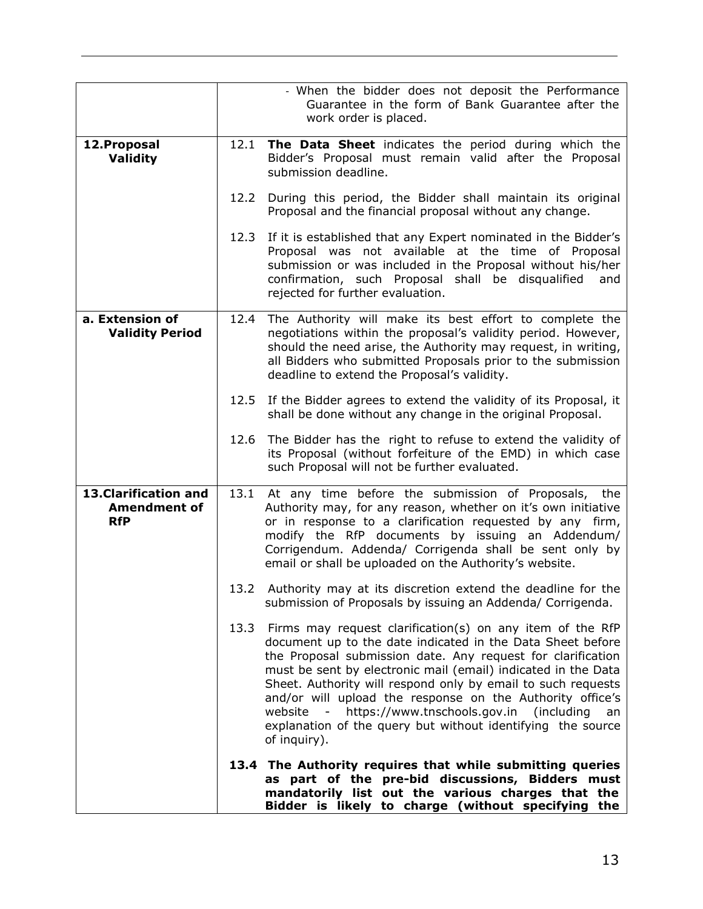| | |
|---|---|
| | - When the bidder does not deposit the Performance Guarantee in the form of Bank Guarantee after the work order is placed. |
| **12.Proposal Validity** | 12.1 **The Data Sheet** indicates the period during which the Bidder's Proposal must remain valid after the Proposal submission deadline.<br><br>12.2 During this period, the Bidder shall maintain its original Proposal and the financial proposal without any change.<br><br>12.3 If it is established that any Expert nominated in the Bidder's Proposal was not available at the time of Proposal submission or was included in the Proposal without his/her confirmation, such Proposal shall be disqualified and rejected for further evaluation. |
| **a. Extension of Validity Period** | 12.4 The Authority will make its best effort to complete the negotiations within the proposal's validity period. However, should the need arise, the Authority may request, in writing, all Bidders who submitted Proposals prior to the submission deadline to extend the Proposal's validity.<br><br>12.5 If the Bidder agrees to extend the validity of its Proposal, it shall be done without any change in the original Proposal.<br><br>12.6 The Bidder has the right to refuse to extend the validity of its Proposal (without forfeiture of the EMD) in which case such Proposal will not be further evaluated. |
| **13.Clarification and Amendment of RfP** | 13.1 At any time before the submission of Proposals, the Authority may, for any reason, whether on it's own initiative or in response to a clarification requested by any firm, modify the RfP documents by issuing an Addendum/ Corrigendum. Addenda/ Corrigenda shall be sent only by email or shall be uploaded on the Authority's website.<br><br>13.2 Authority may at its discretion extend the deadline for the submission of Proposals by issuing an Addenda/ Corrigenda.<br><br>13.3 Firms may request clarification(s) on any item of the RfP document up to the date indicated in the Data Sheet before the Proposal submission date. Any request for clarification must be sent by electronic mail (email) indicated in the Data Sheet. Authority will respond only by email to such requests and/or will upload the response on the Authority office's website - https://www.tnschools.gov.in (including an explanation of the query but without identifying the source of inquiry).<br><br>**13.4 The Authority requires that while submitting queries as part of the pre-bid discussions, Bidders must mandatorily list out the various charges that the Bidder is likely to charge (without specifying the** |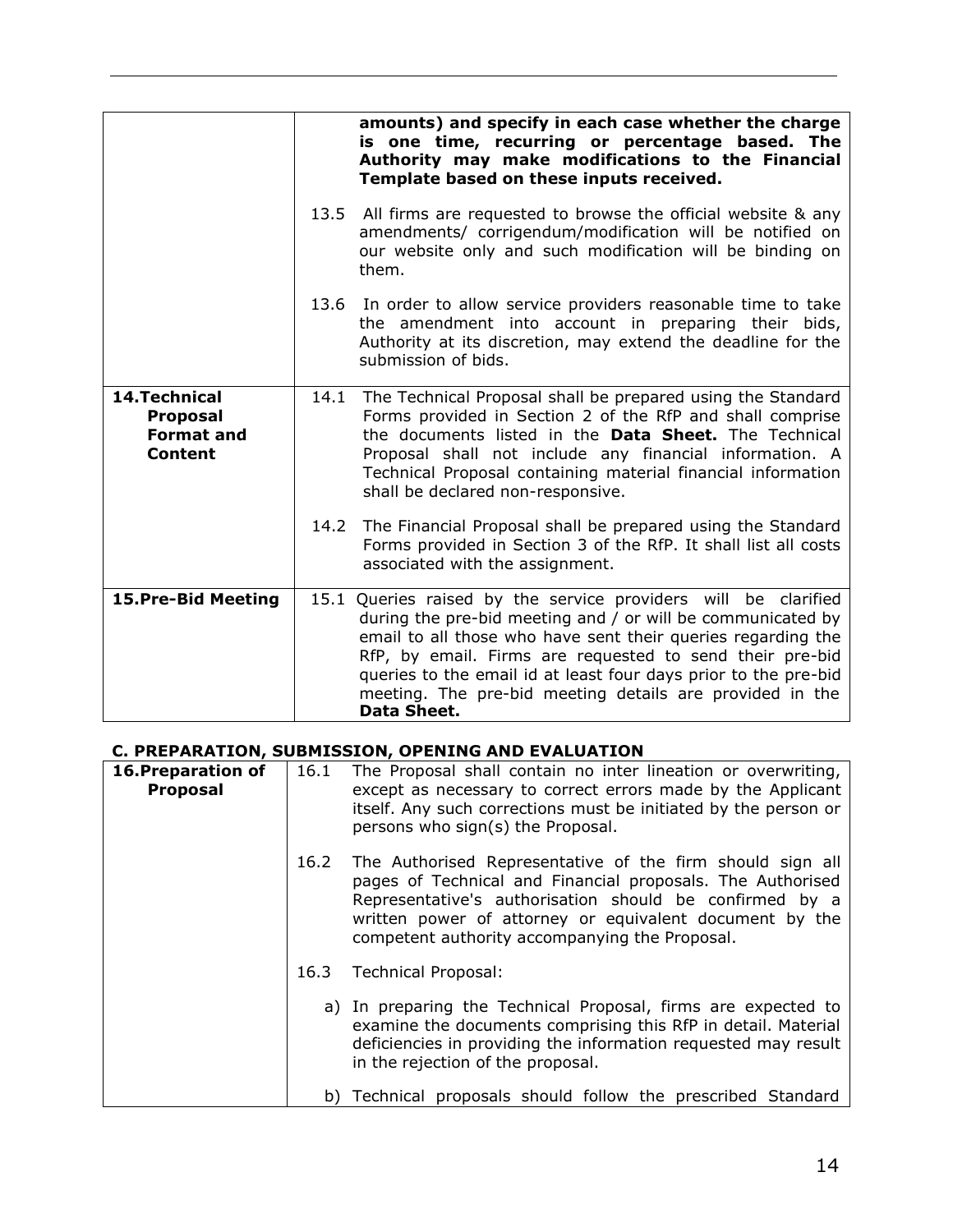| | |
|---|---|
| | **amounts) and specify in each case whether the charge is one time, recurring or percentage based. The Authority may make modifications to the Financial Template based on these inputs received.**<br><br>13.5 All firms are requested to browse the official website & any amendments/ corrigendum/modification will be notified on our website only and such modification will be binding on them.<br><br>13.6 In order to allow service providers reasonable time to take the amendment into account in preparing their bids, Authority at its discretion, may extend the deadline for the submission of bids. |
| **14.Technical Proposal Format and Content** | 14.1 The Technical Proposal shall be prepared using the Standard Forms provided in Section 2 of the RfP and shall comprise the documents listed in the **Data Sheet.** The Technical Proposal shall not include any financial information. A Technical Proposal containing material financial information shall be declared non-responsive.<br><br>14.2 The Financial Proposal shall be prepared using the Standard Forms provided in Section 3 of the RfP. It shall list all costs associated with the assignment. |
| **15.Pre-Bid Meeting** | 15.1 Queries raised by the service providers will be clarified during the pre-bid meeting and / or will be communicated by email to all those who have sent their queries regarding the RfP, by email. Firms are requested to send their pre-bid queries to the email id at least four days prior to the pre-bid meeting. The pre-bid meeting details are provided in the **Data Sheet.** |

## C. PREPARATION, SUBMISSION, OPENING AND EVALUATION

| | |
|---|---|
| **16.Preparation of Proposal** | 16.1 The Proposal shall contain no inter lineation or overwriting, except as necessary to correct errors made by the Applicant itself. Any such corrections must be initiated by the person or persons who sign(s) the Proposal.<br><br>16.2 The Authorised Representative of the firm should sign all pages of Technical and Financial proposals. The Authorised Representative's authorisation should be confirmed by a written power of attorney or equivalent document by the competent authority accompanying the Proposal.<br><br>16.3 Technical Proposal:<br><br>a) In preparing the Technical Proposal, firms are expected to examine the documents comprising this RfP in detail. Material deficiencies in providing the information requested may result in the rejection of the proposal.<br><br>b) Technical proposals should follow the prescribed Standard |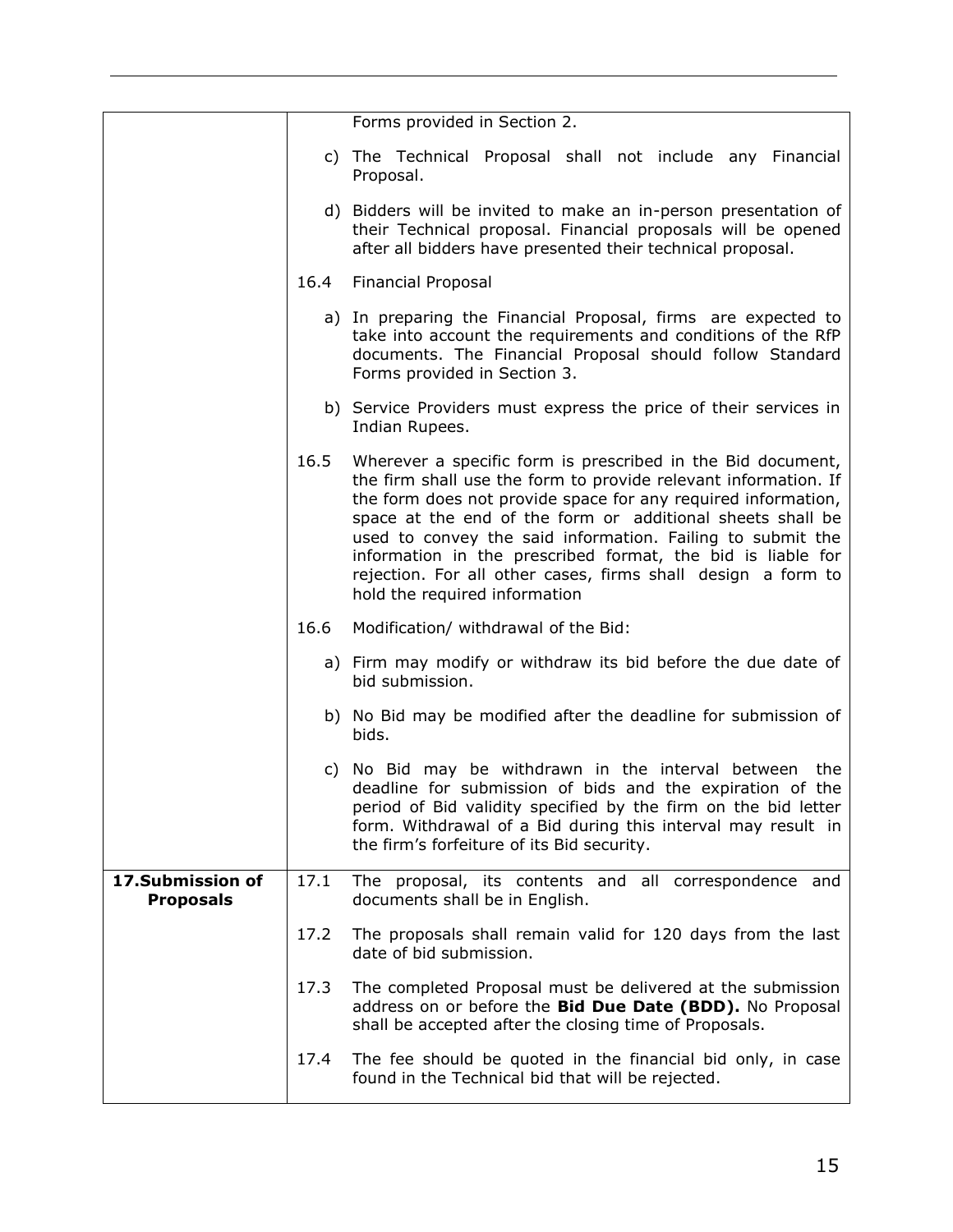| | |
|---|---|
| | Forms provided in Section 2.<br><br>c) The Technical Proposal shall not include any Financial Proposal.<br><br>d) Bidders will be invited to make an in-person presentation of their Technical proposal. Financial proposals will be opened after all bidders have presented their technical proposal.<br><br>16.4 Financial Proposal<br><br>a) In preparing the Financial Proposal, firms are expected to take into account the requirements and conditions of the RfP documents. The Financial Proposal should follow Standard Forms provided in Section 3.<br><br>b) Service Providers must express the price of their services in Indian Rupees.<br><br>16.5 Wherever a specific form is prescribed in the Bid document, the firm shall use the form to provide relevant information. If the form does not provide space for any required information, space at the end of the form or additional sheets shall be used to convey the said information. Failing to submit the information in the prescribed format, the bid is liable for rejection. For all other cases, firms shall design a form to hold the required information<br><br>16.6 Modification/ withdrawal of the Bid:<br><br>a) Firm may modify or withdraw its bid before the due date of bid submission.<br><br>b) No Bid may be modified after the deadline for submission of bids.<br><br>c) No Bid may be withdrawn in the interval between the deadline for submission of bids and the expiration of the period of Bid validity specified by the firm on the bid letter form. Withdrawal of a Bid during this interval may result in the firm's forfeiture of its Bid security. |
| **17.Submission of Proposals** | 17.1 The proposal, its contents and all correspondence and documents shall be in English.<br><br>17.2 The proposals shall remain valid for 120 days from the last date of bid submission.<br><br>17.3 The completed Proposal must be delivered at the submission address on or before the **Bid Due Date (BDD).** No Proposal shall be accepted after the closing time of Proposals.<br><br>17.4 The fee should be quoted in the financial bid only, in case found in the Technical bid that will be rejected. |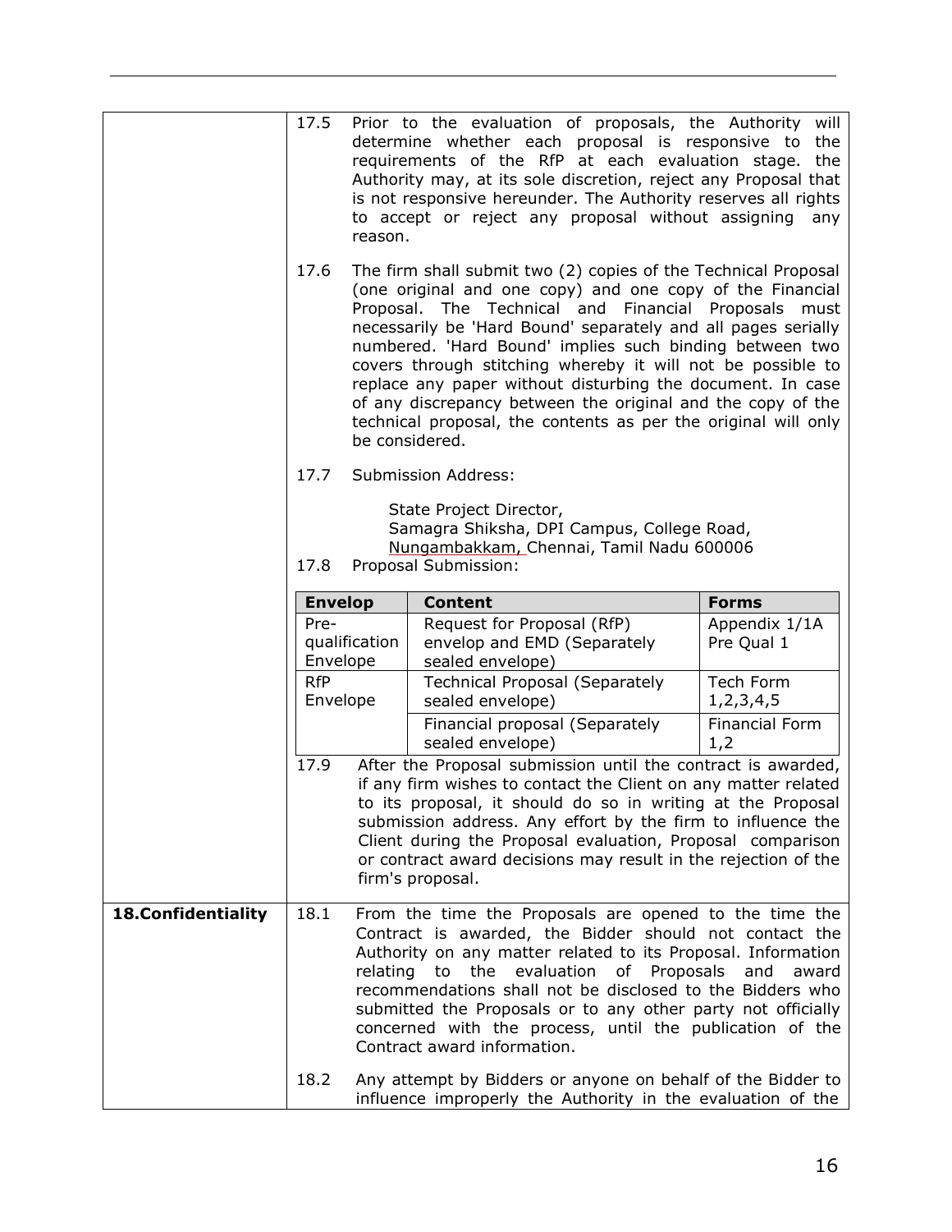17.5 Prior to the evaluation of proposals, the Authority will determine whether each proposal is responsive to the requirements of the RfP at each evaluation stage. the Authority may, at its sole discretion, reject any Proposal that is not responsive hereunder. The Authority reserves all rights to accept or reject any proposal without assigning any reason.

17.6 The firm shall submit two (2) copies of the Technical Proposal (one original and one copy) and one copy of the Financial Proposal. The Technical and Financial Proposals must necessarily be 'Hard Bound' separately and all pages serially numbered. 'Hard Bound' implies such binding between two covers through stitching whereby it will not be possible to replace any paper without disturbing the document. In case of any discrepancy between the original and the copy of the technical proposal, the contents as per the original will only be considered.

17.7 Submission Address:

State Project Director,
Samagra Shiksha, DPI Campus, College Road,
Nungambakkam, Chennai, Tamil Nadu 600006

17.8 Proposal Submission:

| Envelop | Content | Forms |
|---|---|---|
| Pre-qualification Envelope | Request for Proposal (RfP) envelop and EMD (Separately sealed envelope) | Appendix 1/1A Pre Qual 1 |
| RfP Envelope | Technical Proposal (Separately sealed envelope) | Tech Form 1,2,3,4,5 |
| | Financial proposal (Separately sealed envelope) | Financial Form 1,2 |

17.9 After the Proposal submission until the contract is awarded, if any firm wishes to contact the Client on any matter related to its proposal, it should do so in writing at the Proposal submission address. Any effort by the firm to influence the Client during the Proposal evaluation, Proposal comparison or contract award decisions may result in the rejection of the firm's proposal.

**18. Confidentiality**

18.1 From the time the Proposals are opened to the time the Contract is awarded, the Bidder should not contact the Authority on any matter related to its Proposal. Information relating to the evaluation of Proposals and award recommendations shall not be disclosed to the Bidders who submitted the Proposals or to any other party not officially concerned with the process, until the publication of the Contract award information.

18.2 Any attempt by Bidders or anyone on behalf of the Bidder to influence improperly the Authority in the evaluation of the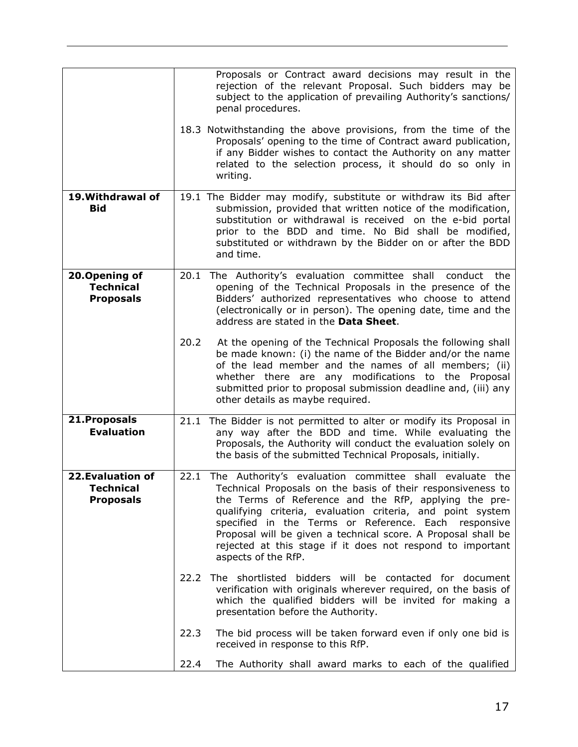| | |
|---|---|
| | Proposals or Contract award decisions may result in the rejection of the relevant Proposal. Such bidders may be subject to the application of prevailing Authority's sanctions/ penal procedures.<br><br>18.3 Notwithstanding the above provisions, from the time of the Proposals' opening to the time of Contract award publication, if any Bidder wishes to contact the Authority on any matter related to the selection process, it should do so only in writing. |
| **19. Withdrawal of Bid** | 19.1 The Bidder may modify, substitute or withdraw its Bid after submission, provided that written notice of the modification, substitution or withdrawal is received on the e-bid portal prior to the BDD and time. No Bid shall be modified, substituted or withdrawn by the Bidder on or after the BDD and time. |
| **20. Opening of Technical Proposals** | 20.1 The Authority's evaluation committee shall conduct the opening of the Technical Proposals in the presence of the Bidders' authorized representatives who choose to attend (electronically or in person). The opening date, time and the address are stated in the **Data Sheet**.<br><br>20.2 At the opening of the Technical Proposals the following shall be made known: (i) the name of the Bidder and/or the name of the lead member and the names of all members; (ii) whether there are any modifications to the Proposal submitted prior to proposal submission deadline and, (iii) any other details as maybe required. |
| **21. Proposals Evaluation** | 21.1 The Bidder is not permitted to alter or modify its Proposal in any way after the BDD and time. While evaluating the Proposals, the Authority will conduct the evaluation solely on the basis of the submitted Technical Proposals, initially. |
| **22. Evaluation of Technical Proposals** | 22.1 The Authority's evaluation committee shall evaluate the Technical Proposals on the basis of their responsiveness to the Terms of Reference and the RfP, applying the pre-qualifying criteria, evaluation criteria, and point system specified in the Terms or Reference. Each responsive Proposal will be given a technical score. A Proposal shall be rejected at this stage if it does not respond to important aspects of the RfP.<br><br>22.2 The shortlisted bidders will be contacted for document verification with originals wherever required, on the basis of which the qualified bidders will be invited for making a presentation before the Authority.<br><br>22.3 The bid process will be taken forward even if only one bid is received in response to this RfP.<br><br>22.4 The Authority shall award marks to each of the qualified |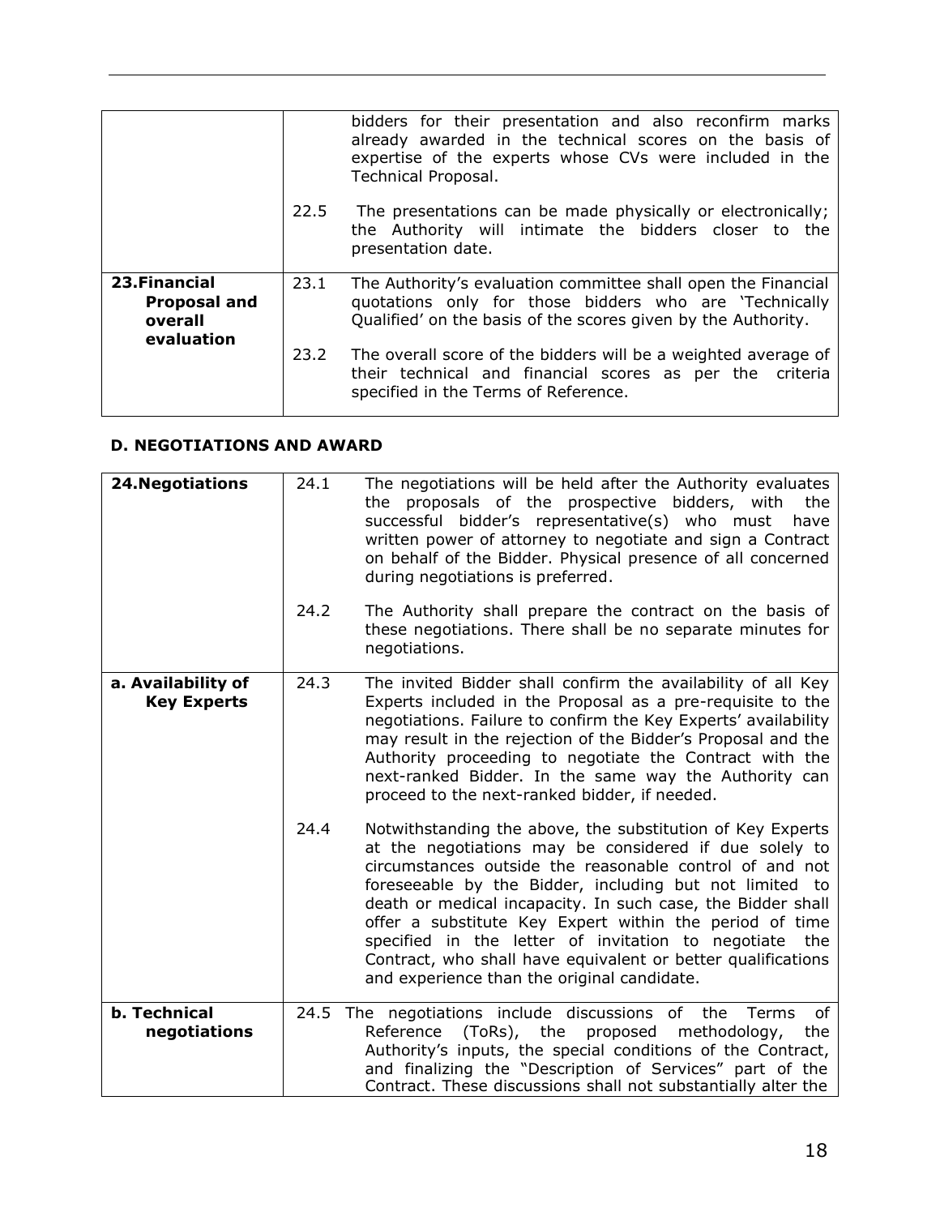| | | |
|---|---|---|
| | | bidders for their presentation and also reconfirm marks already awarded in the technical scores on the basis of expertise of the experts whose CVs were included in the Technical Proposal. |
| | 22.5 | The presentations can be made physically or electronically; the Authority will intimate the bidders closer to the presentation date. |
| **23.Financial Proposal and overall evaluation** | 23.1 | The Authority's evaluation committee shall open the Financial quotations only for those bidders who are 'Technically Qualified' on the basis of the scores given by the Authority. |
| | 23.2 | The overall score of the bidders will be a weighted average of their technical and financial scores as per the criteria specified in the Terms of Reference. |

### D. NEGOTIATIONS AND AWARD

| | | |
|---|---|---|
| **24.Negotiations** | 24.1 | The negotiations will be held after the Authority evaluates the proposals of the prospective bidders, with the successful bidder's representative(s) who must have written power of attorney to negotiate and sign a Contract on behalf of the Bidder. Physical presence of all concerned during negotiations is preferred. |
| | 24.2 | The Authority shall prepare the contract on the basis of these negotiations. There shall be no separate minutes for negotiations. |
| **a. Availability of Key Experts** | 24.3 | The invited Bidder shall confirm the availability of all Key Experts included in the Proposal as a pre-requisite to the negotiations. Failure to confirm the Key Experts' availability may result in the rejection of the Bidder's Proposal and the Authority proceeding to negotiate the Contract with the next-ranked Bidder. In the same way the Authority can proceed to the next-ranked bidder, if needed. |
| | 24.4 | Notwithstanding the above, the substitution of Key Experts at the negotiations may be considered if due solely to circumstances outside the reasonable control of and not foreseeable by the Bidder, including but not limited to death or medical incapacity. In such case, the Bidder shall offer a substitute Key Expert within the period of time specified in the letter of invitation to negotiate the Contract, who shall have equivalent or better qualifications and experience than the original candidate. |
| **b. Technical negotiations** | 24.5 | The negotiations include discussions of the Terms of Reference (ToRs), the proposed methodology, the Authority's inputs, the special conditions of the Contract, and finalizing the "Description of Services" part of the Contract. These discussions shall not substantially alter the |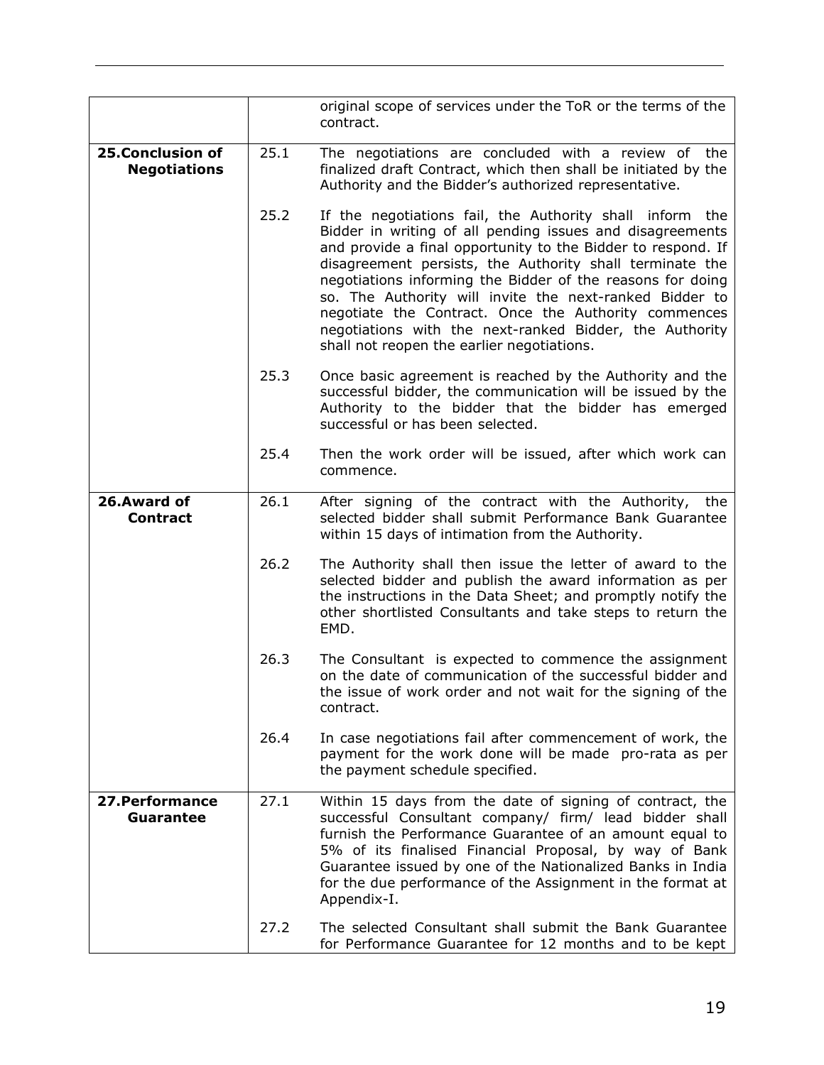| | | |
|---|---|---|
| | | original scope of services under the ToR or the terms of the contract. |
| **25.Conclusion of Negotiations** | 25.1 | The negotiations are concluded with a review of the finalized draft Contract, which then shall be initiated by the Authority and the Bidder's authorized representative. |
| | 25.2 | If the negotiations fail, the Authority shall inform the Bidder in writing of all pending issues and disagreements and provide a final opportunity to the Bidder to respond. If disagreement persists, the Authority shall terminate the negotiations informing the Bidder of the reasons for doing so. The Authority will invite the next-ranked Bidder to negotiate the Contract. Once the Authority commences negotiations with the next-ranked Bidder, the Authority shall not reopen the earlier negotiations. |
| | 25.3 | Once basic agreement is reached by the Authority and the successful bidder, the communication will be issued by the Authority to the bidder that the bidder has emerged successful or has been selected. |
| | 25.4 | Then the work order will be issued, after which work can commence. |
| **26.Award of Contract** | 26.1 | After signing of the contract with the Authority, the selected bidder shall submit Performance Bank Guarantee within 15 days of intimation from the Authority. |
| | 26.2 | The Authority shall then issue the letter of award to the selected bidder and publish the award information as per the instructions in the Data Sheet; and promptly notify the other shortlisted Consultants and take steps to return the EMD. |
| | 26.3 | The Consultant is expected to commence the assignment on the date of communication of the successful bidder and the issue of work order and not wait for the signing of the contract. |
| | 26.4 | In case negotiations fail after commencement of work, the payment for the work done will be made pro-rata as per the payment schedule specified. |
| **27.Performance Guarantee** | 27.1 | Within 15 days from the date of signing of contract, the successful Consultant company/ firm/ lead bidder shall furnish the Performance Guarantee of an amount equal to 5% of its finalised Financial Proposal, by way of Bank Guarantee issued by one of the Nationalized Banks in India for the due performance of the Assignment in the format at Appendix-I. |
| | 27.2 | The selected Consultant shall submit the Bank Guarantee for Performance Guarantee for 12 months and to be kept |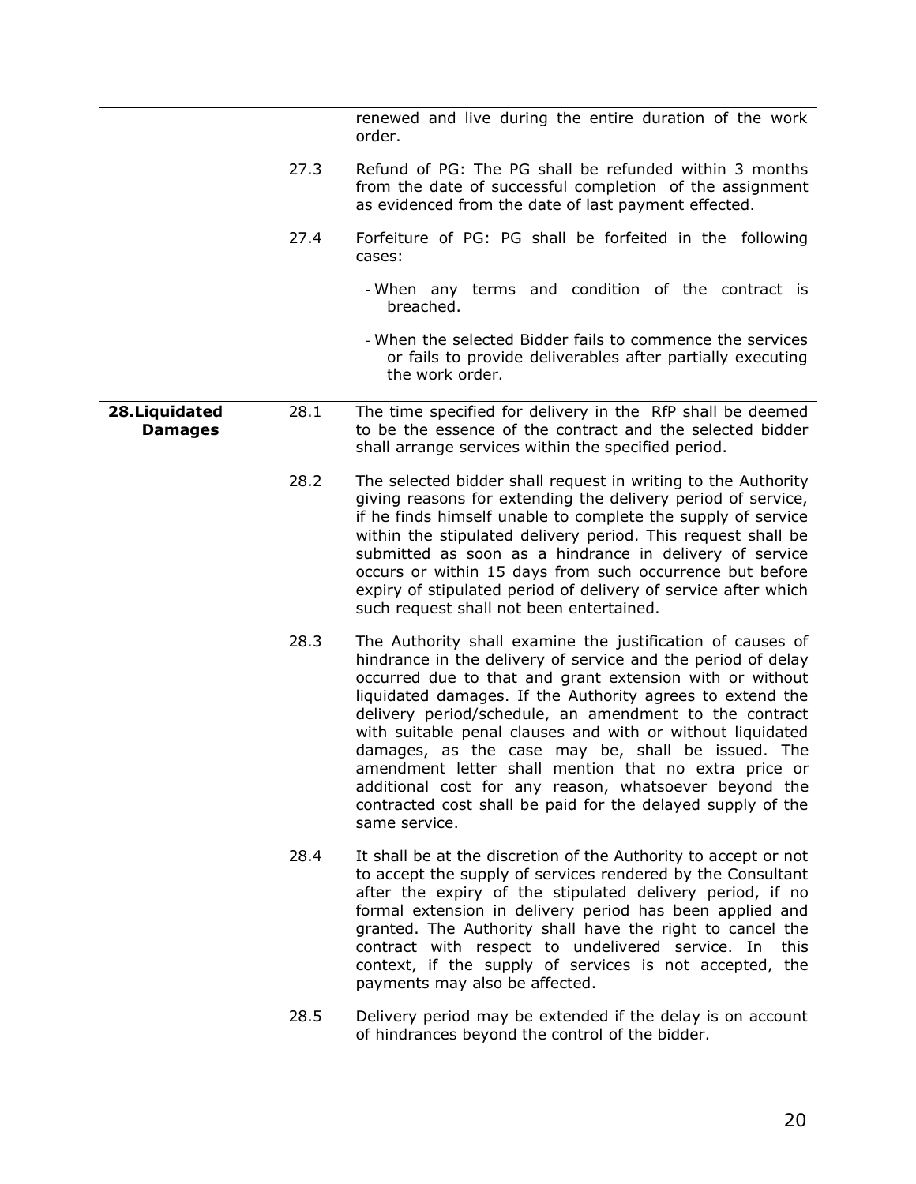| | | |
|---|---|---|
| | | renewed and live during the entire duration of the work order. |
| | 27.3 | Refund of PG: The PG shall be refunded within 3 months from the date of successful completion of the assignment as evidenced from the date of last payment effected. |
| | 27.4 | Forfeiture of PG: PG shall be forfeited in the following cases:<br>- When any terms and condition of the contract is breached.<br>- When the selected Bidder fails to commence the services or fails to provide deliverables after partially executing the work order. |
| **28.Liquidated Damages** | 28.1 | The time specified for delivery in the RfP shall be deemed to be the essence of the contract and the selected bidder shall arrange services within the specified period. |
| | 28.2 | The selected bidder shall request in writing to the Authority giving reasons for extending the delivery period of service, if he finds himself unable to complete the supply of service within the stipulated delivery period. This request shall be submitted as soon as a hindrance in delivery of service occurs or within 15 days from such occurrence but before expiry of stipulated period of delivery of service after which such request shall not been entertained. |
| | 28.3 | The Authority shall examine the justification of causes of hindrance in the delivery of service and the period of delay occurred due to that and grant extension with or without liquidated damages. If the Authority agrees to extend the delivery period/schedule, an amendment to the contract with suitable penal clauses and with or without liquidated damages, as the case may be, shall be issued. The amendment letter shall mention that no extra price or additional cost for any reason, whatsoever beyond the contracted cost shall be paid for the delayed supply of the same service. |
| | 28.4 | It shall be at the discretion of the Authority to accept or not to accept the supply of services rendered by the Consultant after the expiry of the stipulated delivery period, if no formal extension in delivery period has been applied and granted. The Authority shall have the right to cancel the contract with respect to undelivered service. In this context, if the supply of services is not accepted, the payments may also be affected. |
| | 28.5 | Delivery period may be extended if the delay is on account of hindrances beyond the control of the bidder. |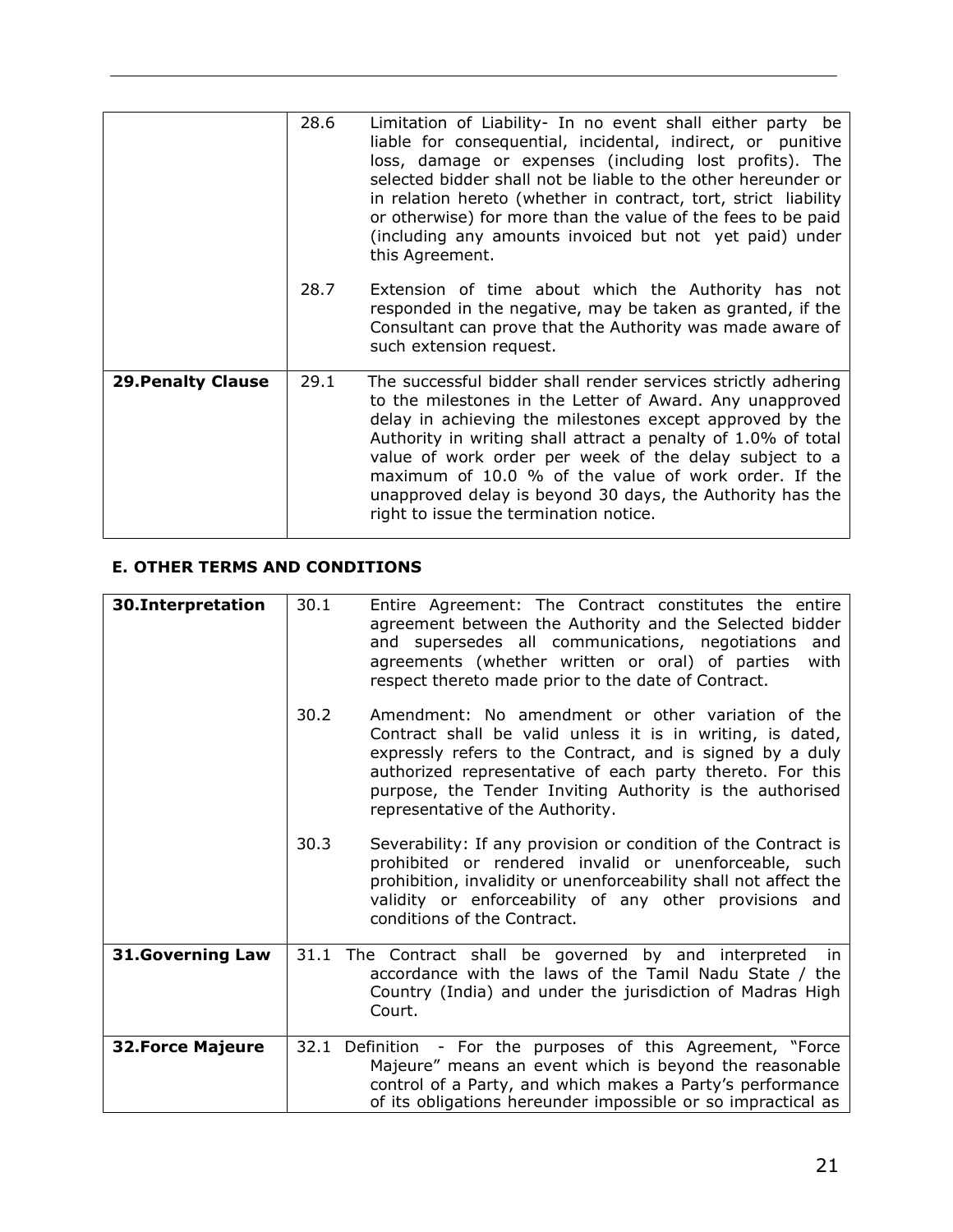| | | |
|---|---|---|
| | 28.6 | Limitation of Liability- In no event shall either party be liable for consequential, incidental, indirect, or punitive loss, damage or expenses (including lost profits). The selected bidder shall not be liable to the other hereunder or in relation hereto (whether in contract, tort, strict liability or otherwise) for more than the value of the fees to be paid (including any amounts invoiced but not yet paid) under this Agreement. |
| | 28.7 | Extension of time about which the Authority has not responded in the negative, may be taken as granted, if the Consultant can prove that the Authority was made aware of such extension request. |
| **29.Penalty Clause** | 29.1 | The successful bidder shall render services strictly adhering to the milestones in the Letter of Award. Any unapproved delay in achieving the milestones except approved by the Authority in writing shall attract a penalty of 1.0% of total value of work order per week of the delay subject to a maximum of 10.0 % of the value of work order. If the unapproved delay is beyond 30 days, the Authority has the right to issue the termination notice. |

## E. OTHER TERMS AND CONDITIONS

| | | |
|---|---|---|
| **30.Interpretation** | 30.1 | Entire Agreement: The Contract constitutes the entire agreement between the Authority and the Selected bidder and supersedes all communications, negotiations and agreements (whether written or oral) of parties with respect thereto made prior to the date of Contract. |
| | 30.2 | Amendment: No amendment or other variation of the Contract shall be valid unless it is in writing, is dated, expressly refers to the Contract, and is signed by a duly authorized representative of each party thereto. For this purpose, the Tender Inviting Authority is the authorised representative of the Authority. |
| | 30.3 | Severability: If any provision or condition of the Contract is prohibited or rendered invalid or unenforceable, such prohibition, invalidity or unenforceability shall not affect the validity or enforceability of any other provisions and conditions of the Contract. |
| **31.Governing Law** | 31.1 | The Contract shall be governed by and interpreted in accordance with the laws of the Tamil Nadu State / the Country (India) and under the jurisdiction of Madras High Court. |
| **32.Force Majeure** | 32.1 | Definition - For the purposes of this Agreement, "Force Majeure" means an event which is beyond the reasonable control of a Party, and which makes a Party's performance of its obligations hereunder impossible or so impractical as |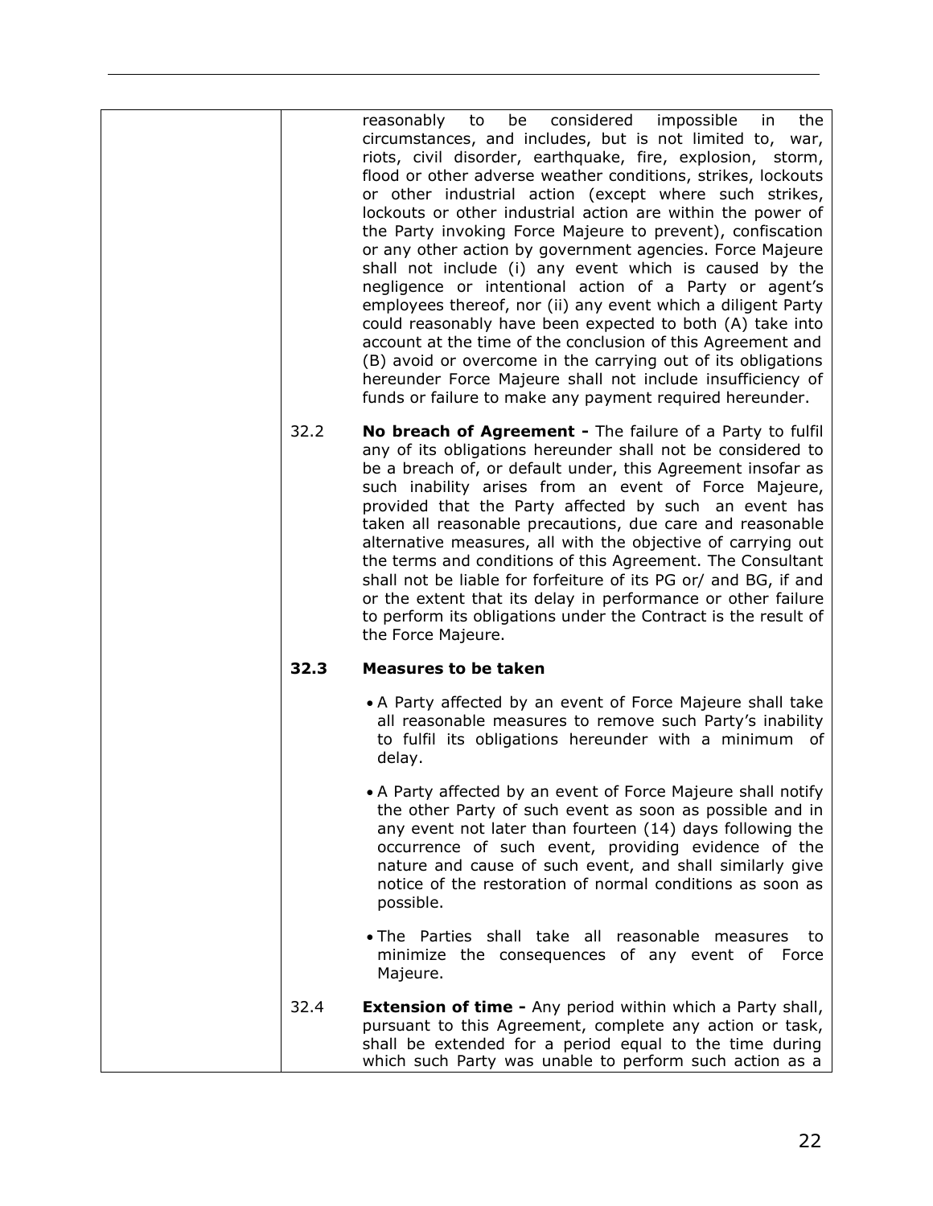reasonably to be considered impossible in the circumstances, and includes, but is not limited to, war, riots, civil disorder, earthquake, fire, explosion, storm, flood or other adverse weather conditions, strikes, lockouts or other industrial action (except where such strikes, lockouts or other industrial action are within the power of the Party invoking Force Majeure to prevent), confiscation or any other action by government agencies. Force Majeure shall not include (i) any event which is caused by the negligence or intentional action of a Party or agent's employees thereof, nor (ii) any event which a diligent Party could reasonably have been expected to both (A) take into account at the time of the conclusion of this Agreement and (B) avoid or overcome in the carrying out of its obligations hereunder Force Majeure shall not include insufficiency of funds or failure to make any payment required hereunder.

32.2 **No breach of Agreement -** The failure of a Party to fulfil any of its obligations hereunder shall not be considered to be a breach of, or default under, this Agreement insofar as such inability arises from an event of Force Majeure, provided that the Party affected by such an event has taken all reasonable precautions, due care and reasonable alternative measures, all with the objective of carrying out the terms and conditions of this Agreement. The Consultant shall not be liable for forfeiture of its PG or/ and BG, if and or the extent that its delay in performance or other failure to perform its obligations under the Contract is the result of the Force Majeure.

**32.3 Measures to be taken**

- A Party affected by an event of Force Majeure shall take all reasonable measures to remove such Party's inability to fulfil its obligations hereunder with a minimum of delay.
- A Party affected by an event of Force Majeure shall notify the other Party of such event as soon as possible and in any event not later than fourteen (14) days following the occurrence of such event, providing evidence of the nature and cause of such event, and shall similarly give notice of the restoration of normal conditions as soon as possible.
- The Parties shall take all reasonable measures to minimize the consequences of any event of Force Majeure.

32.4 **Extension of time -** Any period within which a Party shall, pursuant to this Agreement, complete any action or task, shall be extended for a period equal to the time during which such Party was unable to perform such action as a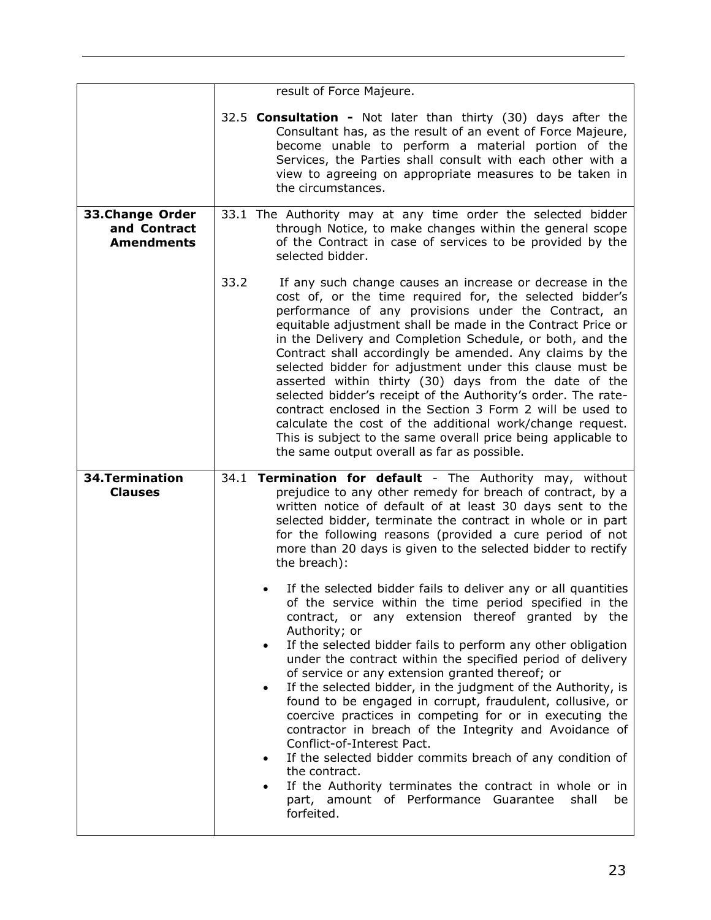| | |
|---|---|
| | result of Force Majeure.<br><br>32.5 **Consultation -** Not later than thirty (30) days after the Consultant has, as the result of an event of Force Majeure, become unable to perform a material portion of the Services, the Parties shall consult with each other with a view to agreeing on appropriate measures to be taken in the circumstances. |
| **33.Change Order and Contract Amendments** | 33.1 The Authority may at any time order the selected bidder through Notice, to make changes within the general scope of the Contract in case of services to be provided by the selected bidder.<br><br>33.2 If any such change causes an increase or decrease in the cost of, or the time required for, the selected bidder's performance of any provisions under the Contract, an equitable adjustment shall be made in the Contract Price or in the Delivery and Completion Schedule, or both, and the Contract shall accordingly be amended. Any claims by the selected bidder for adjustment under this clause must be asserted within thirty (30) days from the date of the selected bidder's receipt of the Authority's order. The rate-contract enclosed in the Section 3 Form 2 will be used to calculate the cost of the additional work/change request. This is subject to the same overall price being applicable to the same output overall as far as possible. |
| **34.Termination Clauses** | 34.1 **Termination for default** - The Authority may, without prejudice to any other remedy for breach of contract, by a written notice of default of at least 30 days sent to the selected bidder, terminate the contract in whole or in part for the following reasons (provided a cure period of not more than 20 days is given to the selected bidder to rectify the breach):<br><br>• If the selected bidder fails to deliver any or all quantities of the service within the time period specified in the contract, or any extension thereof granted by the Authority; or<br>• If the selected bidder fails to perform any other obligation under the contract within the specified period of delivery of service or any extension granted thereof; or<br>• If the selected bidder, in the judgment of the Authority, is found to be engaged in corrupt, fraudulent, collusive, or coercive practices in competing for or in executing the contractor in breach of the Integrity and Avoidance of Conflict-of-Interest Pact.<br>• If the selected bidder commits breach of any condition of the contract.<br>• If the Authority terminates the contract in whole or in part, amount of Performance Guarantee shall be forfeited. |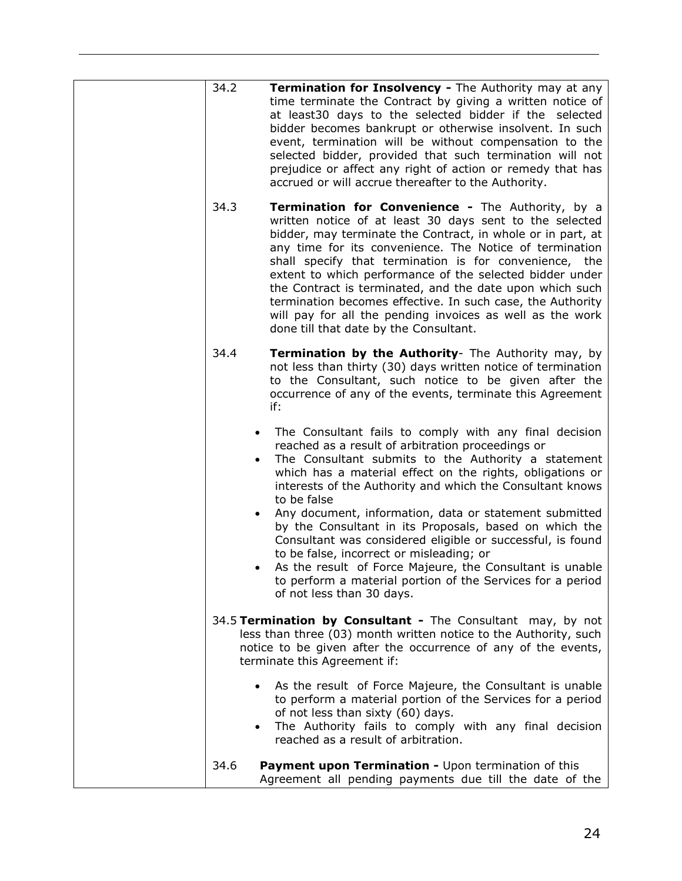34.2 **Termination for Insolvency -** The Authority may at any time terminate the Contract by giving a written notice of at least30 days to the selected bidder if the selected bidder becomes bankrupt or otherwise insolvent. In such event, termination will be without compensation to the selected bidder, provided that such termination will not prejudice or affect any right of action or remedy that has accrued or will accrue thereafter to the Authority.

34.3 **Termination for Convenience -** The Authority, by a written notice of at least 30 days sent to the selected bidder, may terminate the Contract, in whole or in part, at any time for its convenience. The Notice of termination shall specify that termination is for convenience, the extent to which performance of the selected bidder under the Contract is terminated, and the date upon which such termination becomes effective. In such case, the Authority will pay for all the pending invoices as well as the work done till that date by the Consultant.

34.4 **Termination by the Authority**- The Authority may, by not less than thirty (30) days written notice of termination to the Consultant, such notice to be given after the occurrence of any of the events, terminate this Agreement if:

- The Consultant fails to comply with any final decision reached as a result of arbitration proceedings or
- The Consultant submits to the Authority a statement which has a material effect on the rights, obligations or interests of the Authority and which the Consultant knows to be false
- Any document, information, data or statement submitted by the Consultant in its Proposals, based on which the Consultant was considered eligible or successful, is found to be false, incorrect or misleading; or
- As the result of Force Majeure, the Consultant is unable to perform a material portion of the Services for a period of not less than 30 days.

34.5 **Termination by Consultant -** The Consultant may, by not less than three (03) month written notice to the Authority, such notice to be given after the occurrence of any of the events, terminate this Agreement if:

- As the result of Force Majeure, the Consultant is unable to perform a material portion of the Services for a period of not less than sixty (60) days.
- The Authority fails to comply with any final decision reached as a result of arbitration.

34.6 **Payment upon Termination -** Upon termination of this Agreement all pending payments due till the date of the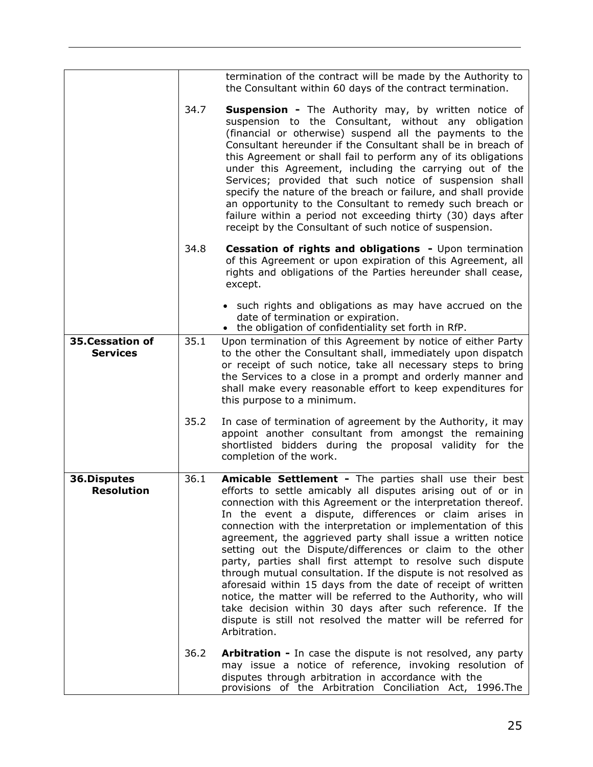| | | |
|---|---|---|
| | | termination of the contract will be made by the Authority to the Consultant within 60 days of the contract termination. |
| | 34.7 | **Suspension -** The Authority may, by written notice of suspension to the Consultant, without any obligation (financial or otherwise) suspend all the payments to the Consultant hereunder if the Consultant shall be in breach of this Agreement or shall fail to perform any of its obligations under this Agreement, including the carrying out of the Services; provided that such notice of suspension shall specify the nature of the breach or failure, and shall provide an opportunity to the Consultant to remedy such breach or failure within a period not exceeding thirty (30) days after receipt by the Consultant of such notice of suspension. |
| | 34.8 | **Cessation of rights and obligations -** Upon termination of this Agreement or upon expiration of this Agreement, all rights and obligations of the Parties hereunder shall cease, except.<br><br>• such rights and obligations as may have accrued on the date of termination or expiration.<br>• the obligation of confidentiality set forth in RfP. |
| **35.Cessation of Services** | 35.1 | Upon termination of this Agreement by notice of either Party to the other the Consultant shall, immediately upon dispatch or receipt of such notice, take all necessary steps to bring the Services to a close in a prompt and orderly manner and shall make every reasonable effort to keep expenditures for this purpose to a minimum. |
| | 35.2 | In case of termination of agreement by the Authority, it may appoint another consultant from amongst the remaining shortlisted bidders during the proposal validity for the completion of the work. |
| **36.Disputes Resolution** | 36.1 | **Amicable Settlement -** The parties shall use their best efforts to settle amicably all disputes arising out of or in connection with this Agreement or the interpretation thereof. In the event a dispute, differences or claim arises in connection with the interpretation or implementation of this agreement, the aggrieved party shall issue a written notice setting out the Dispute/differences or claim to the other party, parties shall first attempt to resolve such dispute through mutual consultation. If the dispute is not resolved as aforesaid within 15 days from the date of receipt of written notice, the matter will be referred to the Authority, who will take decision within 30 days after such reference. If the dispute is still not resolved the matter will be referred for Arbitration. |
| | 36.2 | **Arbitration -** In case the dispute is not resolved, any party may issue a notice of reference, invoking resolution of disputes through arbitration in accordance with the provisions of the Arbitration Conciliation Act, 1996.The |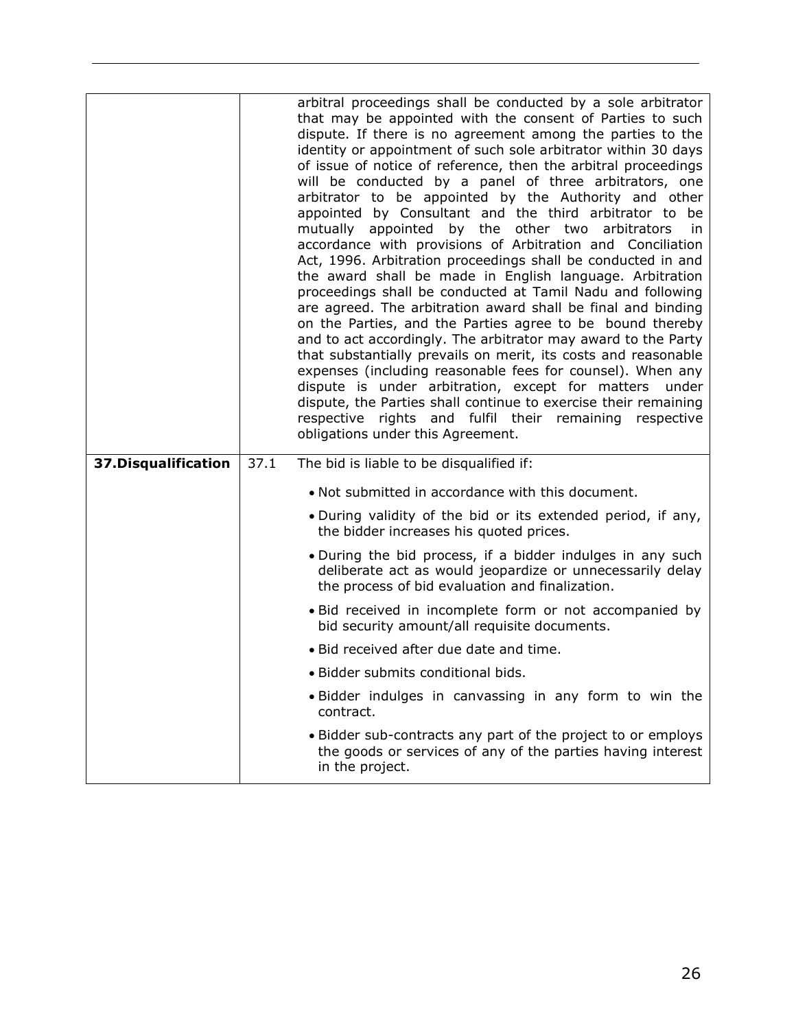| | | |
|---|---|---|
| | | arbitral proceedings shall be conducted by a sole arbitrator that may be appointed with the consent of Parties to such dispute. If there is no agreement among the parties to the identity or appointment of such sole arbitrator within 30 days of issue of notice of reference, then the arbitral proceedings will be conducted by a panel of three arbitrators, one arbitrator to be appointed by the Authority and other appointed by Consultant and the third arbitrator to be mutually appointed by the other two arbitrators in accordance with provisions of Arbitration and Conciliation Act, 1996. Arbitration proceedings shall be conducted in and the award shall be made in English language. Arbitration proceedings shall be conducted at Tamil Nadu and following are agreed. The arbitration award shall be final and binding on the Parties, and the Parties agree to be bound thereby and to act accordingly. The arbitrator may award to the Party that substantially prevails on merit, its costs and reasonable expenses (including reasonable fees for counsel). When any dispute is under arbitration, except for matters under dispute, the Parties shall continue to exercise their remaining respective rights and fulfil their remaining respective obligations under this Agreement. |
| **37.Disqualification** | 37.1 | The bid is liable to be disqualified if:<br>• Not submitted in accordance with this document.<br>• During validity of the bid or its extended period, if any, the bidder increases his quoted prices.<br>• During the bid process, if a bidder indulges in any such deliberate act as would jeopardize or unnecessarily delay the process of bid evaluation and finalization.<br>• Bid received in incomplete form or not accompanied by bid security amount/all requisite documents.<br>• Bid received after due date and time.<br>• Bidder submits conditional bids.<br>• Bidder indulges in canvassing in any form to win the contract.<br>• Bidder sub-contracts any part of the project to or employs the goods or services of any of the parties having interest in the project. |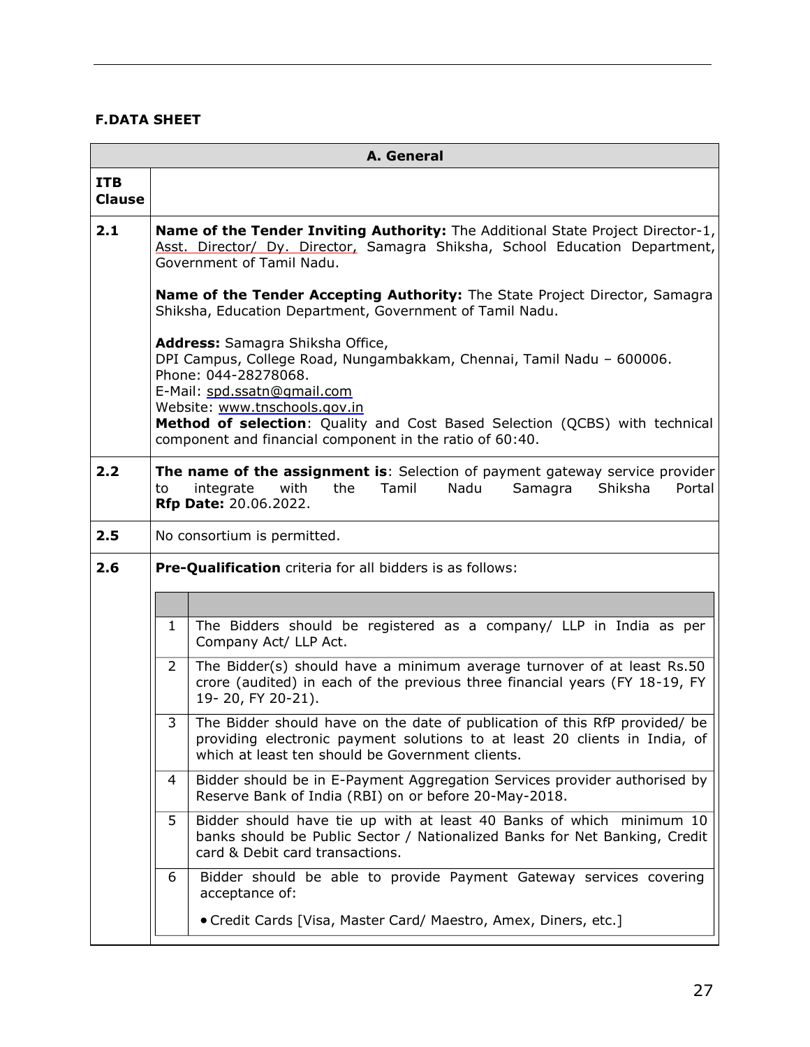**F.DATA SHEET**

| A. General | |
|---|---|
| **ITB Clause** | |
| **2.1** | **Name of the Tender Inviting Authority:** The Additional State Project Director-1, Asst. Director/ Dy. Director, Samagra Shiksha, School Education Department, Government of Tamil Nadu.<br><br>**Name of the Tender Accepting Authority:** The State Project Director, Samagra Shiksha, Education Department, Government of Tamil Nadu.<br><br>**Address:** Samagra Shiksha Office,<br>DPI Campus, College Road, Nungambakkam, Chennai, Tamil Nadu – 600006.<br>Phone: 044-28278068.<br>E-Mail: spd.ssatn@gmail.com<br>Website: www.tnschools.gov.in<br>**Method of selection**: Quality and Cost Based Selection (QCBS) with technical component and financial component in the ratio of 60:40. |
| **2.2** | **The name of the assignment is**: Selection of payment gateway service provider to integrate with the Tamil Nadu Samagra Shiksha Portal<br>**Rfp Date:** 20.06.2022. |
| **2.5** | No consortium is permitted. |
| **2.6** | **Pre-Qualification** criteria for all bidders is as follows: |

| | |
|---|---|
| 1 | The Bidders should be registered as a company/ LLP in India as per Company Act/ LLP Act. |
| 2 | The Bidder(s) should have a minimum average turnover of at least Rs.50 crore (audited) in each of the previous three financial years (FY 18-19, FY 19- 20, FY 20-21). |
| 3 | The Bidder should have on the date of publication of this RfP provided/ be providing electronic payment solutions to at least 20 clients in India, of which at least ten should be Government clients. |
| 4 | Bidder should be in E-Payment Aggregation Services provider authorised by Reserve Bank of India (RBI) on or before 20-May-2018. |
| 5 | Bidder should have tie up with at least 40 Banks of which minimum 10 banks should be Public Sector / Nationalized Banks for Net Banking, Credit card & Debit card transactions. |
| 6 | Bidder should be able to provide Payment Gateway services covering acceptance of:<br><br>• Credit Cards [Visa, Master Card/ Maestro, Amex, Diners, etc.] |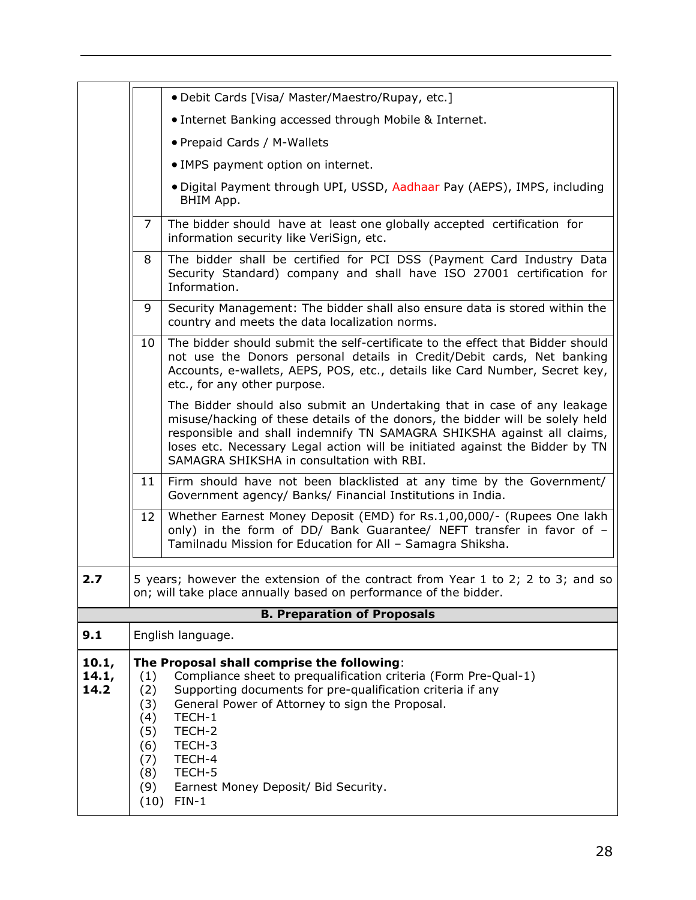| | | |
|---|---|---|
| | | • Debit Cards [Visa/ Master/Maestro/Rupay, etc.]<br>• Internet Banking accessed through Mobile & Internet.<br>• Prepaid Cards / M-Wallets<br>• IMPS payment option on internet.<br>• Digital Payment through UPI, USSD, Aadhaar Pay (AEPS), IMPS, including BHIM App. |
| | 7 | The bidder should have at least one globally accepted certification for information security like VeriSign, etc. |
| | 8 | The bidder shall be certified for PCI DSS (Payment Card Industry Data Security Standard) company and shall have ISO 27001 certification for Information. |
| | 9 | Security Management: The bidder shall also ensure data is stored within the country and meets the data localization norms. |
| | 10 | The bidder should submit the self-certificate to the effect that Bidder should not use the Donors personal details in Credit/Debit cards, Net banking Accounts, e-wallets, AEPS, POS, etc., details like Card Number, Secret key, etc., for any other purpose.<br><br>The Bidder should also submit an Undertaking that in case of any leakage misuse/hacking of these details of the donors, the bidder will be solely held responsible and shall indemnify TN SAMAGRA SHIKSHA against all claims, loses etc. Necessary Legal action will be initiated against the Bidder by TN SAMAGRA SHIKSHA in consultation with RBI. |
| | 11 | Firm should have not been blacklisted at any time by the Government/ Government agency/ Banks/ Financial Institutions in India. |
| | 12 | Whether Earnest Money Deposit (EMD) for Rs.1,00,000/- (Rupees One lakh only) in the form of DD/ Bank Guarantee/ NEFT transfer in favor of – Tamilnadu Mission for Education for All – Samagra Shiksha. |

| | |
|---|---|
| **2.7** | 5 years; however the extension of the contract from Year 1 to 2; 2 to 3; and so on; will take place annually based on performance of the bidder. |
| | **B. Preparation of Proposals** |
| **9.1** | English language. |
| **10.1, 14.1, 14.2** | **The Proposal shall comprise the following**:<br>(1) Compliance sheet to prequalification criteria (Form Pre-Qual-1)<br>(2) Supporting documents for pre-qualification criteria if any<br>(3) General Power of Attorney to sign the Proposal.<br>(4) TECH-1<br>(5) TECH-2<br>(6) TECH-3<br>(7) TECH-4<br>(8) TECH-5<br>(9) Earnest Money Deposit/ Bid Security.<br>(10) FIN-1 |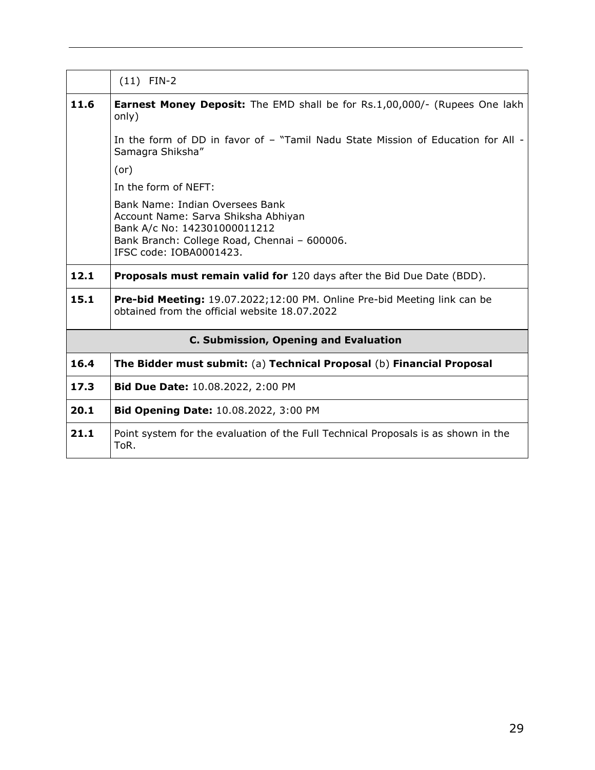|  |  |
|---|---|
|  | (11) FIN-2 |
| **11.6** | **Earnest Money Deposit:** The EMD shall be for Rs.1,00,000/- (Rupees One lakh only)<br><br>In the form of DD in favor of – "Tamil Nadu State Mission of Education for All - Samagra Shiksha"<br><br>(or)<br><br>In the form of NEFT:<br><br>Bank Name: Indian Oversees Bank<br>Account Name: Sarva Shiksha Abhiyan<br>Bank A/c No: 142301000011212<br>Bank Branch: College Road, Chennai – 600006.<br>IFSC code: IOBA0001423. |
| **12.1** | **Proposals must remain valid for** 120 days after the Bid Due Date (BDD). |
| **15.1** | **Pre-bid Meeting:** 19.07.2022;12:00 PM. Online Pre-bid Meeting link can be obtained from the official website 18.07.2022 |
| **C. Submission, Opening and Evaluation** | |
| **16.4** | **The Bidder must submit:** (a) **Technical Proposal** (b) **Financial Proposal** |
| **17.3** | **Bid Due Date:** 10.08.2022, 2:00 PM |
| **20.1** | **Bid Opening Date:** 10.08.2022, 3:00 PM |
| **21.1** | Point system for the evaluation of the Full Technical Proposals is as shown in the ToR. |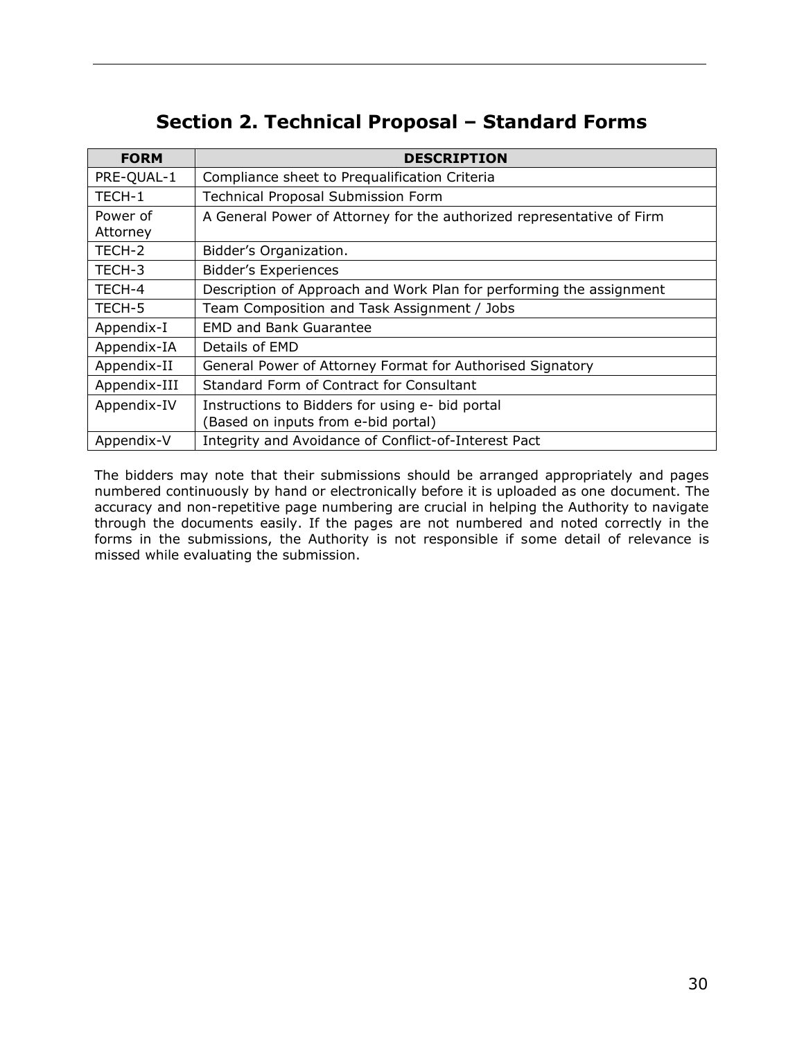# Section 2. Technical Proposal – Standard Forms

| FORM | DESCRIPTION |
|---|---|
| PRE-QUAL-1 | Compliance sheet to Prequalification Criteria |
| TECH-1 | Technical Proposal Submission Form |
| Power of Attorney | A General Power of Attorney for the authorized representative of Firm |
| TECH-2 | Bidder's Organization. |
| TECH-3 | Bidder's Experiences |
| TECH-4 | Description of Approach and Work Plan for performing the assignment |
| TECH-5 | Team Composition and Task Assignment / Jobs |
| Appendix-I | EMD and Bank Guarantee |
| Appendix-IA | Details of EMD |
| Appendix-II | General Power of Attorney Format for Authorised Signatory |
| Appendix-III | Standard Form of Contract for Consultant |
| Appendix-IV | Instructions to Bidders for using e- bid portal<br>(Based on inputs from e-bid portal) |
| Appendix-V | Integrity and Avoidance of Conflict-of-Interest Pact |

The bidders may note that their submissions should be arranged appropriately and pages numbered continuously by hand or electronically before it is uploaded as one document. The accuracy and non-repetitive page numbering are crucial in helping the Authority to navigate through the documents easily. If the pages are not numbered and noted correctly in the forms in the submissions, the Authority is not responsible if some detail of relevance is missed while evaluating the submission.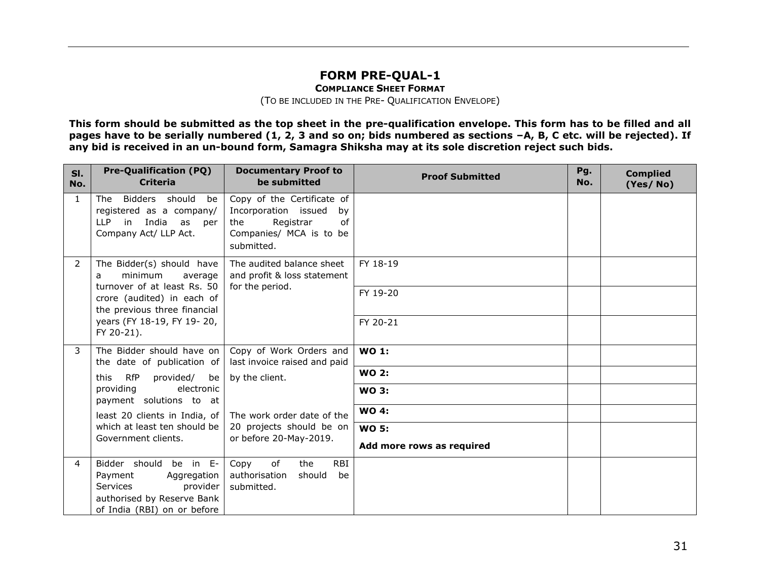# FORM PRE-QUAL-1

**COMPLIANCE SHEET FORMAT**

(TO BE INCLUDED IN THE PRE- QUALIFICATION ENVELOPE)

**This form should be submitted as the top sheet in the pre-qualification envelope. This form has to be filled and all pages have to be serially numbered (1, 2, 3 and so on; bids numbered as sections –A, B, C etc. will be rejected). If any bid is received in an un-bound form, Samagra Shiksha may at its sole discretion reject such bids.**

| Sl. No. | Pre-Qualification (PQ) Criteria | Documentary Proof to be submitted | Proof Submitted | Pg. No. | Complied (Yes/ No) |
|---|---|---|---|---|---|
| 1 | The Bidders should be registered as a company/ LLP in India as per Company Act/ LLP Act. | Copy of the Certificate of Incorporation issued by the Registrar of Companies/ MCA is to be submitted. | | | |
| 2 | The Bidder(s) should have a minimum average turnover of at least Rs. 50 crore (audited) in each of the previous three financial years (FY 18-19, FY 19- 20, FY 20-21). | The audited balance sheet and profit & loss statement for the period. | FY 18-19 | | |
| | | | FY 19-20 | | |
| | | | FY 20-21 | | |
| 3 | The Bidder should have on the date of publication of this RfP provided/ be providing electronic payment solutions to at least 20 clients in India, of which at least ten should be Government clients. | Copy of Work Orders and last invoice raised and paid by the client. The work order date of the 20 projects should be on or before 20-May-2019. | **WO 1:** | | |
| | | | **WO 2:** | | |
| | | | **WO 3:** | | |
| | | | **WO 4:** | | |
| | | | **WO 5:** **Add more rows as required** | | |
| 4 | Bidder should be in E-Payment Aggregation Services provider authorised by Reserve Bank of India (RBI) on or before | Copy of the RBI authorisation should be submitted. | | | |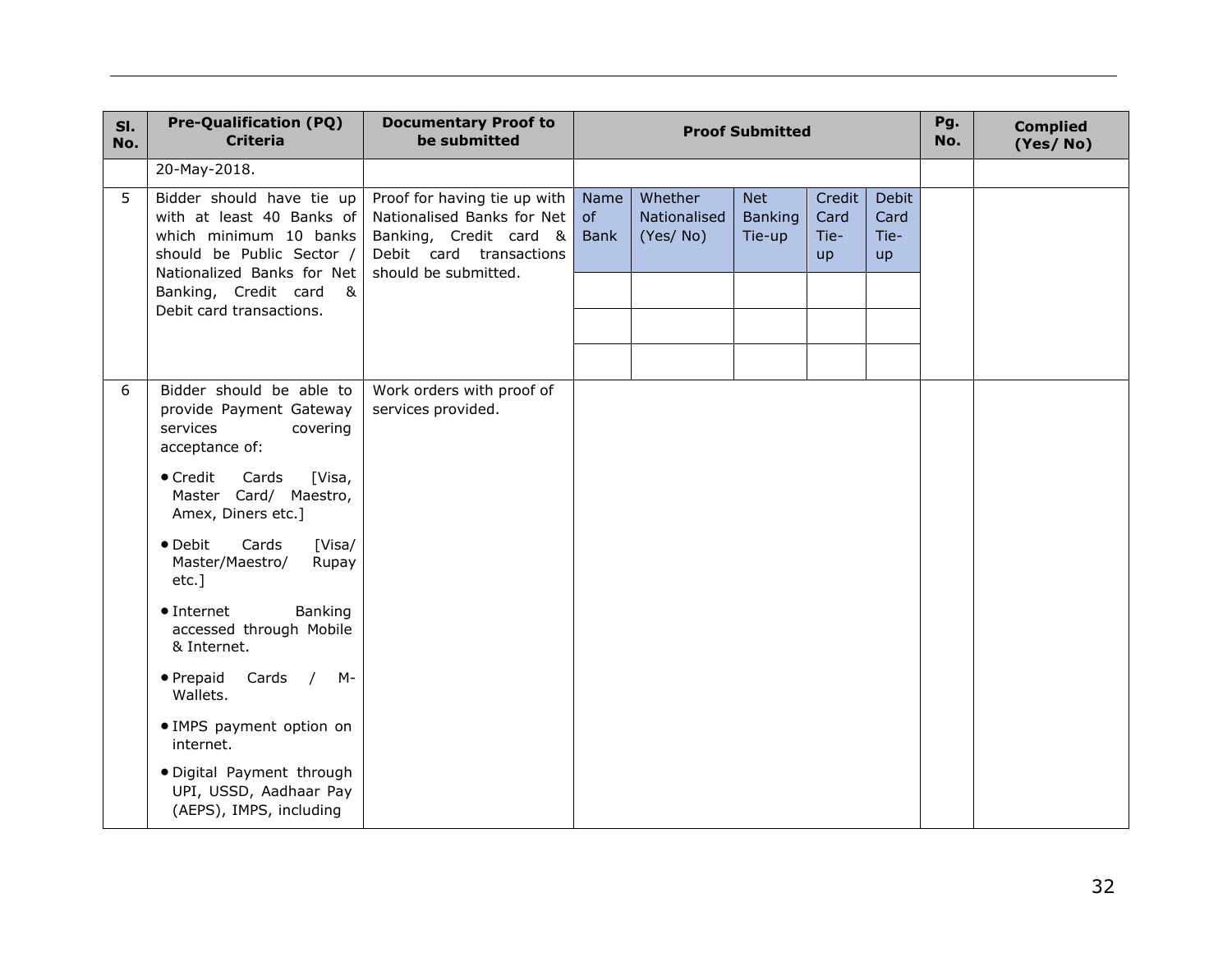| Sl. No. | Pre-Qualification (PQ) Criteria | Documentary Proof to be submitted | Proof Submitted | | | | | Pg. No. | Complied (Yes/ No) |
|---|---|---|---|---|---|---|---|---|---|
| | 20-May-2018. | | | | | | | | |
| 5 | Bidder should have tie up with at least 40 Banks of which minimum 10 banks should be Public Sector / Nationalized Banks for Net Banking, Credit card & Debit card transactions. | Proof for having tie up with Nationalised Banks for Net Banking, Credit card & Debit card transactions should be submitted. | Name of Bank | Whether Nationalised (Yes/ No) | Net Banking Tie-up | Credit Card Tie-up | Debit Card Tie-up | | |
| | | | | | | | | | |
| | | | | | | | | | |
| | | | | | | | | | |
| 6 | Bidder should be able to provide Payment Gateway services covering acceptance of:<br>• Credit Cards [Visa, Master Card/ Maestro, Amex, Diners etc.]<br>• Debit Cards [Visa/ Master/Maestro/ Rupay etc.]<br>• Internet Banking accessed through Mobile & Internet.<br>• Prepaid Cards / M-Wallets.<br>• IMPS payment option on internet.<br>• Digital Payment through UPI, USSD, Aadhaar Pay (AEPS), IMPS, including | Work orders with proof of services provided. | | | | | | | |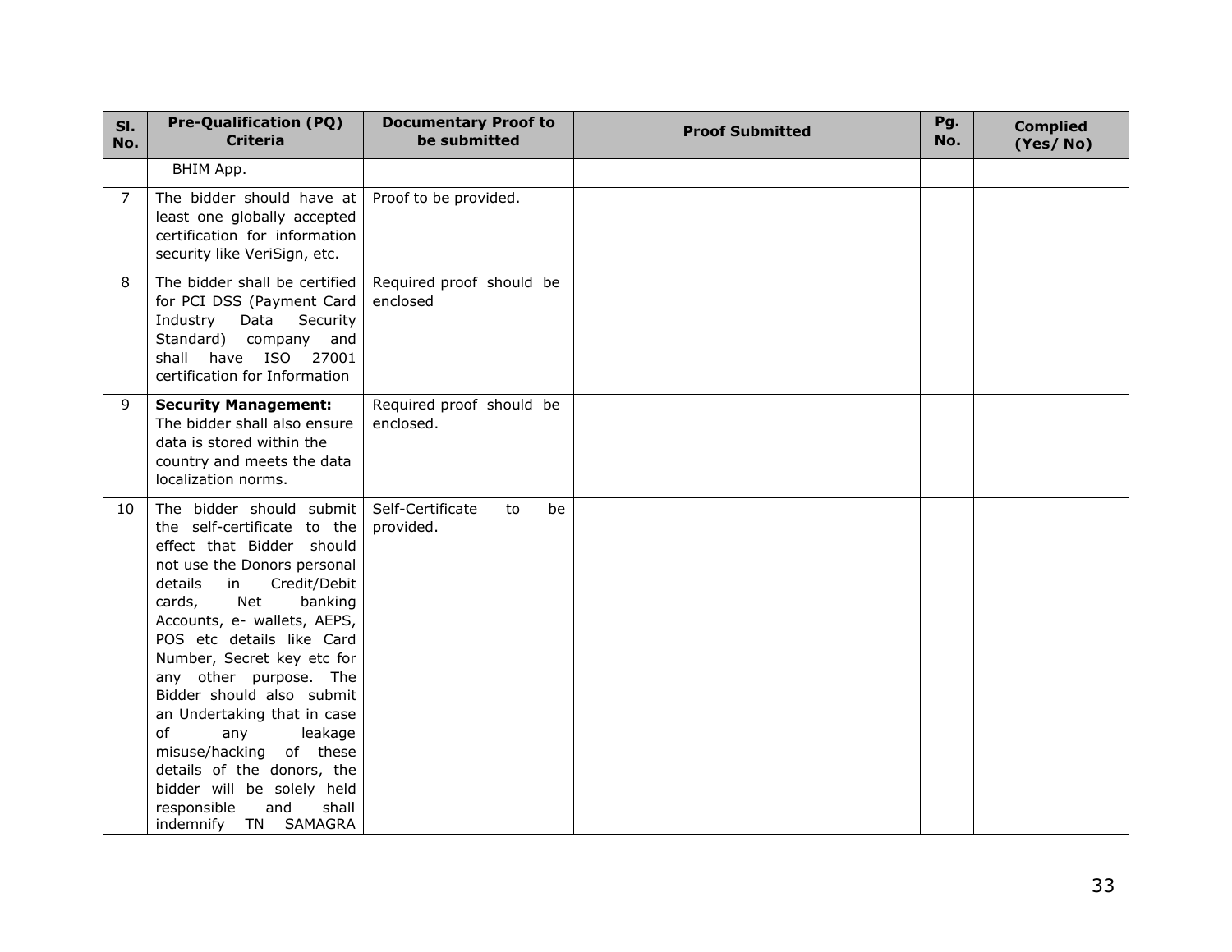| Sl. No. | Pre-Qualification (PQ) Criteria | Documentary Proof to be submitted | Proof Submitted | Pg. No. | Complied (Yes/ No) |
|---|---|---|---|---|---|
| | BHIM App. | | | | |
| 7 | The bidder should have at least one globally accepted certification for information security like VeriSign, etc. | Proof to be provided. | | | |
| 8 | The bidder shall be certified for PCI DSS (Payment Card Industry Data Security Standard) company and shall have ISO 27001 certification for Information | Required proof should be enclosed | | | |
| 9 | **Security Management:** The bidder shall also ensure data is stored within the country and meets the data localization norms. | Required proof should be enclosed. | | | |
| 10 | The bidder should submit the self-certificate to the effect that Bidder should not use the Donors personal details in Credit/Debit cards, Net banking Accounts, e- wallets, AEPS, POS etc details like Card Number, Secret key etc for any other purpose. The Bidder should also submit an Undertaking that in case of any leakage misuse/hacking of these details of the donors, the bidder will be solely held responsible and shall indemnify TN SAMAGRA | Self-Certificate to be provided. | | | |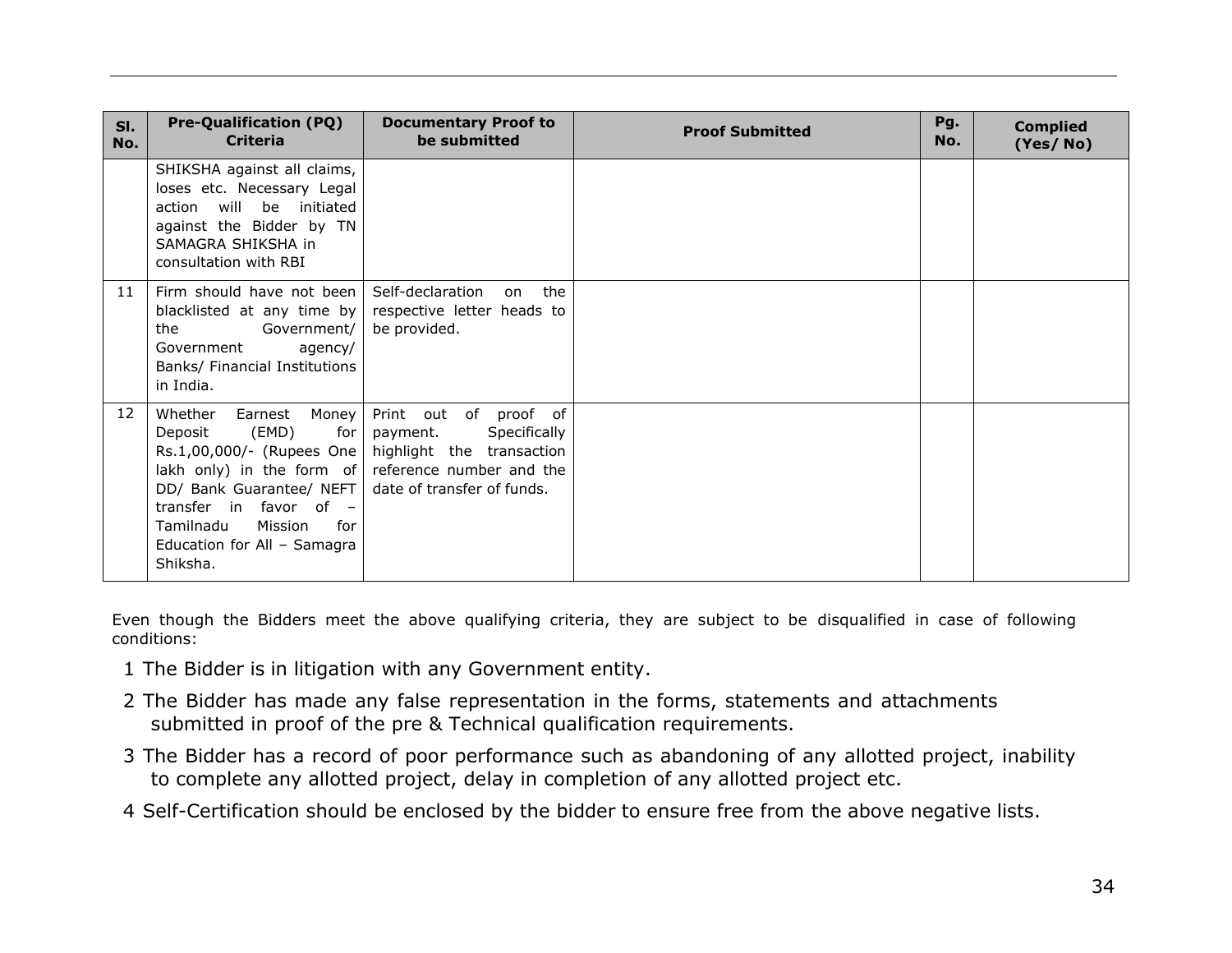| Sl. No. | Pre-Qualification (PQ) Criteria | Documentary Proof to be submitted | Proof Submitted | Pg. No. | Complied (Yes/ No) |
|---|---|---|---|---|---|
| | SHIKSHA against all claims, loses etc. Necessary Legal action will be initiated against the Bidder by TN SAMAGRA SHIKSHA in consultation with RBI | | | | |
| 11 | Firm should have not been blacklisted at any time by the Government/ Government agency/ Banks/ Financial Institutions in India. | Self-declaration on the respective letter heads to be provided. | | | |
| 12 | Whether Earnest Money Deposit (EMD) for Rs.1,00,000/- (Rupees One lakh only) in the form of DD/ Bank Guarantee/ NEFT transfer in favor of – Tamilnadu Mission for Education for All – Samagra Shiksha. | Print out of proof of payment. Specifically highlight the transaction reference number and the date of transfer of funds. | | | |

Even though the Bidders meet the above qualifying criteria, they are subject to be disqualified in case of following conditions:

1 The Bidder is in litigation with any Government entity.

2 The Bidder has made any false representation in the forms, statements and attachments submitted in proof of the pre & Technical qualification requirements.

3 The Bidder has a record of poor performance such as abandoning of any allotted project, inability to complete any allotted project, delay in completion of any allotted project etc.

4 Self-Certification should be enclosed by the bidder to ensure free from the above negative lists.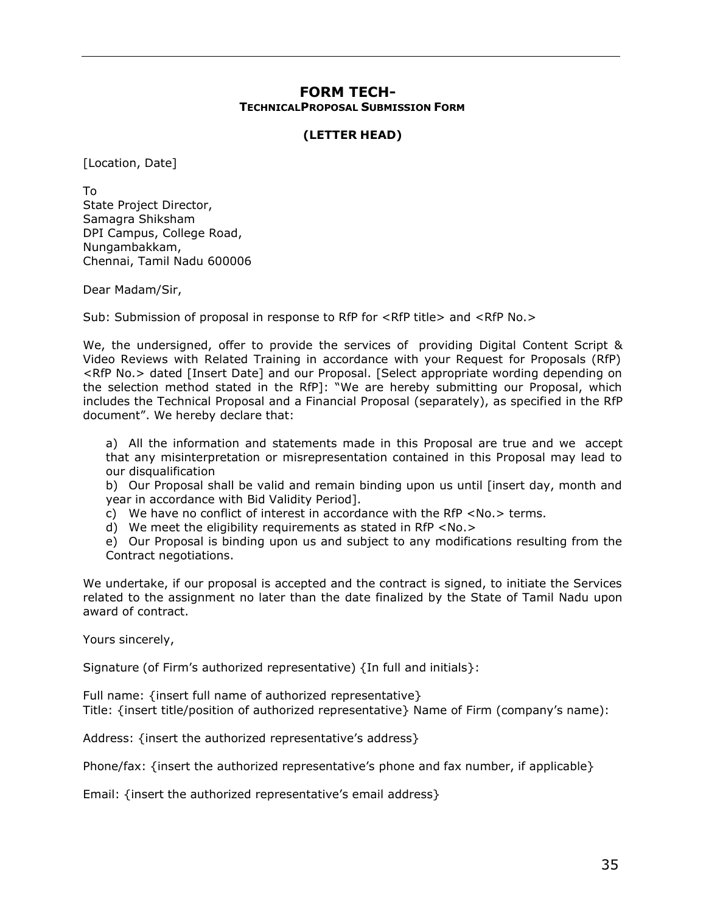## FORM TECH-
### TECHNICALPROPOSAL SUBMISSION FORM

**(LETTER HEAD)**

[Location, Date]

To
State Project Director,
Samagra Shiksham
DPI Campus, College Road,
Nungambakkam,
Chennai, Tamil Nadu 600006

Dear Madam/Sir,

Sub: Submission of proposal in response to RfP for <RfP title> and <RfP No.>

We, the undersigned, offer to provide the services of providing Digital Content Script & Video Reviews with Related Training in accordance with your Request for Proposals (RfP) <RfP No.> dated [Insert Date] and our Proposal. [Select appropriate wording depending on the selection method stated in the RfP]: "We are hereby submitting our Proposal, which includes the Technical Proposal and a Financial Proposal (separately), as specified in the RfP document". We hereby declare that:

a) All the information and statements made in this Proposal are true and we accept that any misinterpretation or misrepresentation contained in this Proposal may lead to our disqualification

b) Our Proposal shall be valid and remain binding upon us until [insert day, month and year in accordance with Bid Validity Period].

c) We have no conflict of interest in accordance with the RfP <No.> terms.

d) We meet the eligibility requirements as stated in RfP <No.>

e) Our Proposal is binding upon us and subject to any modifications resulting from the Contract negotiations.

We undertake, if our proposal is accepted and the contract is signed, to initiate the Services related to the assignment no later than the date finalized by the State of Tamil Nadu upon award of contract.

Yours sincerely,

Signature (of Firm's authorized representative) {In full and initials}:

Full name: {insert full name of authorized representative}
Title: {insert title/position of authorized representative} Name of Firm (company's name):

Address: {insert the authorized representative's address}

Phone/fax: {insert the authorized representative's phone and fax number, if applicable}

Email: {insert the authorized representative's email address}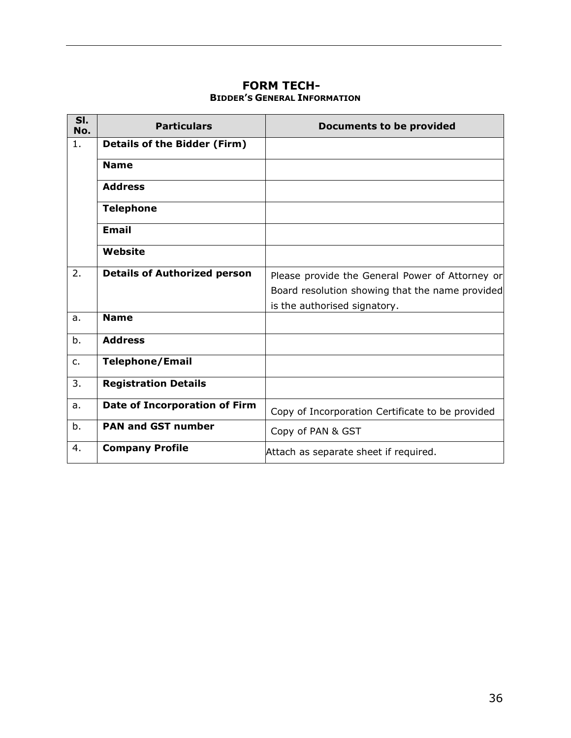## FORM TECH-

### BIDDER'S GENERAL INFORMATION

| Sl. No. | Particulars | Documents to be provided |
|---|---|---|
| 1. | **Details of the Bidder (Firm)** | |
| | **Name** | |
| | **Address** | |
| | **Telephone** | |
| | **Email** | |
| | **Website** | |
| 2. | **Details of Authorized person** | Please provide the General Power of Attorney or Board resolution showing that the name provided is the authorised signatory. |
| a. | **Name** | |
| b. | **Address** | |
| c. | **Telephone/Email** | |
| 3. | **Registration Details** | |
| a. | **Date of Incorporation of Firm** | Copy of Incorporation Certificate to be provided |
| b. | **PAN and GST number** | Copy of PAN & GST |
| 4. | **Company Profile** | Attach as separate sheet if required. |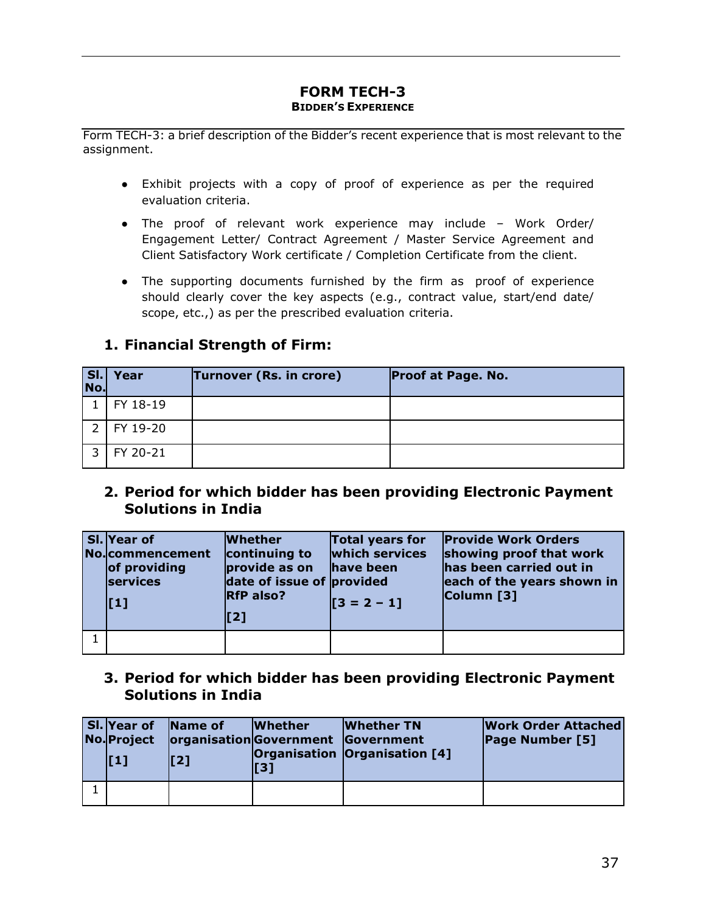## FORM TECH-3

### BIDDER'S EXPERIENCE

Form TECH-3: a brief description of the Bidder's recent experience that is most relevant to the assignment.

- Exhibit projects with a copy of proof of experience as per the required evaluation criteria.
- The proof of relevant work experience may include – Work Order/ Engagement Letter/ Contract Agreement / Master Service Agreement and Client Satisfactory Work certificate / Completion Certificate from the client.
- The supporting documents furnished by the firm as proof of experience should clearly cover the key aspects (e.g., contract value, start/end date/ scope, etc.,) as per the prescribed evaluation criteria.

### 1. Financial Strength of Firm:

| Sl. No. | Year | Turnover (Rs. in crore) | Proof at Page. No. |
|---|---|---|---|
| 1 | FY 18-19 | | |
| 2 | FY 19-20 | | |
| 3 | FY 20-21 | | |

### 2. Period for which bidder has been providing Electronic Payment Solutions in India

| Sl. No. | Year of commencement of providing services [1] | Whether continuing to provide as on date of issue of RfP also? [2] | Total years for which services have been provided [3 = 2 – 1] | Provide Work Orders showing proof that work has been carried out in each of the years shown in Column [3] |
|---|---|---|---|---|
| 1 | | | | |

### 3. Period for which bidder has been providing Electronic Payment Solutions in India

| Sl. No. | Year of Project [1] | Name of organisation [2] | Whether Government Organisation [3] | Whether TN Government Organisation [4] | Work Order Attached Page Number [5] |
|---|---|---|---|---|---|
| 1 | | | | | |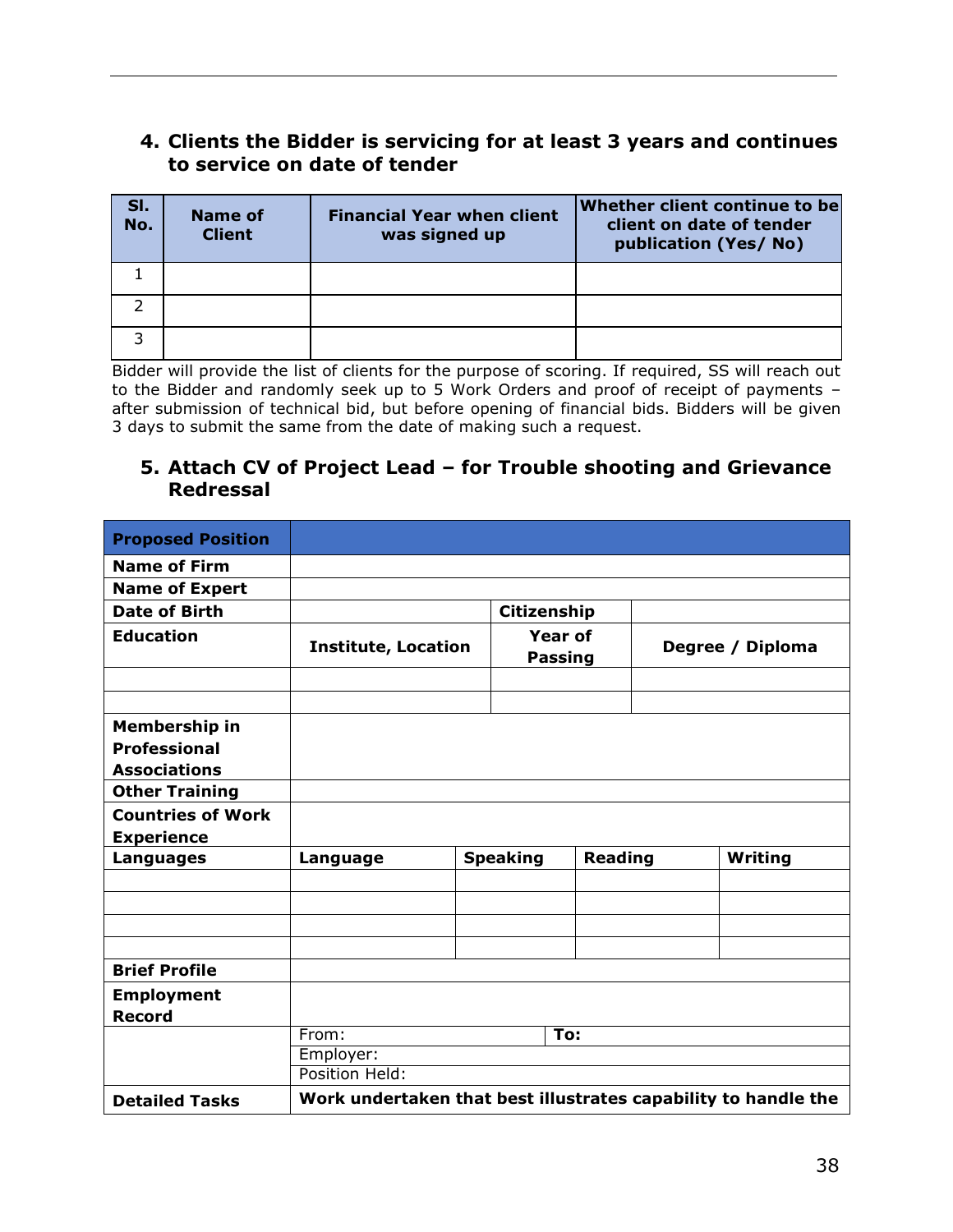## 4. Clients the Bidder is servicing for at least 3 years and continues to service on date of tender

| Sl. No. | Name of Client | Financial Year when client was signed up | Whether client continue to be client on date of tender publication (Yes/ No) |
|---|---|---|---|
| 1 | | | |
| 2 | | | |
| 3 | | | |

Bidder will provide the list of clients for the purpose of scoring. If required, SS will reach out to the Bidder and randomly seek up to 5 Work Orders and proof of receipt of payments – after submission of technical bid, but before opening of financial bids. Bidders will be given 3 days to submit the same from the date of making such a request.

## 5. Attach CV of Project Lead – for Trouble shooting and Grievance Redressal

| **Proposed Position** | | | | |
|---|---|---|---|---|
| **Name of Firm** | | | | |
| **Name of Expert** | | | | |
| **Date of Birth** | | **Citizenship** | | |
| **Education** | **Institute, Location** | **Year of Passing** | **Degree / Diploma** | |
| | | | | |
| | | | | |
| **Membership in Professional Associations** | | | | |
| **Other Training** | | | | |
| **Countries of Work Experience** | | | | |
| **Languages** | **Language** | **Speaking** | **Reading** | **Writing** |
| | | | | |
| | | | | |
| | | | | |
| | | | | |
| **Brief Profile** | | | | |
| **Employment Record** | | | | |
| | From: | **To:** | | |
| | Employer: | | | |
| | Position Held: | | | |
| **Detailed Tasks** | **Work undertaken that best illustrates capability to handle the** | | | |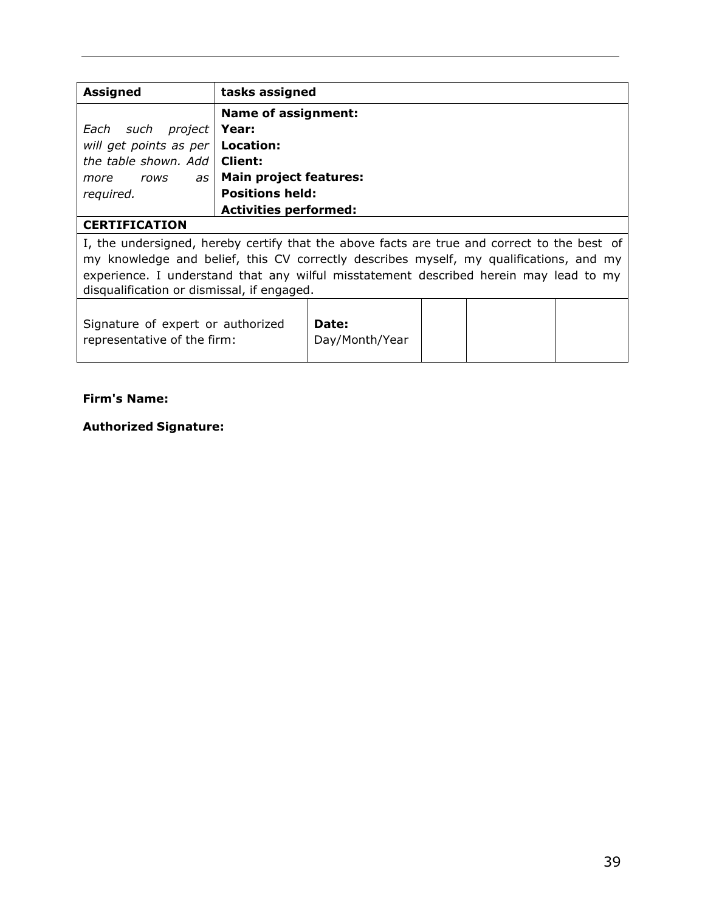| **Assigned** | **tasks assigned** |
|---|---|
| *Each such project will get points as per the table shown. Add more rows as required.* | **Name of assignment:**<br>**Year:**<br>**Location:**<br>**Client:**<br>**Main project features:**<br>**Positions held:**<br>**Activities performed:** |

| **CERTIFICATION** | | | | |
|---|---|---|---|---|
| I, the undersigned, hereby certify that the above facts are true and correct to the best of my knowledge and belief, this CV correctly describes myself, my qualifications, and my experience. I understand that any wilful misstatement described herein may lead to my disqualification or dismissal, if engaged. | | | | |
| Signature of expert or authorized representative of the firm: | **Date:** Day/Month/Year | | | |

**Firm's Name:**

**Authorized Signature:**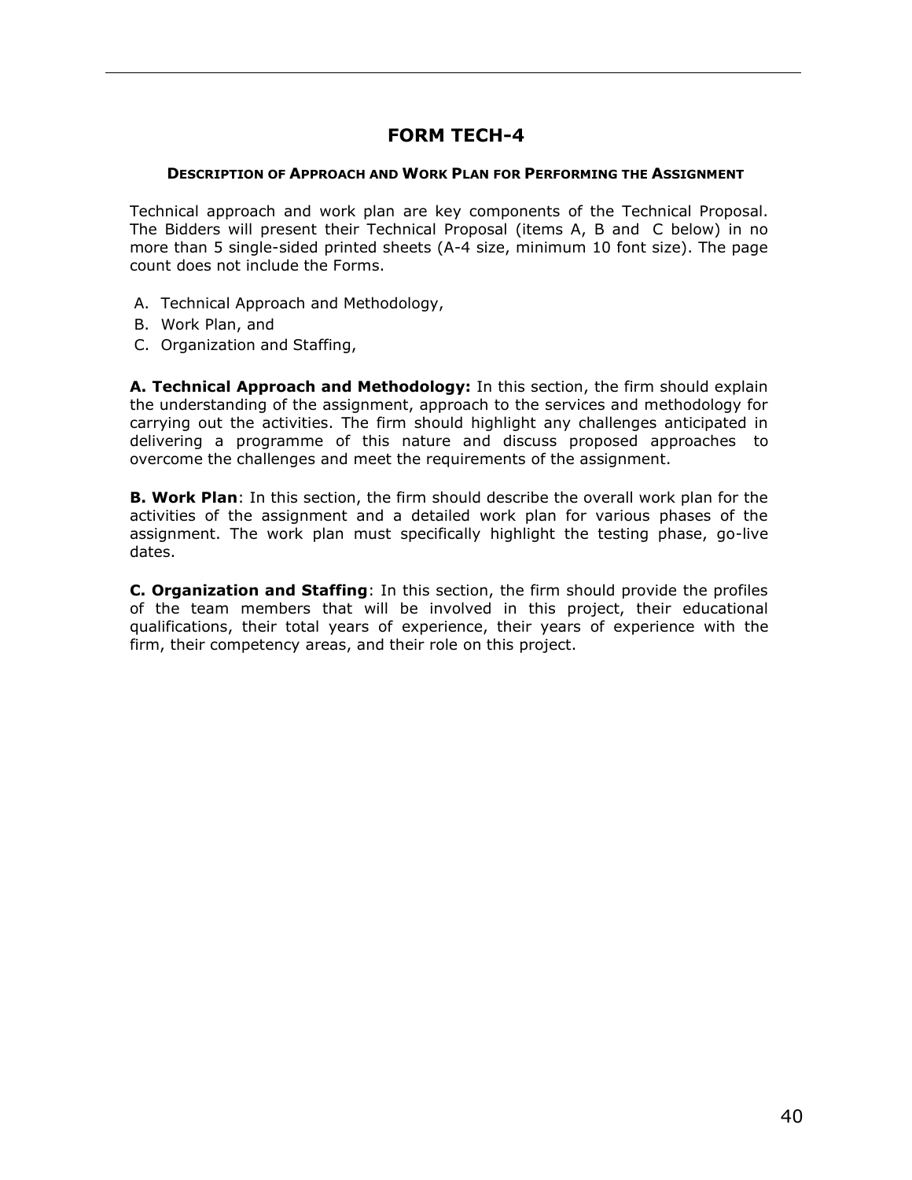# FORM TECH-4

### DESCRIPTION OF APPROACH AND WORK PLAN FOR PERFORMING THE ASSIGNMENT

Technical approach and work plan are key components of the Technical Proposal. The Bidders will present their Technical Proposal (items A, B and C below) in no more than 5 single-sided printed sheets (A-4 size, minimum 10 font size). The page count does not include the Forms.

A. Technical Approach and Methodology,
B. Work Plan, and
C. Organization and Staffing,

**A. Technical Approach and Methodology:** In this section, the firm should explain the understanding of the assignment, approach to the services and methodology for carrying out the activities. The firm should highlight any challenges anticipated in delivering a programme of this nature and discuss proposed approaches to overcome the challenges and meet the requirements of the assignment.

**B. Work Plan**: In this section, the firm should describe the overall work plan for the activities of the assignment and a detailed work plan for various phases of the assignment. The work plan must specifically highlight the testing phase, go-live dates.

**C. Organization and Staffing**: In this section, the firm should provide the profiles of the team members that will be involved in this project, their educational qualifications, their total years of experience, their years of experience with the firm, their competency areas, and their role on this project.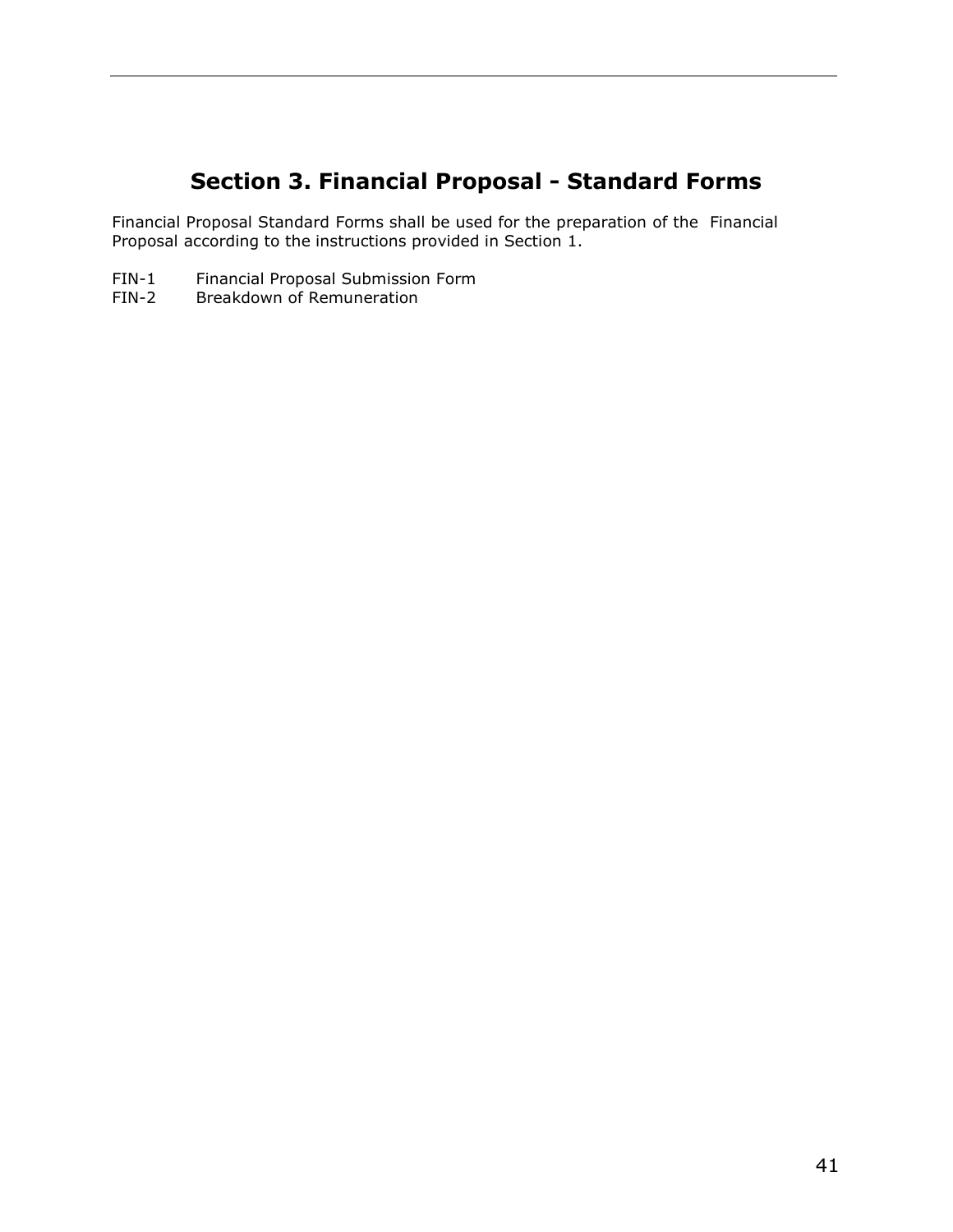# Section 3. Financial Proposal - Standard Forms

Financial Proposal Standard Forms shall be used for the preparation of the Financial Proposal according to the instructions provided in Section 1.

FIN-1 Financial Proposal Submission Form
FIN-2 Breakdown of Remuneration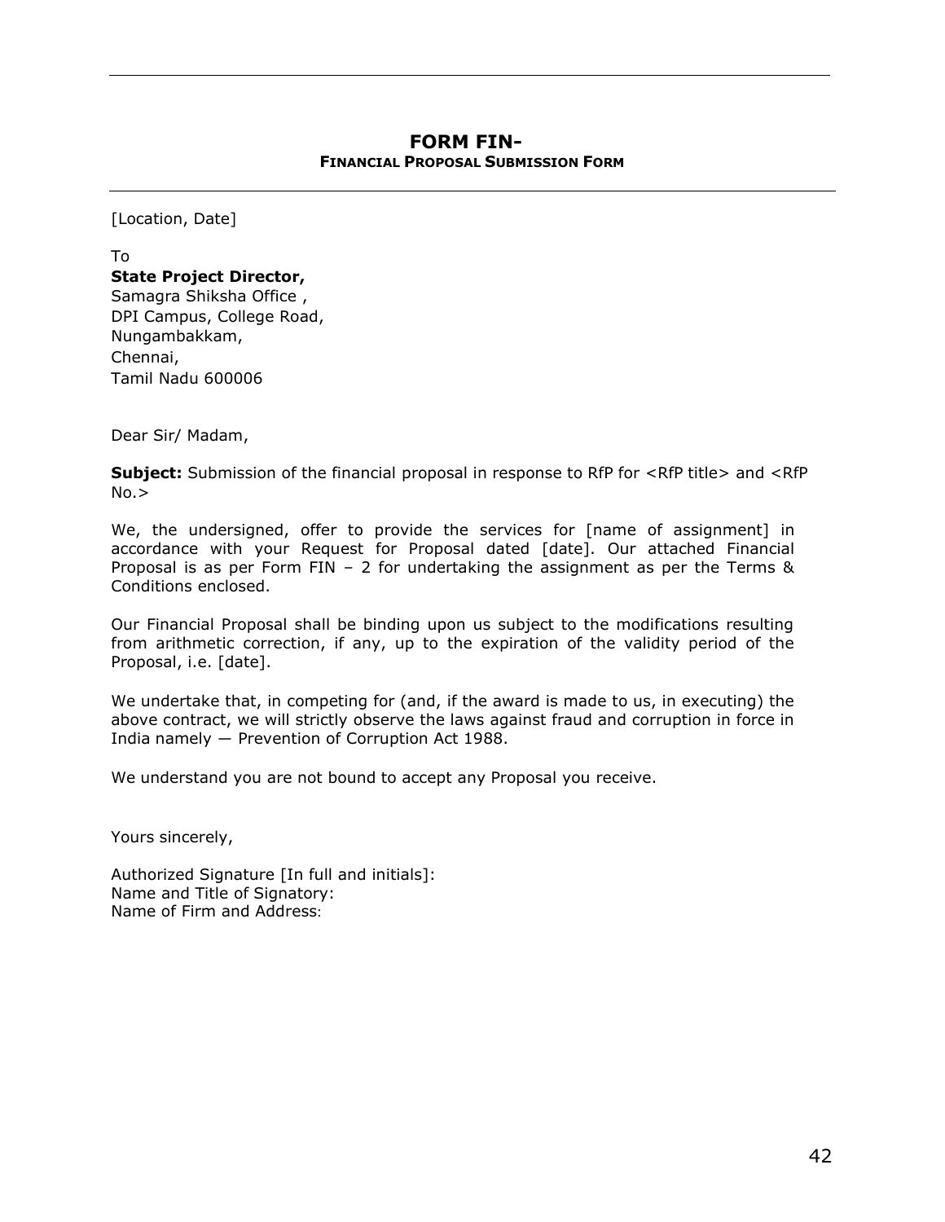# FORM FIN-

## FINANCIAL PROPOSAL SUBMISSION FORM

[Location, Date]

To
**State Project Director,**
Samagra Shiksha Office ,
DPI Campus, College Road,
Nungambakkam,
Chennai,
Tamil Nadu 600006

Dear Sir/ Madam,

**Subject:** Submission of the financial proposal in response to RfP for <RfP title> and <RfP No.>

We, the undersigned, offer to provide the services for [name of assignment] in accordance with your Request for Proposal dated [date]. Our attached Financial Proposal is as per Form FIN – 2 for undertaking the assignment as per the Terms & Conditions enclosed.

Our Financial Proposal shall be binding upon us subject to the modifications resulting from arithmetic correction, if any, up to the expiration of the validity period of the Proposal, i.e. [date].

We undertake that, in competing for (and, if the award is made to us, in executing) the above contract, we will strictly observe the laws against fraud and corruption in force in India namely — Prevention of Corruption Act 1988.

We understand you are not bound to accept any Proposal you receive.

Yours sincerely,

Authorized Signature [In full and initials]:
Name and Title of Signatory:
Name of Firm and Address: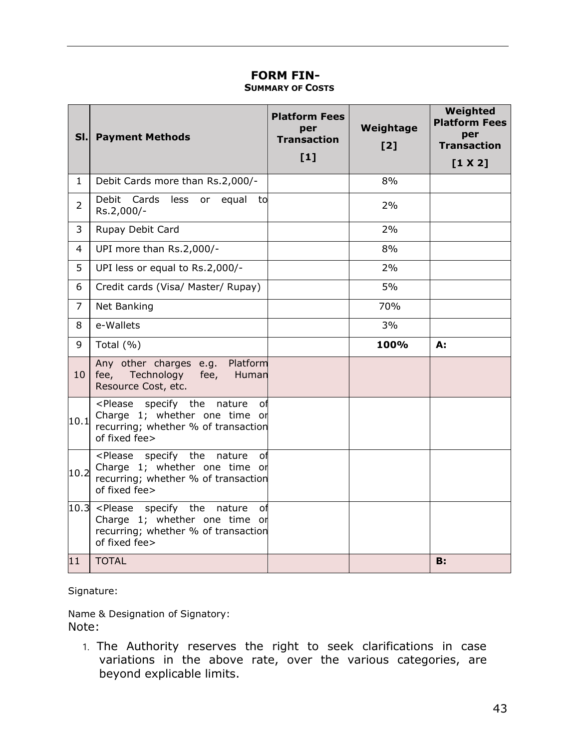# FORM FIN-

## SUMMARY OF COSTS

| Sl. | Payment Methods | Platform Fees per Transaction [1] | Weightage [2] | Weighted Platform Fees per Transaction [1 X 2] |
|---|---|---|---|---|
| 1 | Debit Cards more than Rs.2,000/- | | 8% | |
| 2 | Debit Cards less or equal to Rs.2,000/- | | 2% | |
| 3 | Rupay Debit Card | | 2% | |
| 4 | UPI more than Rs.2,000/- | | 8% | |
| 5 | UPI less or equal to Rs.2,000/- | | 2% | |
| 6 | Credit cards (Visa/ Master/ Rupay) | | 5% | |
| 7 | Net Banking | | 70% | |
| 8 | e-Wallets | | 3% | |
| 9 | Total (%) | | **100%** | **A:** |
| 10 | Any other charges e.g. Platform fee, Technology fee, Human Resource Cost, etc. | | | |
| 10.1 | <Please specify the nature of Charge 1; whether one time or recurring; whether % of transaction of fixed fee> | | | |
| 10.2 | <Please specify the nature of Charge 1; whether one time or recurring; whether % of transaction of fixed fee> | | | |
| 10.3 | <Please specify the nature of Charge 1; whether one time or recurring; whether % of transaction of fixed fee> | | | |
| 11 | TOTAL | | | **B:** |

Signature:

Name & Designation of Signatory:

Note:

1. The Authority reserves the right to seek clarifications in case variations in the above rate, over the various categories, are beyond explicable limits.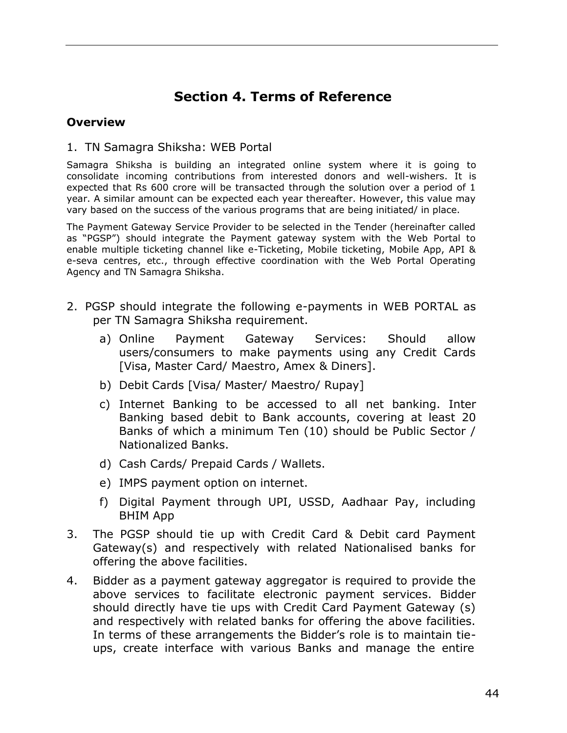# Section 4. Terms of Reference

## Overview

1. TN Samagra Shiksha: WEB Portal

Samagra Shiksha is building an integrated online system where it is going to consolidate incoming contributions from interested donors and well-wishers. It is expected that Rs 600 crore will be transacted through the solution over a period of 1 year. A similar amount can be expected each year thereafter. However, this value may vary based on the success of the various programs that are being initiated/ in place.

The Payment Gateway Service Provider to be selected in the Tender (hereinafter called as "PGSP") should integrate the Payment gateway system with the Web Portal to enable multiple ticketing channel like e-Ticketing, Mobile ticketing, Mobile App, API & e-seva centres, etc., through effective coordination with the Web Portal Operating Agency and TN Samagra Shiksha.

2. PGSP should integrate the following e-payments in WEB PORTAL as per TN Samagra Shiksha requirement.
   a) Online Payment Gateway Services: Should allow users/consumers to make payments using any Credit Cards [Visa, Master Card/ Maestro, Amex & Diners].
   b) Debit Cards [Visa/ Master/ Maestro/ Rupay]
   c) Internet Banking to be accessed to all net banking. Inter Banking based debit to Bank accounts, covering at least 20 Banks of which a minimum Ten (10) should be Public Sector / Nationalized Banks.
   d) Cash Cards/ Prepaid Cards / Wallets.
   e) IMPS payment option on internet.
   f) Digital Payment through UPI, USSD, Aadhaar Pay, including BHIM App
3. The PGSP should tie up with Credit Card & Debit card Payment Gateway(s) and respectively with related Nationalised banks for offering the above facilities.
4. Bidder as a payment gateway aggregator is required to provide the above services to facilitate electronic payment services. Bidder should directly have tie ups with Credit Card Payment Gateway (s) and respectively with related banks for offering the above facilities. In terms of these arrangements the Bidder's role is to maintain tie-ups, create interface with various Banks and manage the entire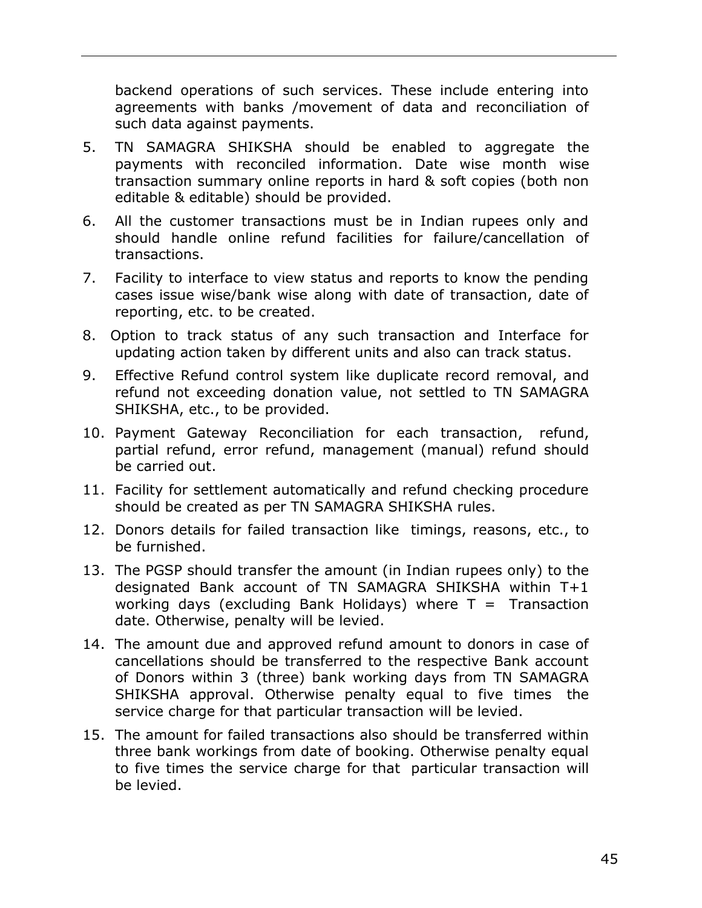backend operations of such services. These include entering into agreements with banks /movement of data and reconciliation of such data against payments.

5. TN SAMAGRA SHIKSHA should be enabled to aggregate the payments with reconciled information. Date wise month wise transaction summary online reports in hard & soft copies (both non editable & editable) should be provided.
6. All the customer transactions must be in Indian rupees only and should handle online refund facilities for failure/cancellation of transactions.
7. Facility to interface to view status and reports to know the pending cases issue wise/bank wise along with date of transaction, date of reporting, etc. to be created.
8. Option to track status of any such transaction and Interface for updating action taken by different units and also can track status.
9. Effective Refund control system like duplicate record removal, and refund not exceeding donation value, not settled to TN SAMAGRA SHIKSHA, etc., to be provided.
10. Payment Gateway Reconciliation for each transaction, refund, partial refund, error refund, management (manual) refund should be carried out.
11. Facility for settlement automatically and refund checking procedure should be created as per TN SAMAGRA SHIKSHA rules.
12. Donors details for failed transaction like timings, reasons, etc., to be furnished.
13. The PGSP should transfer the amount (in Indian rupees only) to the designated Bank account of TN SAMAGRA SHIKSHA within T+1 working days (excluding Bank Holidays) where T = Transaction date. Otherwise, penalty will be levied.
14. The amount due and approved refund amount to donors in case of cancellations should be transferred to the respective Bank account of Donors within 3 (three) bank working days from TN SAMAGRA SHIKSHA approval. Otherwise penalty equal to five times the service charge for that particular transaction will be levied.
15. The amount for failed transactions also should be transferred within three bank workings from date of booking. Otherwise penalty equal to five times the service charge for that particular transaction will be levied.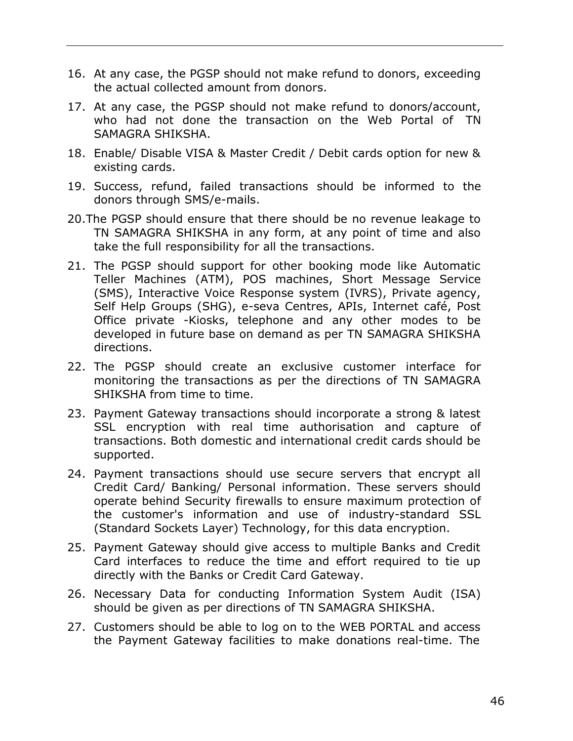16. At any case, the PGSP should not make refund to donors, exceeding the actual collected amount from donors.
17. At any case, the PGSP should not make refund to donors/account, who had not done the transaction on the Web Portal of TN SAMAGRA SHIKSHA.
18. Enable/ Disable VISA & Master Credit / Debit cards option for new & existing cards.
19. Success, refund, failed transactions should be informed to the donors through SMS/e-mails.
20. The PGSP should ensure that there should be no revenue leakage to TN SAMAGRA SHIKSHA in any form, at any point of time and also take the full responsibility for all the transactions.
21. The PGSP should support for other booking mode like Automatic Teller Machines (ATM), POS machines, Short Message Service (SMS), Interactive Voice Response system (IVRS), Private agency, Self Help Groups (SHG), e-seva Centres, APIs, Internet café, Post Office private -Kiosks, telephone and any other modes to be developed in future base on demand as per TN SAMAGRA SHIKSHA directions.
22. The PGSP should create an exclusive customer interface for monitoring the transactions as per the directions of TN SAMAGRA SHIKSHA from time to time.
23. Payment Gateway transactions should incorporate a strong & latest SSL encryption with real time authorisation and capture of transactions. Both domestic and international credit cards should be supported.
24. Payment transactions should use secure servers that encrypt all Credit Card/ Banking/ Personal information. These servers should operate behind Security firewalls to ensure maximum protection of the customer's information and use of industry-standard SSL (Standard Sockets Layer) Technology, for this data encryption.
25. Payment Gateway should give access to multiple Banks and Credit Card interfaces to reduce the time and effort required to tie up directly with the Banks or Credit Card Gateway.
26. Necessary Data for conducting Information System Audit (ISA) should be given as per directions of TN SAMAGRA SHIKSHA.
27. Customers should be able to log on to the WEB PORTAL and access the Payment Gateway facilities to make donations real-time. The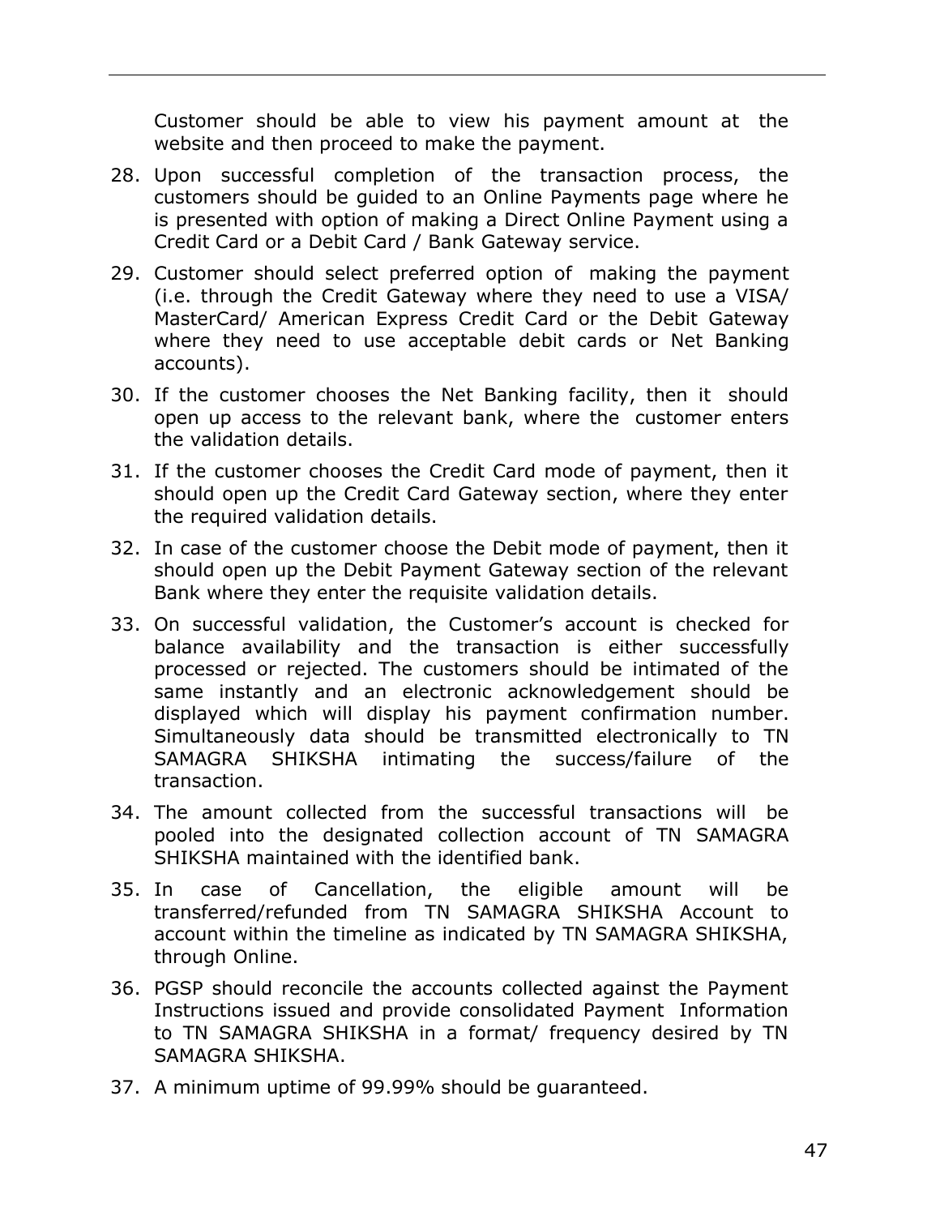Customer should be able to view his payment amount at the website and then proceed to make the payment.

28. Upon successful completion of the transaction process, the customers should be guided to an Online Payments page where he is presented with option of making a Direct Online Payment using a Credit Card or a Debit Card / Bank Gateway service.

29. Customer should select preferred option of making the payment (i.e. through the Credit Gateway where they need to use a VISA/ MasterCard/ American Express Credit Card or the Debit Gateway where they need to use acceptable debit cards or Net Banking accounts).

30. If the customer chooses the Net Banking facility, then it should open up access to the relevant bank, where the customer enters the validation details.

31. If the customer chooses the Credit Card mode of payment, then it should open up the Credit Card Gateway section, where they enter the required validation details.

32. In case of the customer choose the Debit mode of payment, then it should open up the Debit Payment Gateway section of the relevant Bank where they enter the requisite validation details.

33. On successful validation, the Customer's account is checked for balance availability and the transaction is either successfully processed or rejected. The customers should be intimated of the same instantly and an electronic acknowledgement should be displayed which will display his payment confirmation number. Simultaneously data should be transmitted electronically to TN SAMAGRA SHIKSHA intimating the success/failure of the transaction.

34. The amount collected from the successful transactions will be pooled into the designated collection account of TN SAMAGRA SHIKSHA maintained with the identified bank.

35. In case of Cancellation, the eligible amount will be transferred/refunded from TN SAMAGRA SHIKSHA Account to account within the timeline as indicated by TN SAMAGRA SHIKSHA, through Online.

36. PGSP should reconcile the accounts collected against the Payment Instructions issued and provide consolidated Payment Information to TN SAMAGRA SHIKSHA in a format/ frequency desired by TN SAMAGRA SHIKSHA.

37. A minimum uptime of 99.99% should be guaranteed.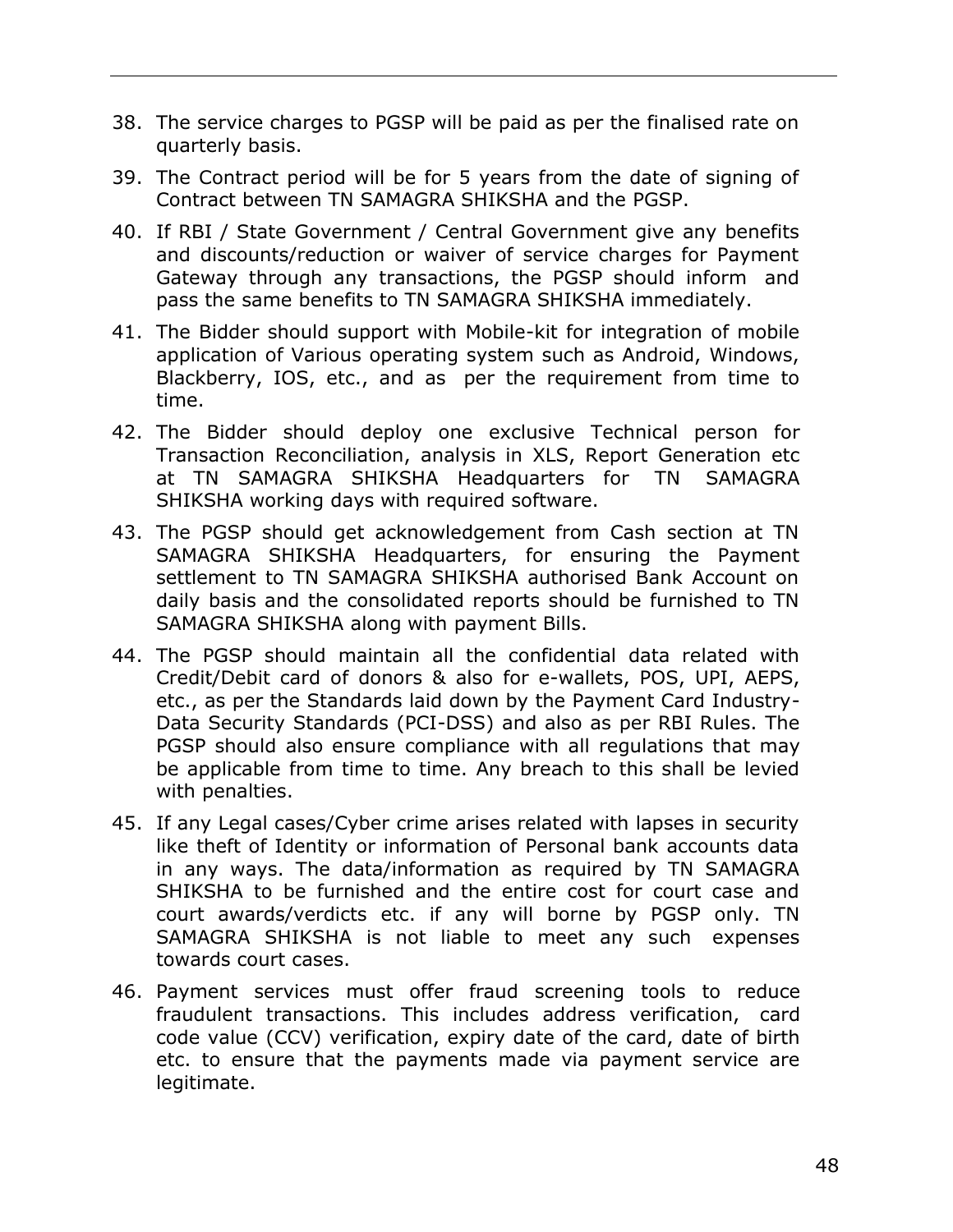38. The service charges to PGSP will be paid as per the finalised rate on quarterly basis.

39. The Contract period will be for 5 years from the date of signing of Contract between TN SAMAGRA SHIKSHA and the PGSP.

40. If RBI / State Government / Central Government give any benefits and discounts/reduction or waiver of service charges for Payment Gateway through any transactions, the PGSP should inform and pass the same benefits to TN SAMAGRA SHIKSHA immediately.

41. The Bidder should support with Mobile-kit for integration of mobile application of Various operating system such as Android, Windows, Blackberry, IOS, etc., and as per the requirement from time to time.

42. The Bidder should deploy one exclusive Technical person for Transaction Reconciliation, analysis in XLS, Report Generation etc at TN SAMAGRA SHIKSHA Headquarters for TN SAMAGRA SHIKSHA working days with required software.

43. The PGSP should get acknowledgement from Cash section at TN SAMAGRA SHIKSHA Headquarters, for ensuring the Payment settlement to TN SAMAGRA SHIKSHA authorised Bank Account on daily basis and the consolidated reports should be furnished to TN SAMAGRA SHIKSHA along with payment Bills.

44. The PGSP should maintain all the confidential data related with Credit/Debit card of donors & also for e-wallets, POS, UPI, AEPS, etc., as per the Standards laid down by the Payment Card Industry-Data Security Standards (PCI-DSS) and also as per RBI Rules. The PGSP should also ensure compliance with all regulations that may be applicable from time to time. Any breach to this shall be levied with penalties.

45. If any Legal cases/Cyber crime arises related with lapses in security like theft of Identity or information of Personal bank accounts data in any ways. The data/information as required by TN SAMAGRA SHIKSHA to be furnished and the entire cost for court case and court awards/verdicts etc. if any will borne by PGSP only. TN SAMAGRA SHIKSHA is not liable to meet any such expenses towards court cases.

46. Payment services must offer fraud screening tools to reduce fraudulent transactions. This includes address verification, card code value (CCV) verification, expiry date of the card, date of birth etc. to ensure that the payments made via payment service are legitimate.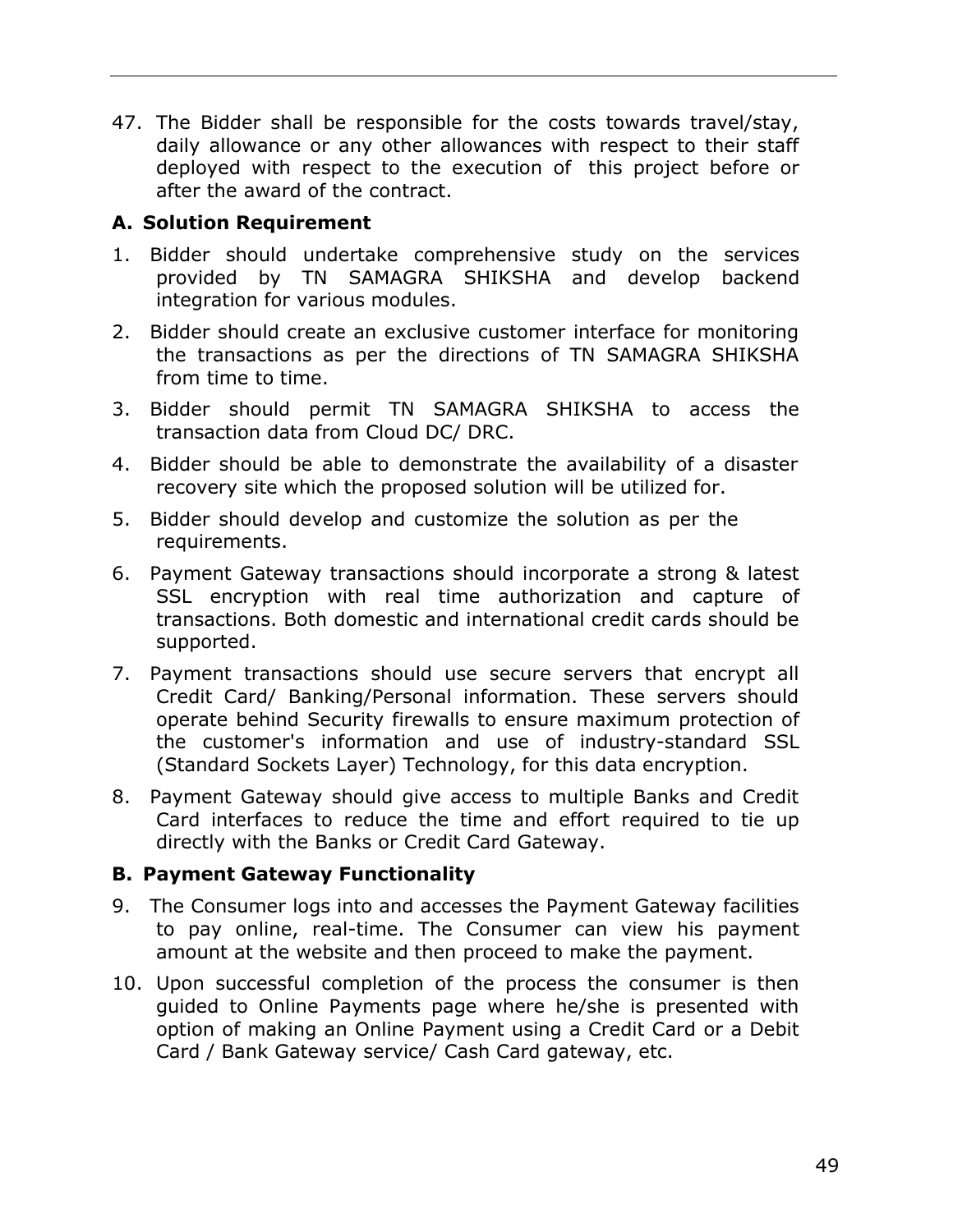47. The Bidder shall be responsible for the costs towards travel/stay, daily allowance or any other allowances with respect to their staff deployed with respect to the execution of this project before or after the award of the contract.

**A. Solution Requirement**

1. Bidder should undertake comprehensive study on the services provided by TN SAMAGRA SHIKSHA and develop backend integration for various modules.
2. Bidder should create an exclusive customer interface for monitoring the transactions as per the directions of TN SAMAGRA SHIKSHA from time to time.
3. Bidder should permit TN SAMAGRA SHIKSHA to access the transaction data from Cloud DC/ DRC.
4. Bidder should be able to demonstrate the availability of a disaster recovery site which the proposed solution will be utilized for.
5. Bidder should develop and customize the solution as per the requirements.
6. Payment Gateway transactions should incorporate a strong & latest SSL encryption with real time authorization and capture of transactions. Both domestic and international credit cards should be supported.
7. Payment transactions should use secure servers that encrypt all Credit Card/ Banking/Personal information. These servers should operate behind Security firewalls to ensure maximum protection of the customer's information and use of industry-standard SSL (Standard Sockets Layer) Technology, for this data encryption.
8. Payment Gateway should give access to multiple Banks and Credit Card interfaces to reduce the time and effort required to tie up directly with the Banks or Credit Card Gateway.

**B. Payment Gateway Functionality**

9. The Consumer logs into and accesses the Payment Gateway facilities to pay online, real-time. The Consumer can view his payment amount at the website and then proceed to make the payment.
10. Upon successful completion of the process the consumer is then guided to Online Payments page where he/she is presented with option of making an Online Payment using a Credit Card or a Debit Card / Bank Gateway service/ Cash Card gateway, etc.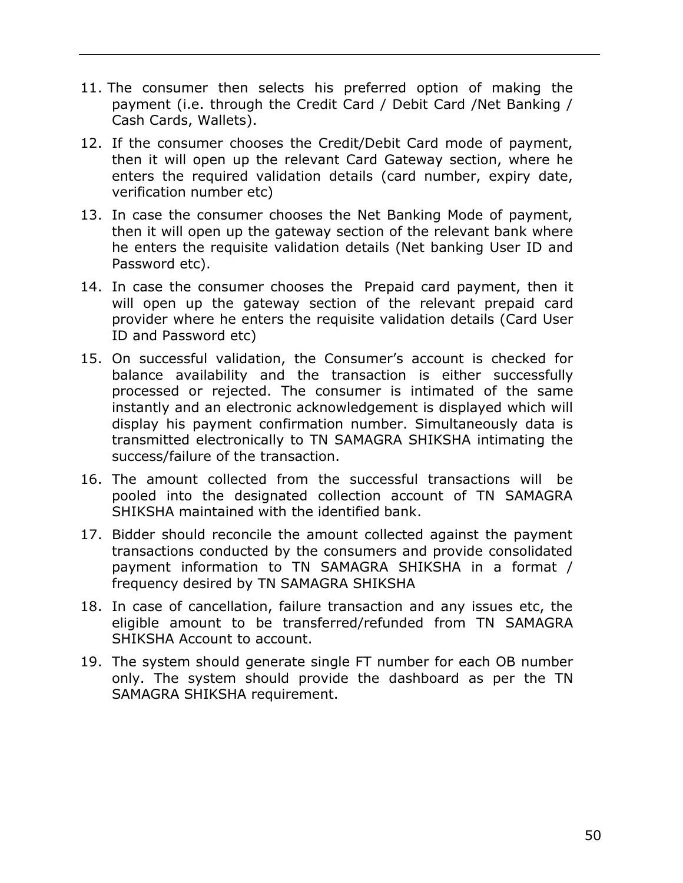11. The consumer then selects his preferred option of making the payment (i.e. through the Credit Card / Debit Card /Net Banking / Cash Cards, Wallets).
12. If the consumer chooses the Credit/Debit Card mode of payment, then it will open up the relevant Card Gateway section, where he enters the required validation details (card number, expiry date, verification number etc)
13. In case the consumer chooses the Net Banking Mode of payment, then it will open up the gateway section of the relevant bank where he enters the requisite validation details (Net banking User ID and Password etc).
14. In case the consumer chooses the Prepaid card payment, then it will open up the gateway section of the relevant prepaid card provider where he enters the requisite validation details (Card User ID and Password etc)
15. On successful validation, the Consumer's account is checked for balance availability and the transaction is either successfully processed or rejected. The consumer is intimated of the same instantly and an electronic acknowledgement is displayed which will display his payment confirmation number. Simultaneously data is transmitted electronically to TN SAMAGRA SHIKSHA intimating the success/failure of the transaction.
16. The amount collected from the successful transactions will be pooled into the designated collection account of TN SAMAGRA SHIKSHA maintained with the identified bank.
17. Bidder should reconcile the amount collected against the payment transactions conducted by the consumers and provide consolidated payment information to TN SAMAGRA SHIKSHA in a format / frequency desired by TN SAMAGRA SHIKSHA
18. In case of cancellation, failure transaction and any issues etc, the eligible amount to be transferred/refunded from TN SAMAGRA SHIKSHA Account to account.
19. The system should generate single FT number for each OB number only. The system should provide the dashboard as per the TN SAMAGRA SHIKSHA requirement.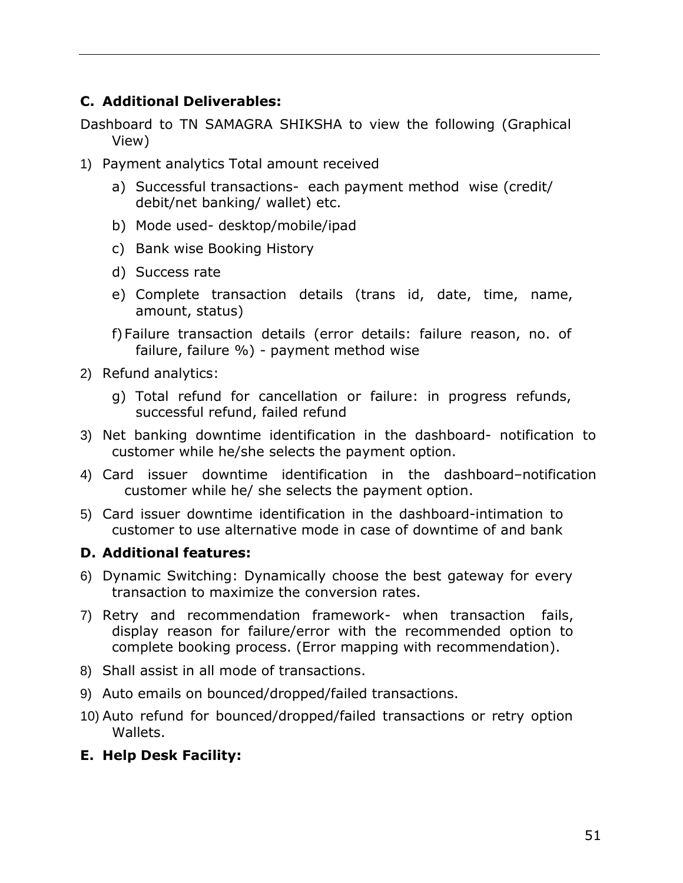### C. Additional Deliverables:

Dashboard to TN SAMAGRA SHIKSHA to view the following (Graphical View)

1) Payment analytics Total amount received
   a) Successful transactions- each payment method wise (credit/ debit/net banking/ wallet) etc.
   b) Mode used- desktop/mobile/ipad
   c) Bank wise Booking History
   d) Success rate
   e) Complete transaction details (trans id, date, time, name, amount, status)
   f) Failure transaction details (error details: failure reason, no. of failure, failure %) - payment method wise
2) Refund analytics:
   g) Total refund for cancellation or failure: in progress refunds, successful refund, failed refund
3) Net banking downtime identification in the dashboard- notification to customer while he/she selects the payment option.
4) Card issuer downtime identification in the dashboard–notification customer while he/ she selects the payment option.
5) Card issuer downtime identification in the dashboard-intimation to customer to use alternative mode in case of downtime of and bank

### D. Additional features:

6) Dynamic Switching: Dynamically choose the best gateway for every transaction to maximize the conversion rates.
7) Retry and recommendation framework- when transaction fails, display reason for failure/error with the recommended option to complete booking process. (Error mapping with recommendation).
8) Shall assist in all mode of transactions.
9) Auto emails on bounced/dropped/failed transactions.
10) Auto refund for bounced/dropped/failed transactions or retry option Wallets.

### E. Help Desk Facility: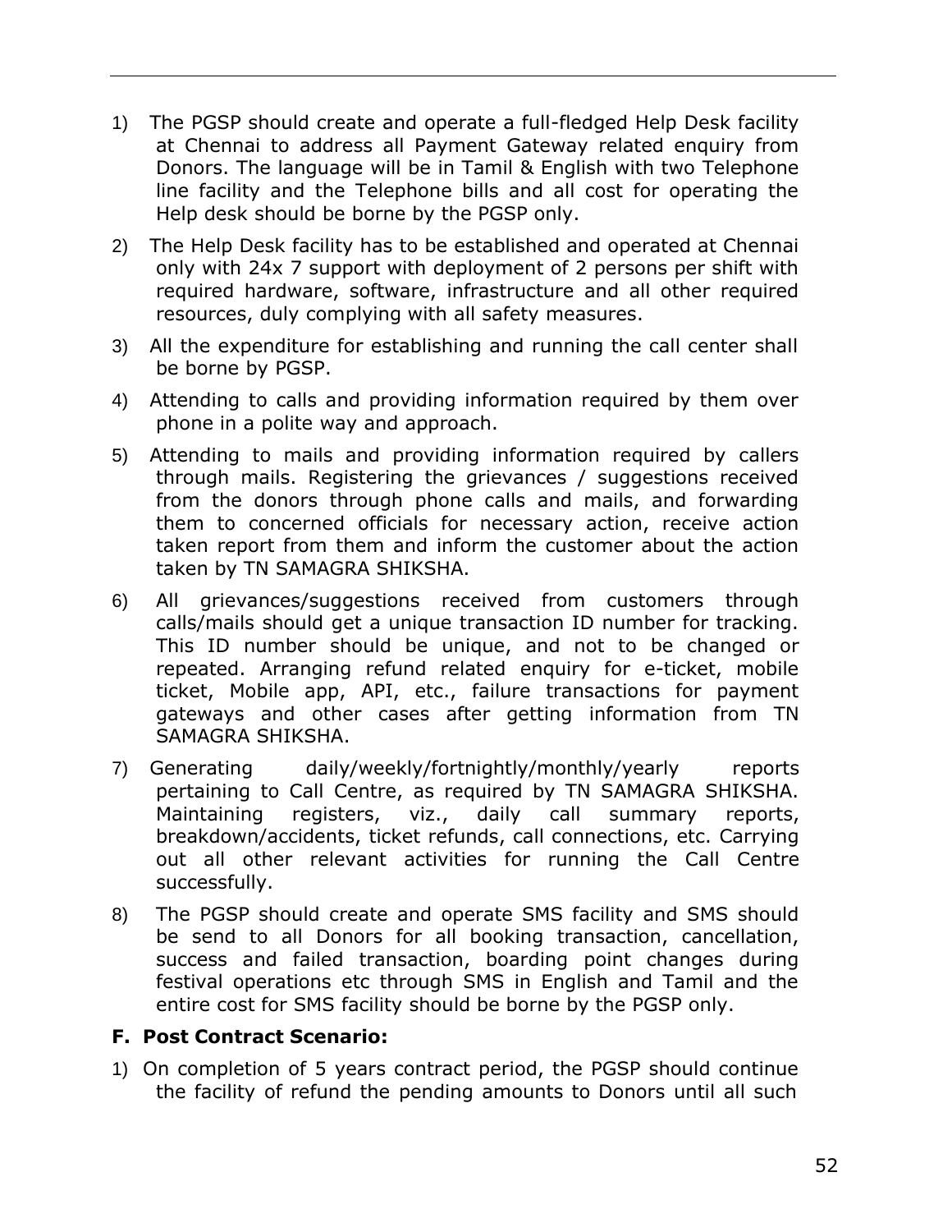1) The PGSP should create and operate a full-fledged Help Desk facility at Chennai to address all Payment Gateway related enquiry from Donors. The language will be in Tamil & English with two Telephone line facility and the Telephone bills and all cost for operating the Help desk should be borne by the PGSP only.

2) The Help Desk facility has to be established and operated at Chennai only with 24x 7 support with deployment of 2 persons per shift with required hardware, software, infrastructure and all other required resources, duly complying with all safety measures.

3) All the expenditure for establishing and running the call center shall be borne by PGSP.

4) Attending to calls and providing information required by them over phone in a polite way and approach.

5) Attending to mails and providing information required by callers through mails. Registering the grievances / suggestions received from the donors through phone calls and mails, and forwarding them to concerned officials for necessary action, receive action taken report from them and inform the customer about the action taken by TN SAMAGRA SHIKSHA.

6) All grievances/suggestions received from customers through calls/mails should get a unique transaction ID number for tracking. This ID number should be unique, and not to be changed or repeated. Arranging refund related enquiry for e-ticket, mobile ticket, Mobile app, API, etc., failure transactions for payment gateways and other cases after getting information from TN SAMAGRA SHIKSHA.

7) Generating daily/weekly/fortnightly/monthly/yearly reports pertaining to Call Centre, as required by TN SAMAGRA SHIKSHA. Maintaining registers, viz., daily call summary reports, breakdown/accidents, ticket refunds, call connections, etc. Carrying out all other relevant activities for running the Call Centre successfully.

8) The PGSP should create and operate SMS facility and SMS should be send to all Donors for all booking transaction, cancellation, success and failed transaction, boarding point changes during festival operations etc through SMS in English and Tamil and the entire cost for SMS facility should be borne by the PGSP only.

**F. Post Contract Scenario:**

1) On completion of 5 years contract period, the PGSP should continue the facility of refund the pending amounts to Donors until all such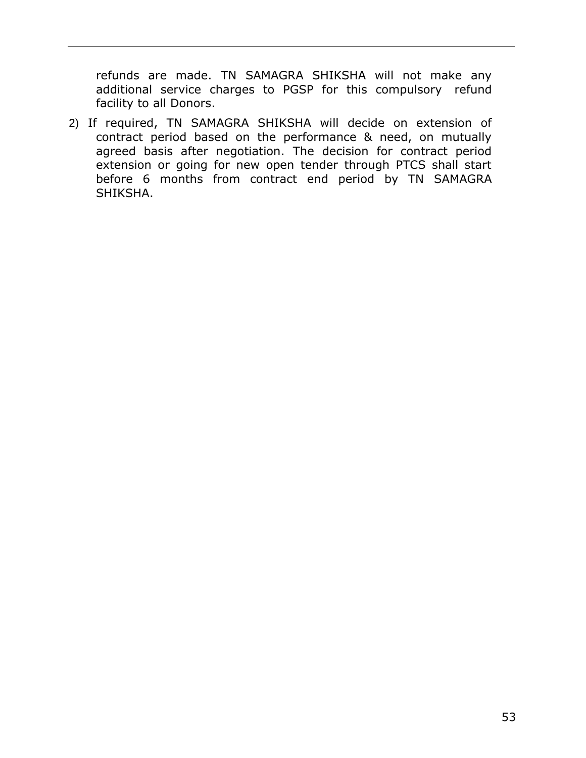refunds are made. TN SAMAGRA SHIKSHA will not make any additional service charges to PGSP for this compulsory refund facility to all Donors.

2) If required, TN SAMAGRA SHIKSHA will decide on extension of contract period based on the performance & need, on mutually agreed basis after negotiation. The decision for contract period extension or going for new open tender through PTCS shall start before 6 months from contract end period by TN SAMAGRA SHIKSHA.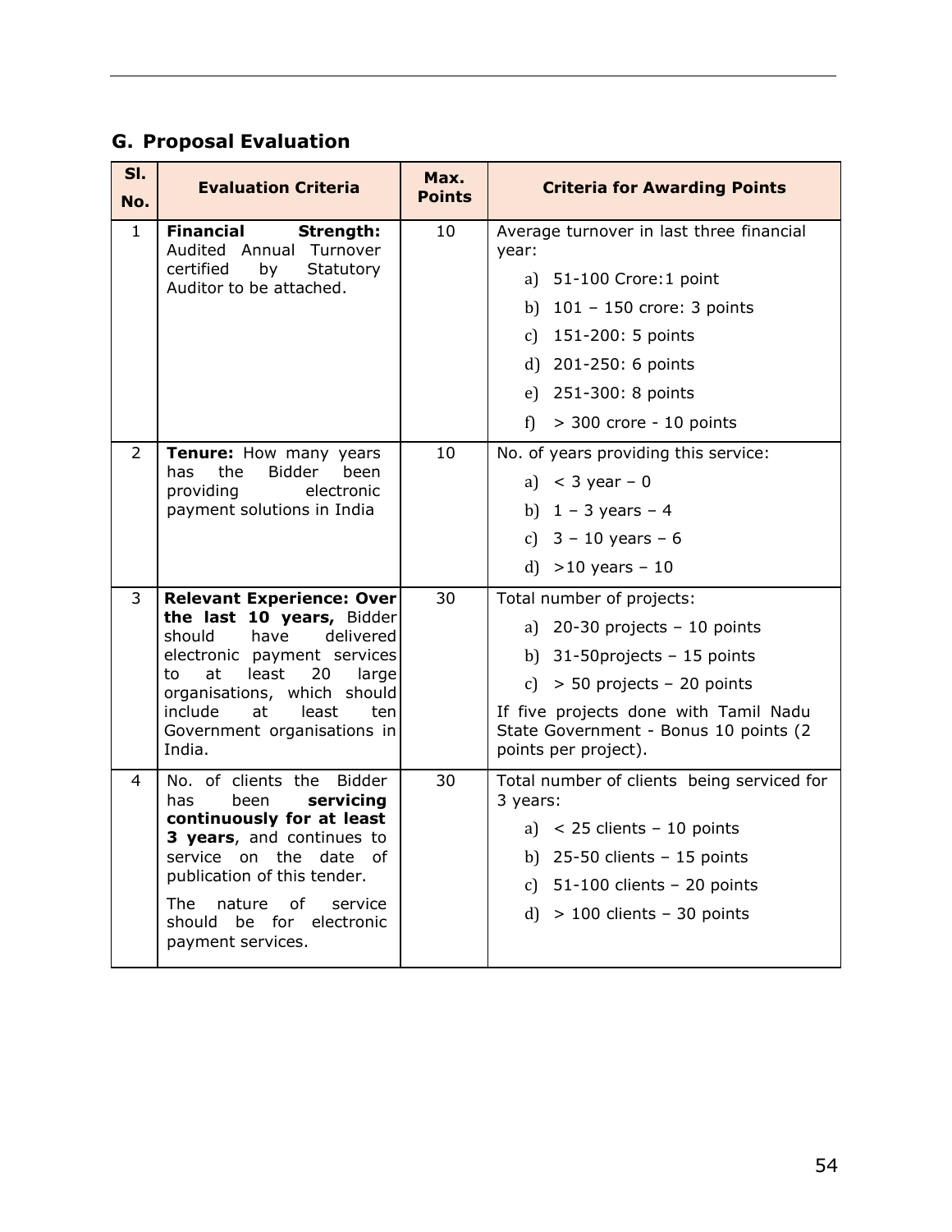## G. Proposal Evaluation

| Sl. No. | Evaluation Criteria | Max. Points | Criteria for Awarding Points |
|---|---|---|---|
| 1 | **Financial Strength:** Audited Annual Turnover certified by Statutory Auditor to be attached. | 10 | Average turnover in last three financial year:<br>a) 51-100 Crore:1 point<br>b) 101 – 150 crore: 3 points<br>c) 151-200: 5 points<br>d) 201-250: 6 points<br>e) 251-300: 8 points<br>f) > 300 crore - 10 points |
| 2 | **Tenure:** How many years has the Bidder been providing electronic payment solutions in India | 10 | No. of years providing this service:<br>a) < 3 year – 0<br>b) 1 – 3 years – 4<br>c) 3 – 10 years – 6<br>d) >10 years – 10 |
| 3 | **Relevant Experience: Over the last 10 years,** Bidder should have delivered electronic payment services to at least 20 large organisations, which should include at least ten Government organisations in India. | 30 | Total number of projects:<br>a) 20-30 projects – 10 points<br>b) 31-50projects – 15 points<br>c) > 50 projects – 20 points<br>If five projects done with Tamil Nadu State Government - Bonus 10 points (2 points per project). |
| 4 | No. of clients the Bidder has been **servicing continuously for at least 3 years**, and continues to service on the date of publication of this tender.<br>The nature of service should be for electronic payment services. | 30 | Total number of clients being serviced for 3 years:<br>a) < 25 clients – 10 points<br>b) 25-50 clients – 15 points<br>c) 51-100 clients – 20 points<br>d) > 100 clients – 30 points |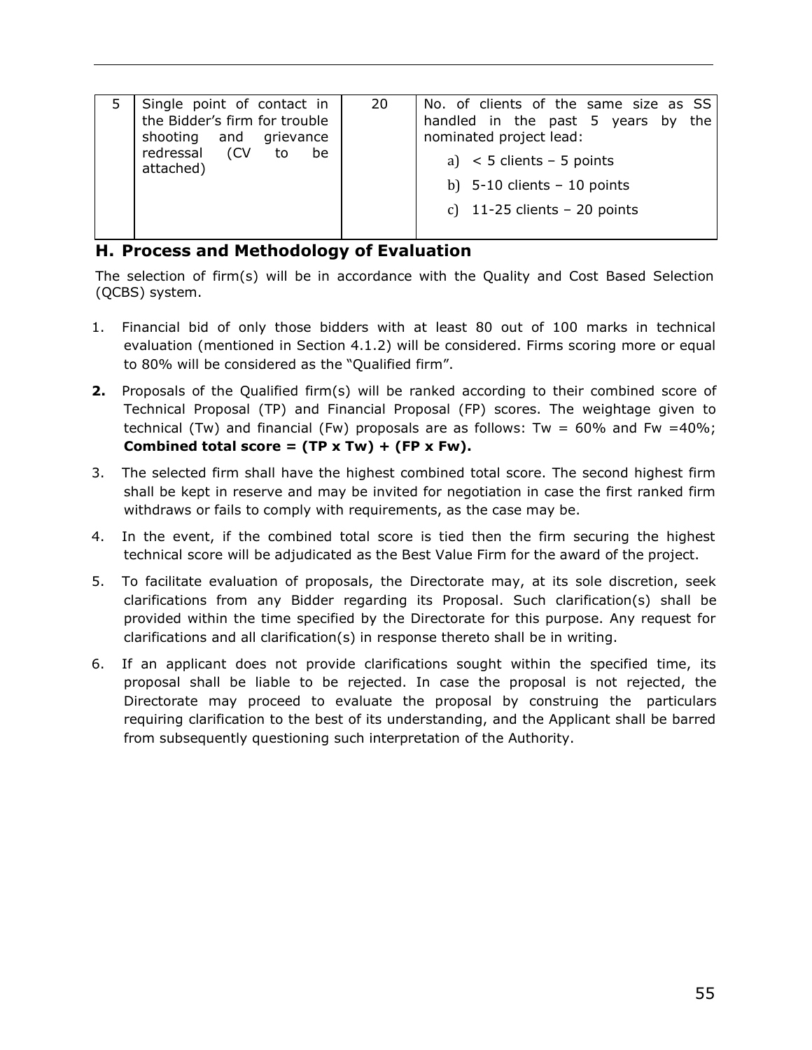| 5 | Single point of contact in the Bidder's firm for trouble shooting and grievance redressal (CV to be attached) | 20 | No. of clients of the same size as SS handled in the past 5 years by the nominated project lead:<br>a) < 5 clients – 5 points<br>b) 5-10 clients – 10 points<br>c) 11-25 clients – 20 points |
|---|---|---|---|

## H. Process and Methodology of Evaluation

The selection of firm(s) will be in accordance with the Quality and Cost Based Selection (QCBS) system.

1. Financial bid of only those bidders with at least 80 out of 100 marks in technical evaluation (mentioned in Section 4.1.2) will be considered. Firms scoring more or equal to 80% will be considered as the "Qualified firm".
2. Proposals of the Qualified firm(s) will be ranked according to their combined score of Technical Proposal (TP) and Financial Proposal (FP) scores. The weightage given to technical (Tw) and financial (Fw) proposals are as follows: Tw = 60% and Fw =40%; **Combined total score = (TP x Tw) + (FP x Fw).**
3. The selected firm shall have the highest combined total score. The second highest firm shall be kept in reserve and may be invited for negotiation in case the first ranked firm withdraws or fails to comply with requirements, as the case may be.
4. In the event, if the combined total score is tied then the firm securing the highest technical score will be adjudicated as the Best Value Firm for the award of the project.
5. To facilitate evaluation of proposals, the Directorate may, at its sole discretion, seek clarifications from any Bidder regarding its Proposal. Such clarification(s) shall be provided within the time specified by the Directorate for this purpose. Any request for clarifications and all clarification(s) in response thereto shall be in writing.
6. If an applicant does not provide clarifications sought within the specified time, its proposal shall be liable to be rejected. In case the proposal is not rejected, the Directorate may proceed to evaluate the proposal by construing the particulars requiring clarification to the best of its understanding, and the Applicant shall be barred from subsequently questioning such interpretation of the Authority.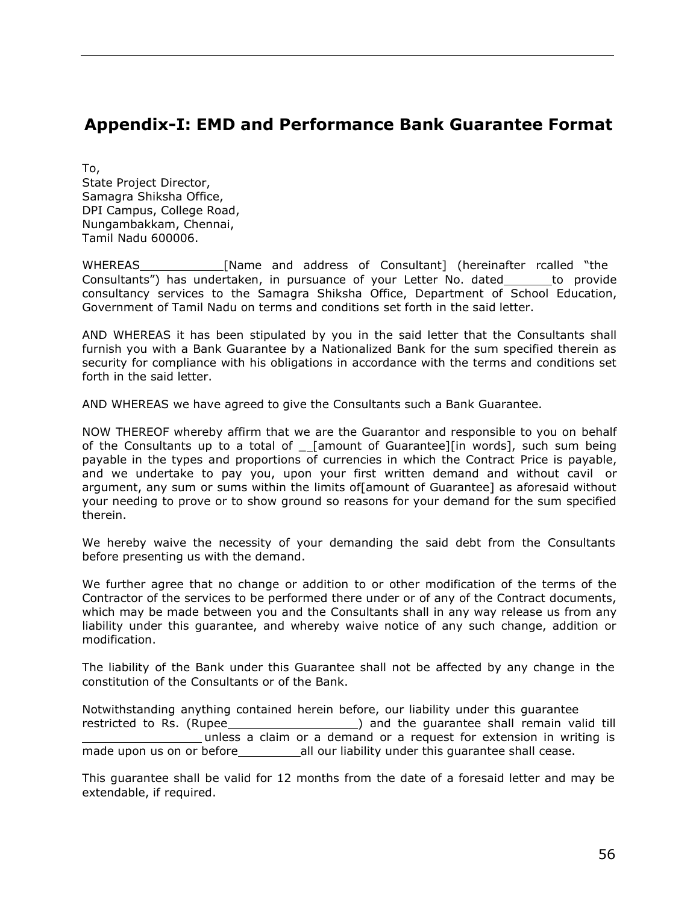## Appendix-I: EMD and Performance Bank Guarantee Format

To,
State Project Director,
Samagra Shiksha Office,
DPI Campus, College Road,
Nungambakkam, Chennai,
Tamil Nadu 600006.

WHEREAS___________[Name and address of Consultant] (hereinafter rcalled "the Consultants") has undertaken, in pursuance of your Letter No. dated______to provide consultancy services to the Samagra Shiksha Office, Department of School Education, Government of Tamil Nadu on terms and conditions set forth in the said letter.

AND WHEREAS it has been stipulated by you in the said letter that the Consultants shall furnish you with a Bank Guarantee by a Nationalized Bank for the sum specified therein as security for compliance with his obligations in accordance with the terms and conditions set forth in the said letter.

AND WHEREAS we have agreed to give the Consultants such a Bank Guarantee.

NOW THEREOF whereby affirm that we are the Guarantor and responsible to you on behalf of the Consultants up to a total of __[amount of Guarantee][in words], such sum being payable in the types and proportions of currencies in which the Contract Price is payable, and we undertake to pay you, upon your first written demand and without cavil or argument, any sum or sums within the limits of[amount of Guarantee] as aforesaid without your needing to prove or to show ground so reasons for your demand for the sum specified therein.

We hereby waive the necessity of your demanding the said debt from the Consultants before presenting us with the demand.

We further agree that no change or addition to or other modification of the terms of the Contractor of the services to be performed there under or of any of the Contract documents, which may be made between you and the Consultants shall in any way release us from any liability under this guarantee, and whereby waive notice of any such change, addition or modification.

The liability of the Bank under this Guarantee shall not be affected by any change in the constitution of the Consultants or of the Bank.

Notwithstanding anything contained herein before, our liability under this guarantee restricted to Rs. (Rupee_________________) and the guarantee shall remain valid till ________________ unless a claim or a demand or a request for extension in writing is made upon us on or before________all our liability under this guarantee shall cease.

This guarantee shall be valid for 12 months from the date of a foresaid letter and may be extendable, if required.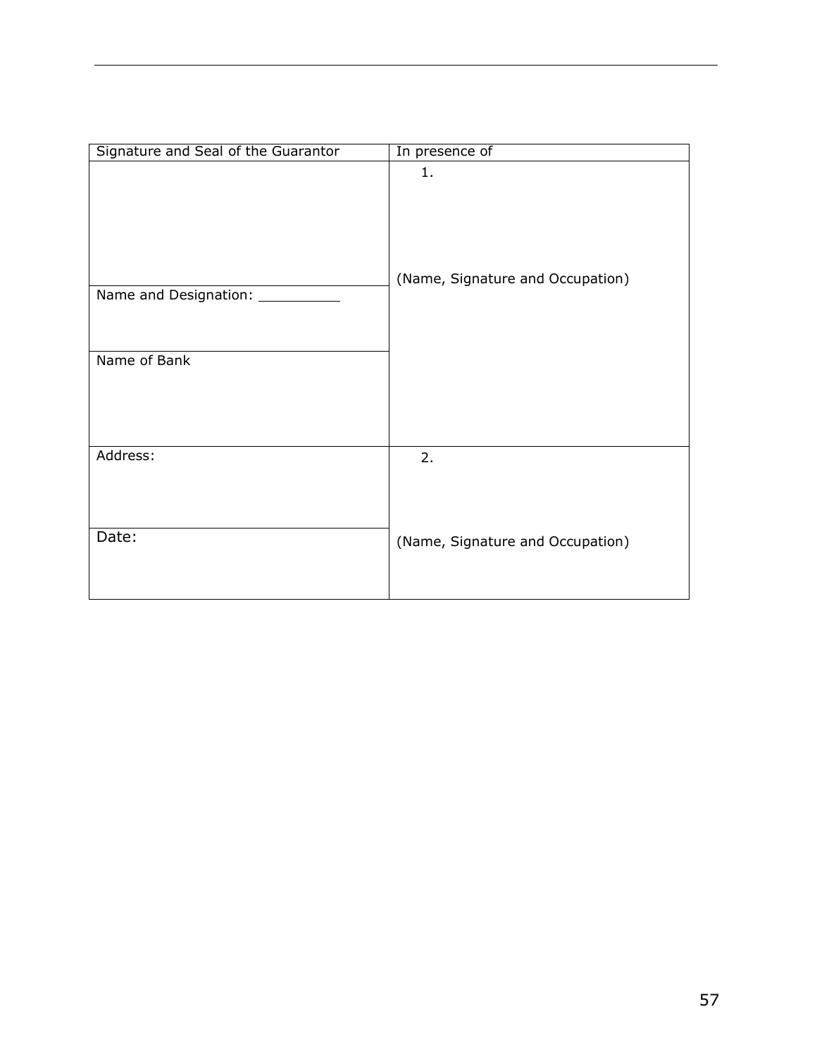| Signature and Seal of the Guarantor | In presence of |
|---|---|
| | 1.<br><br>(Name, Signature and Occupation) |
| Name and Designation: __________ | |
| Name of Bank | |
| Address: | 2. |
| Date: | (Name, Signature and Occupation) |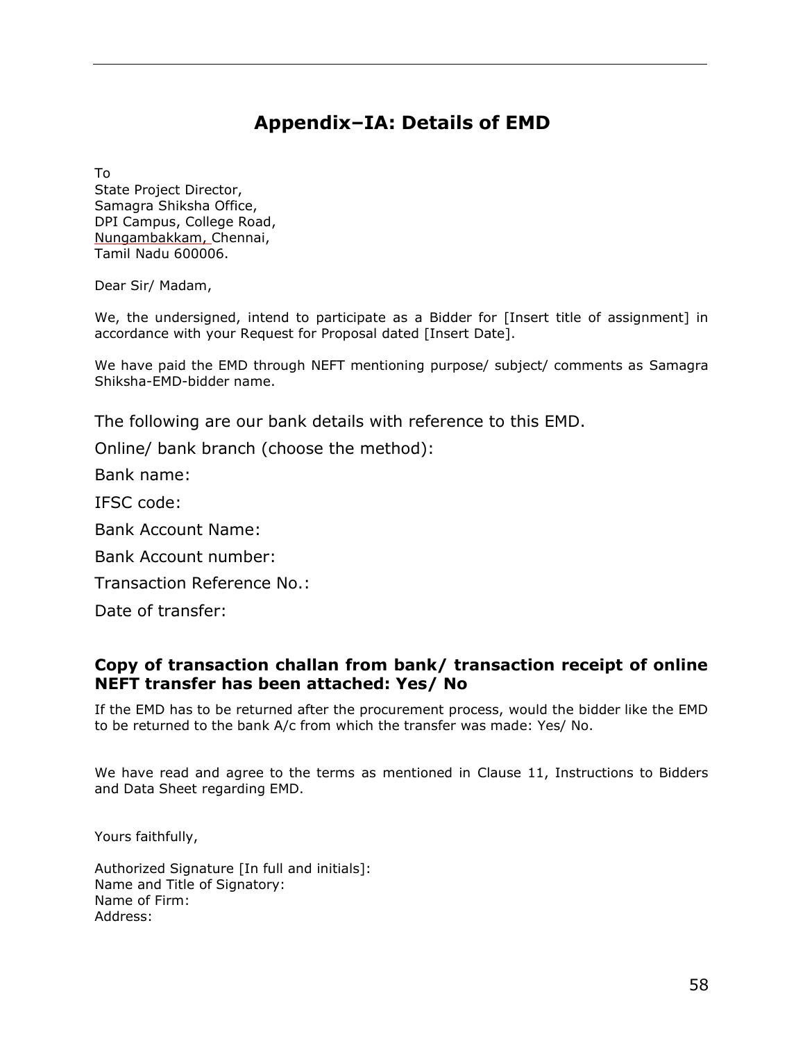# Appendix–IA: Details of EMD

To
State Project Director,
Samagra Shiksha Office,
DPI Campus, College Road,
Nungambakkam, Chennai,
Tamil Nadu 600006.

Dear Sir/ Madam,

We, the undersigned, intend to participate as a Bidder for [Insert title of assignment] in accordance with your Request for Proposal dated [Insert Date].

We have paid the EMD through NEFT mentioning purpose/ subject/ comments as Samagra Shiksha-EMD-bidder name.

The following are our bank details with reference to this EMD.

Online/ bank branch (choose the method):

Bank name:

IFSC code:

Bank Account Name:

Bank Account number:

Transaction Reference No.:

Date of transfer:

**Copy of transaction challan from bank/ transaction receipt of online NEFT transfer has been attached: Yes/ No**

If the EMD has to be returned after the procurement process, would the bidder like the EMD to be returned to the bank A/c from which the transfer was made: Yes/ No.

We have read and agree to the terms as mentioned in Clause 11, Instructions to Bidders and Data Sheet regarding EMD.

Yours faithfully,

Authorized Signature [In full and initials]:
Name and Title of Signatory:
Name of Firm:
Address: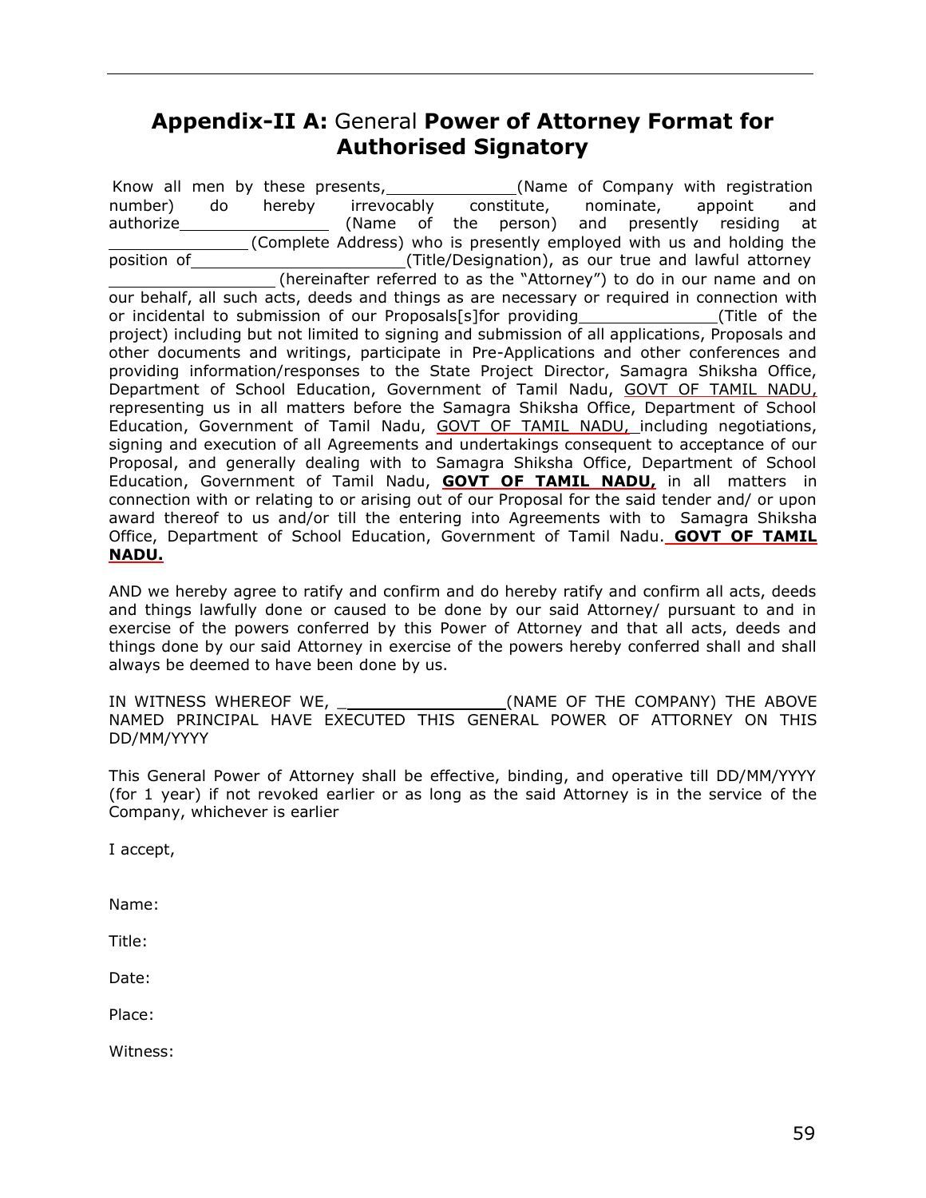## **Appendix-II A:** General **Power of Attorney Format for Authorised Signatory**

Know all men by these presents,_____________(Name of Company with registration number) do hereby irrevocably constitute, nominate, appoint and authorize_______________ (Name of the person) and presently residing at ______________(Complete Address) who is presently employed with us and holding the position of_____________________(Title/Designation), as our true and lawful attorney ________________ (hereinafter referred to as the "Attorney") to do in our name and on our behalf, all such acts, deeds and things as are necessary or required in connection with or incidental to submission of our Proposals[s]for providing______________(Title of the project) including but not limited to signing and submission of all applications, Proposals and other documents and writings, participate in Pre-Applications and other conferences and providing information/responses to the State Project Director, Samagra Shiksha Office, Department of School Education, Government of Tamil Nadu, GOVT OF TAMIL NADU, representing us in all matters before the Samagra Shiksha Office, Department of School Education, Government of Tamil Nadu, GOVT OF TAMIL NADU, including negotiations, signing and execution of all Agreements and undertakings consequent to acceptance of our Proposal, and generally dealing with to Samagra Shiksha Office, Department of School Education, Government of Tamil Nadu, **GOVT OF TAMIL NADU,** in all matters in connection with or relating to or arising out of our Proposal for the said tender and/ or upon award thereof to us and/or till the entering into Agreements with to Samagra Shiksha Office, Department of School Education, Government of Tamil Nadu. **GOVT OF TAMIL NADU.**

AND we hereby agree to ratify and confirm and do hereby ratify and confirm all acts, deeds and things lawfully done or caused to be done by our said Attorney/ pursuant to and in exercise of the powers conferred by this Power of Attorney and that all acts, deeds and things done by our said Attorney in exercise of the powers hereby conferred shall and shall always be deemed to have been done by us.

IN WITNESS WHEREOF WE, ________________(NAME OF THE COMPANY) THE ABOVE NAMED PRINCIPAL HAVE EXECUTED THIS GENERAL POWER OF ATTORNEY ON THIS DD/MM/YYYY

This General Power of Attorney shall be effective, binding, and operative till DD/MM/YYYY (for 1 year) if not revoked earlier or as long as the said Attorney is in the service of the Company, whichever is earlier

I accept,

Name:

Title:

Date:

Place:

Witness: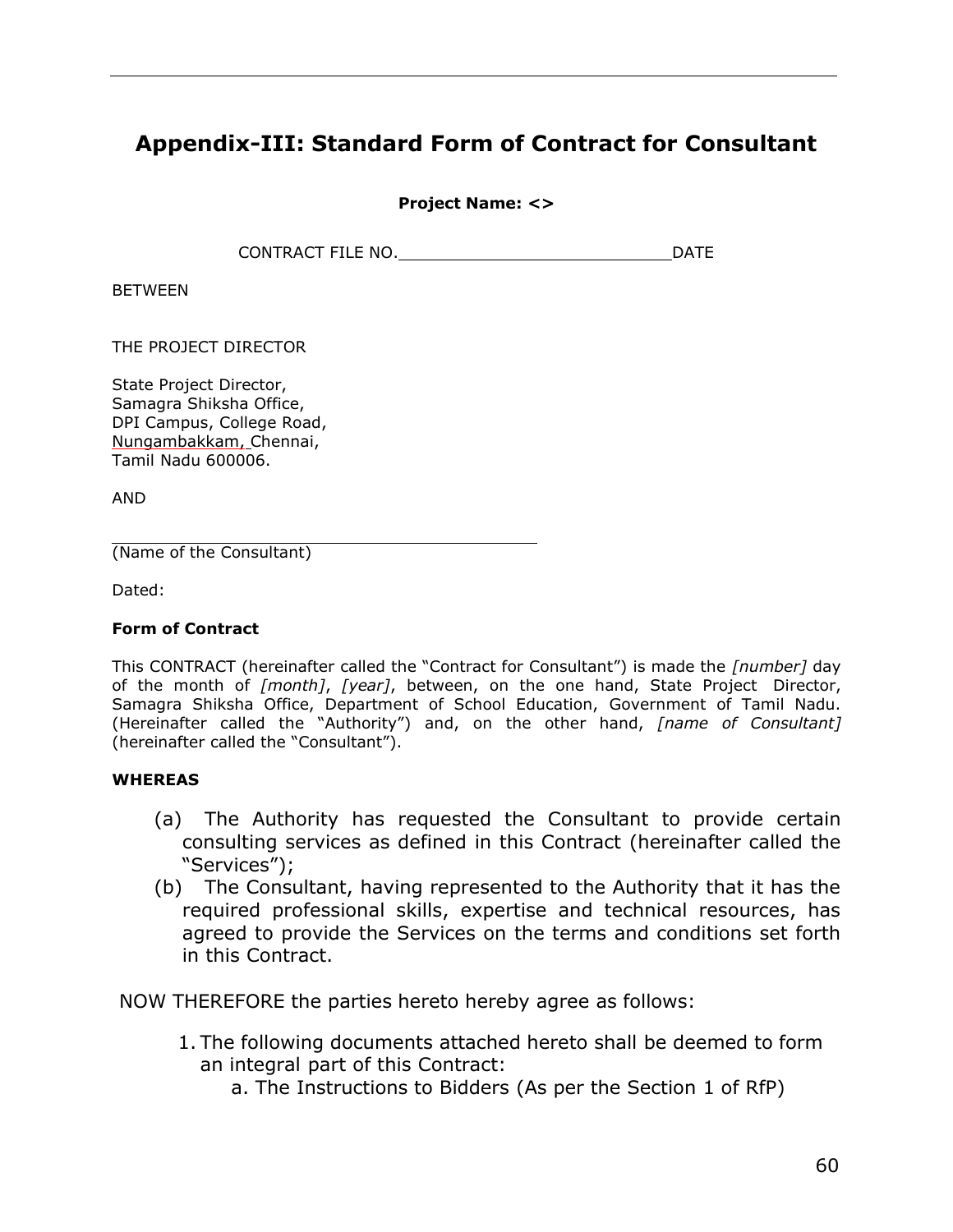# Appendix-III: Standard Form of Contract for Consultant

**Project Name: <>**

CONTRACT FILE NO.____________________________DATE

BETWEEN

THE PROJECT DIRECTOR

State Project Director,
Samagra Shiksha Office,
DPI Campus, College Road,
Nungambakkam, Chennai,
Tamil Nadu 600006.

AND

______________________________________________
(Name of the Consultant)

Dated:

**Form of Contract**

This CONTRACT (hereinafter called the "Contract for Consultant") is made the *[number]* day of the month of *[month]*, *[year]*, between, on the one hand, State Project Director, Samagra Shiksha Office, Department of School Education, Government of Tamil Nadu. (Hereinafter called the "Authority") and, on the other hand, *[name of Consultant]* (hereinafter called the "Consultant").

**WHEREAS**

(a) The Authority has requested the Consultant to provide certain consulting services as defined in this Contract (hereinafter called the "Services");

(b) The Consultant, having represented to the Authority that it has the required professional skills, expertise and technical resources, has agreed to provide the Services on the terms and conditions set forth in this Contract.

NOW THEREFORE the parties hereto hereby agree as follows:

1. The following documents attached hereto shall be deemed to form an integral part of this Contract:
   a. The Instructions to Bidders (As per the Section 1 of RfP)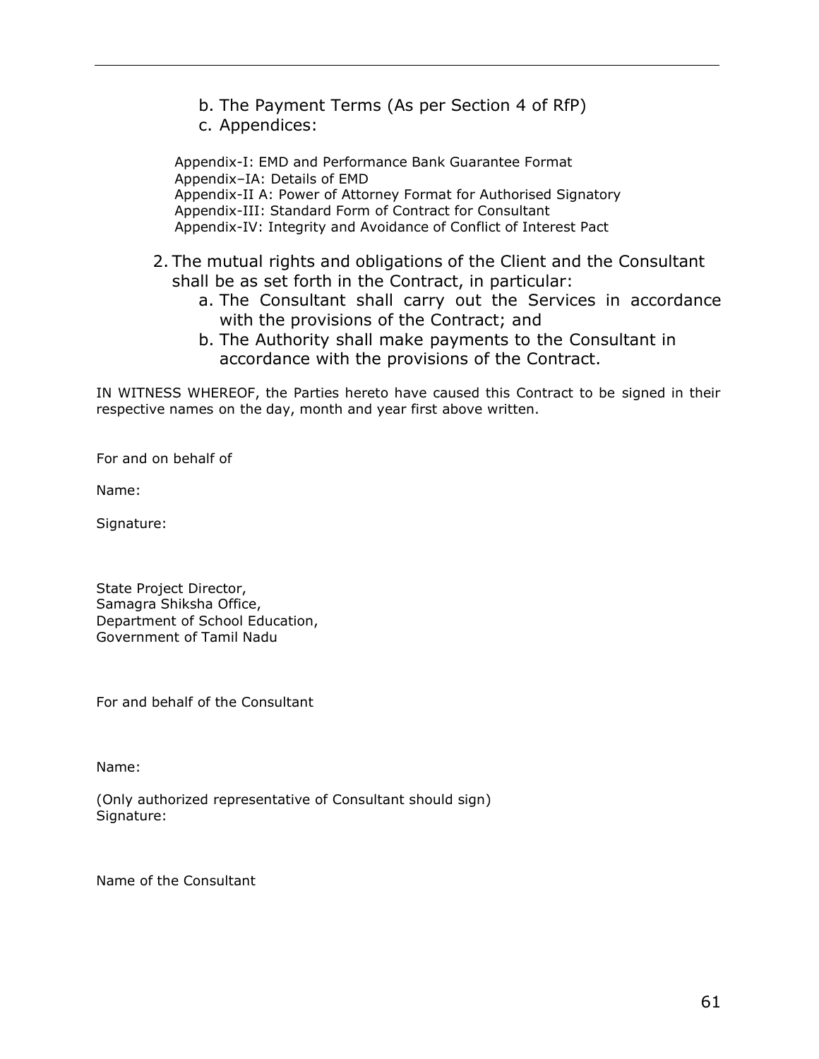b. The Payment Terms (As per Section 4 of RfP)
c. Appendices:

Appendix-I: EMD and Performance Bank Guarantee Format
Appendix–IA: Details of EMD
Appendix-II A: Power of Attorney Format for Authorised Signatory
Appendix-III: Standard Form of Contract for Consultant
Appendix-IV: Integrity and Avoidance of Conflict of Interest Pact

2. The mutual rights and obligations of the Client and the Consultant shall be as set forth in the Contract, in particular:
   a. The Consultant shall carry out the Services in accordance with the provisions of the Contract; and
   b. The Authority shall make payments to the Consultant in accordance with the provisions of the Contract.

IN WITNESS WHEREOF, the Parties hereto have caused this Contract to be signed in their respective names on the day, month and year first above written.

For and on behalf of

Name:

Signature:

State Project Director,
Samagra Shiksha Office,
Department of School Education,
Government of Tamil Nadu

For and behalf of the Consultant

Name:

(Only authorized representative of Consultant should sign)
Signature:

Name of the Consultant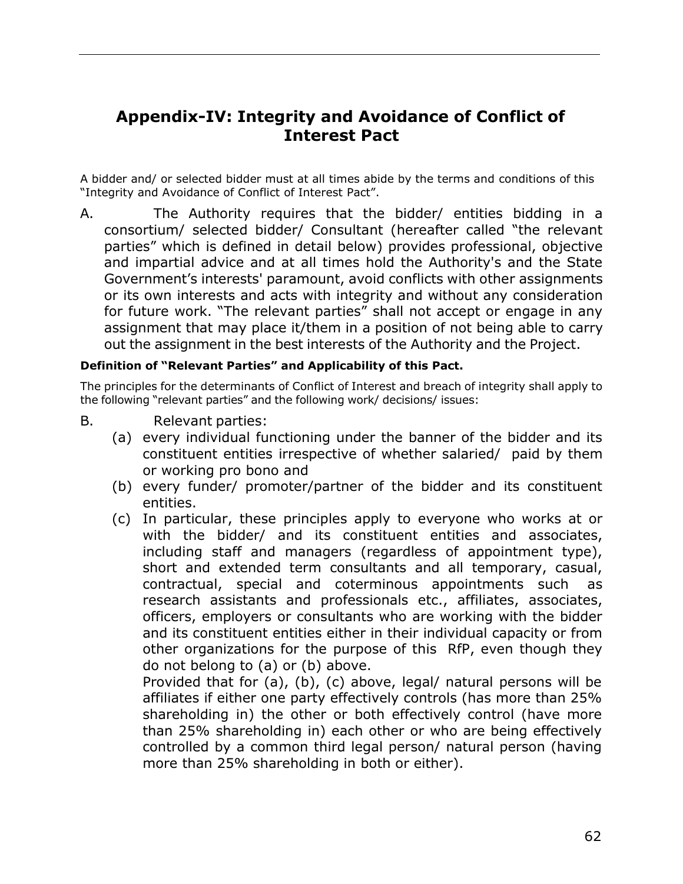## Appendix-IV: Integrity and Avoidance of Conflict of Interest Pact

A bidder and/ or selected bidder must at all times abide by the terms and conditions of this "Integrity and Avoidance of Conflict of Interest Pact".

A. The Authority requires that the bidder/ entities bidding in a consortium/ selected bidder/ Consultant (hereafter called "the relevant parties" which is defined in detail below) provides professional, objective and impartial advice and at all times hold the Authority's and the State Government's interests' paramount, avoid conflicts with other assignments or its own interests and acts with integrity and without any consideration for future work. "The relevant parties" shall not accept or engage in any assignment that may place it/them in a position of not being able to carry out the assignment in the best interests of the Authority and the Project.

**Definition of "Relevant Parties" and Applicability of this Pact.**

The principles for the determinants of Conflict of Interest and breach of integrity shall apply to the following "relevant parties" and the following work/ decisions/ issues:

B. Relevant parties:

(a) every individual functioning under the banner of the bidder and its constituent entities irrespective of whether salaried/ paid by them or working pro bono and

(b) every funder/ promoter/partner of the bidder and its constituent entities.

(c) In particular, these principles apply to everyone who works at or with the bidder/ and its constituent entities and associates, including staff and managers (regardless of appointment type), short and extended term consultants and all temporary, casual, contractual, special and coterminous appointments such as research assistants and professionals etc., affiliates, associates, officers, employers or consultants who are working with the bidder and its constituent entities either in their individual capacity or from other organizations for the purpose of this RfP, even though they do not belong to (a) or (b) above.

Provided that for (a), (b), (c) above, legal/ natural persons will be affiliates if either one party effectively controls (has more than 25% shareholding in) the other or both effectively control (have more than 25% shareholding in) each other or who are being effectively controlled by a common third legal person/ natural person (having more than 25% shareholding in both or either).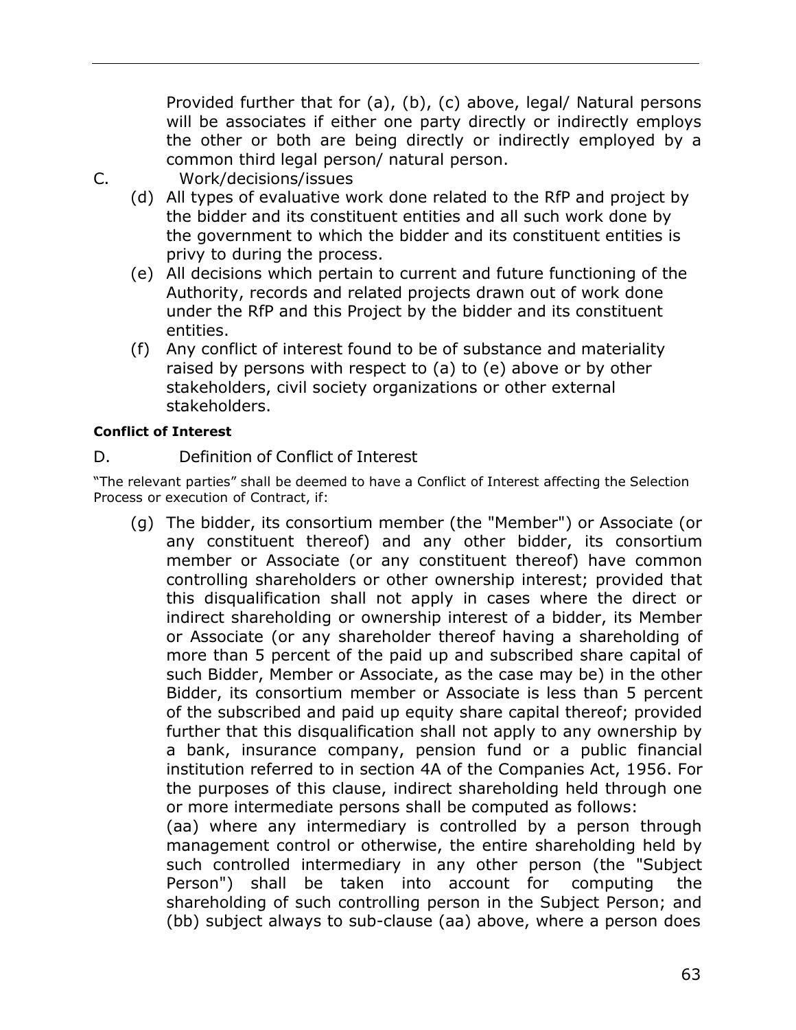Provided further that for (a), (b), (c) above, legal/ Natural persons will be associates if either one party directly or indirectly employs the other or both are being directly or indirectly employed by a common third legal person/ natural person.

C. Work/decisions/issues

(d) All types of evaluative work done related to the RfP and project by the bidder and its constituent entities and all such work done by the government to which the bidder and its constituent entities is privy to during the process.

(e) All decisions which pertain to current and future functioning of the Authority, records and related projects drawn out of work done under the RfP and this Project by the bidder and its constituent entities.

(f) Any conflict of interest found to be of substance and materiality raised by persons with respect to (a) to (e) above or by other stakeholders, civil society organizations or other external stakeholders.

**Conflict of Interest**

D. Definition of Conflict of Interest

"The relevant parties" shall be deemed to have a Conflict of Interest affecting the Selection Process or execution of Contract, if:

(g) The bidder, its consortium member (the "Member") or Associate (or any constituent thereof) and any other bidder, its consortium member or Associate (or any constituent thereof) have common controlling shareholders or other ownership interest; provided that this disqualification shall not apply in cases where the direct or indirect shareholding or ownership interest of a bidder, its Member or Associate (or any shareholder thereof having a shareholding of more than 5 percent of the paid up and subscribed share capital of such Bidder, Member or Associate, as the case may be) in the other Bidder, its consortium member or Associate is less than 5 percent of the subscribed and paid up equity share capital thereof; provided further that this disqualification shall not apply to any ownership by a bank, insurance company, pension fund or a public financial institution referred to in section 4A of the Companies Act, 1956. For the purposes of this clause, indirect shareholding held through one or more intermediate persons shall be computed as follows:

(aa) where any intermediary is controlled by a person through management control or otherwise, the entire shareholding held by such controlled intermediary in any other person (the "Subject Person") shall be taken into account for computing the shareholding of such controlling person in the Subject Person; and

(bb) subject always to sub-clause (aa) above, where a person does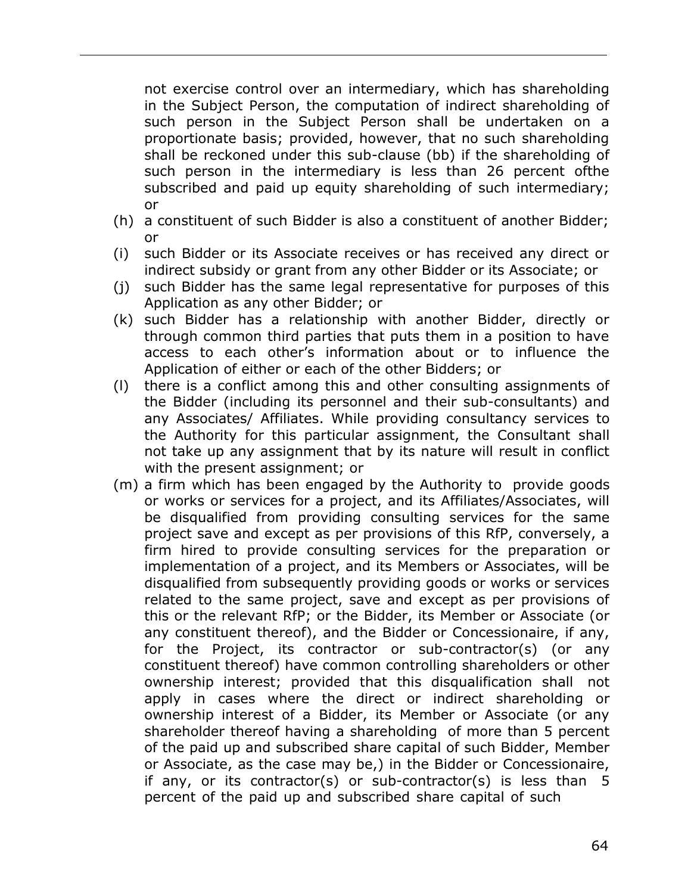not exercise control over an intermediary, which has shareholding in the Subject Person, the computation of indirect shareholding of such person in the Subject Person shall be undertaken on a proportionate basis; provided, however, that no such shareholding shall be reckoned under this sub-clause (bb) if the shareholding of such person in the intermediary is less than 26 percent ofthe subscribed and paid up equity shareholding of such intermediary; or

(h) a constituent of such Bidder is also a constituent of another Bidder; or

(i) such Bidder or its Associate receives or has received any direct or indirect subsidy or grant from any other Bidder or its Associate; or

(j) such Bidder has the same legal representative for purposes of this Application as any other Bidder; or

(k) such Bidder has a relationship with another Bidder, directly or through common third parties that puts them in a position to have access to each other's information about or to influence the Application of either or each of the other Bidders; or

(l) there is a conflict among this and other consulting assignments of the Bidder (including its personnel and their sub-consultants) and any Associates/ Affiliates. While providing consultancy services to the Authority for this particular assignment, the Consultant shall not take up any assignment that by its nature will result in conflict with the present assignment; or

(m) a firm which has been engaged by the Authority to provide goods or works or services for a project, and its Affiliates/Associates, will be disqualified from providing consulting services for the same project save and except as per provisions of this RfP, conversely, a firm hired to provide consulting services for the preparation or implementation of a project, and its Members or Associates, will be disqualified from subsequently providing goods or works or services related to the same project, save and except as per provisions of this or the relevant RfP; or the Bidder, its Member or Associate (or any constituent thereof), and the Bidder or Concessionaire, if any, for the Project, its contractor or sub-contractor(s) (or any constituent thereof) have common controlling shareholders or other ownership interest; provided that this disqualification shall not apply in cases where the direct or indirect shareholding or ownership interest of a Bidder, its Member or Associate (or any shareholder thereof having a shareholding of more than 5 percent of the paid up and subscribed share capital of such Bidder, Member or Associate, as the case may be,) in the Bidder or Concessionaire, if any, or its contractor(s) or sub-contractor(s) is less than 5 percent of the paid up and subscribed share capital of such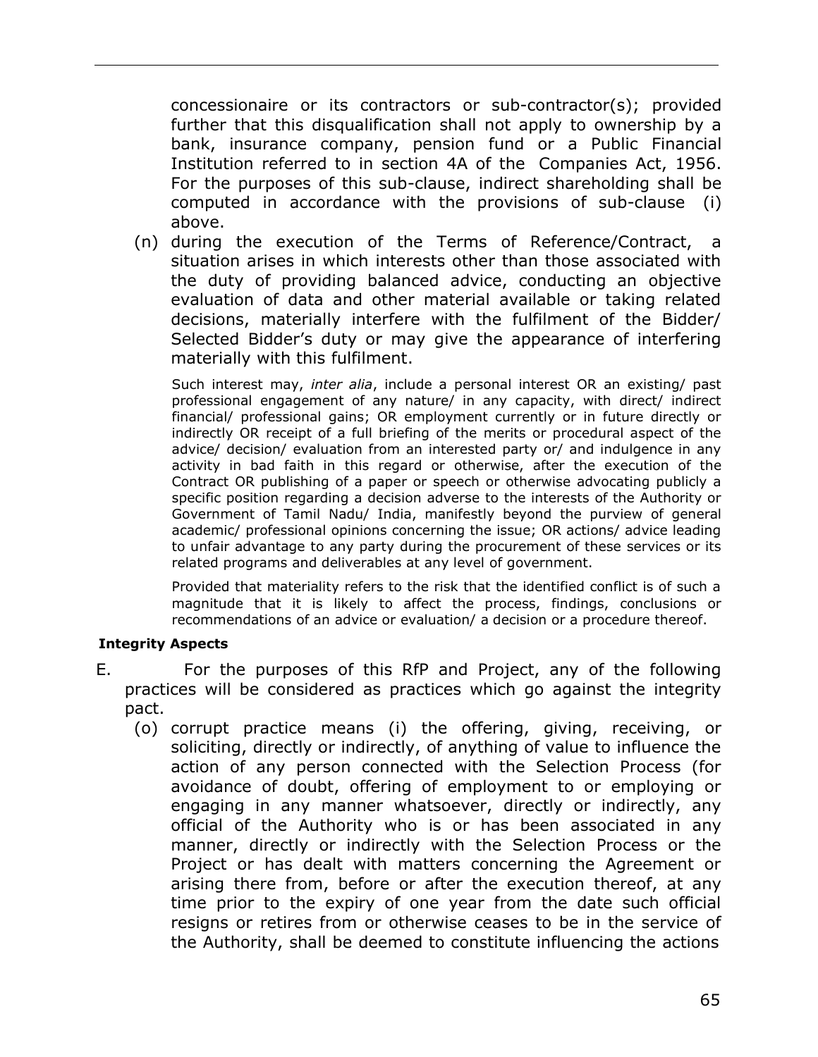concessionaire or its contractors or sub-contractor(s); provided further that this disqualification shall not apply to ownership by a bank, insurance company, pension fund or a Public Financial Institution referred to in section 4A of the Companies Act, 1956. For the purposes of this sub-clause, indirect shareholding shall be computed in accordance with the provisions of sub-clause (i) above.

(n) during the execution of the Terms of Reference/Contract, a situation arises in which interests other than those associated with the duty of providing balanced advice, conducting an objective evaluation of data and other material available or taking related decisions, materially interfere with the fulfilment of the Bidder/ Selected Bidder's duty or may give the appearance of interfering materially with this fulfilment.

Such interest may, *inter alia*, include a personal interest OR an existing/ past professional engagement of any nature/ in any capacity, with direct/ indirect financial/ professional gains; OR employment currently or in future directly or indirectly OR receipt of a full briefing of the merits or procedural aspect of the advice/ decision/ evaluation from an interested party or/ and indulgence in any activity in bad faith in this regard or otherwise, after the execution of the Contract OR publishing of a paper or speech or otherwise advocating publicly a specific position regarding a decision adverse to the interests of the Authority or Government of Tamil Nadu/ India, manifestly beyond the purview of general academic/ professional opinions concerning the issue; OR actions/ advice leading to unfair advantage to any party during the procurement of these services or its related programs and deliverables at any level of government.

Provided that materiality refers to the risk that the identified conflict is of such a magnitude that it is likely to affect the process, findings, conclusions or recommendations of an advice or evaluation/ a decision or a procedure thereof.

**Integrity Aspects**

E. For the purposes of this RfP and Project, any of the following practices will be considered as practices which go against the integrity pact.

(o) corrupt practice means (i) the offering, giving, receiving, or soliciting, directly or indirectly, of anything of value to influence the action of any person connected with the Selection Process (for avoidance of doubt, offering of employment to or employing or engaging in any manner whatsoever, directly or indirectly, any official of the Authority who is or has been associated in any manner, directly or indirectly with the Selection Process or the Project or has dealt with matters concerning the Agreement or arising there from, before or after the execution thereof, at any time prior to the expiry of one year from the date such official resigns or retires from or otherwise ceases to be in the service of the Authority, shall be deemed to constitute influencing the actions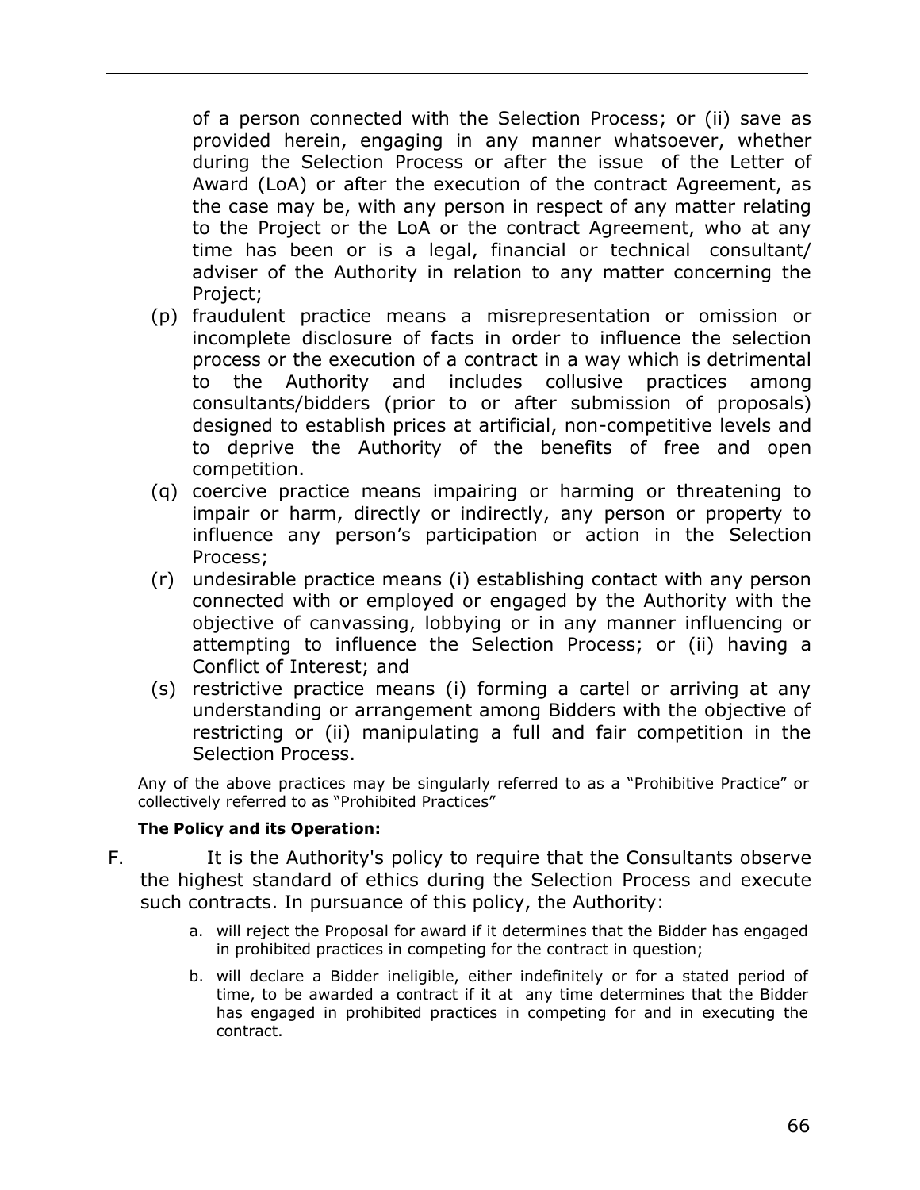of a person connected with the Selection Process; or (ii) save as provided herein, engaging in any manner whatsoever, whether during the Selection Process or after the issue of the Letter of Award (LoA) or after the execution of the contract Agreement, as the case may be, with any person in respect of any matter relating to the Project or the LoA or the contract Agreement, who at any time has been or is a legal, financial or technical consultant/ adviser of the Authority in relation to any matter concerning the Project;

(p) fraudulent practice means a misrepresentation or omission or incomplete disclosure of facts in order to influence the selection process or the execution of a contract in a way which is detrimental to the Authority and includes collusive practices among consultants/bidders (prior to or after submission of proposals) designed to establish prices at artificial, non-competitive levels and to deprive the Authority of the benefits of free and open competition.

(q) coercive practice means impairing or harming or threatening to impair or harm, directly or indirectly, any person or property to influence any person's participation or action in the Selection Process;

(r) undesirable practice means (i) establishing contact with any person connected with or employed or engaged by the Authority with the objective of canvassing, lobbying or in any manner influencing or attempting to influence the Selection Process; or (ii) having a Conflict of Interest; and

(s) restrictive practice means (i) forming a cartel or arriving at any understanding or arrangement among Bidders with the objective of restricting or (ii) manipulating a full and fair competition in the Selection Process.

Any of the above practices may be singularly referred to as a "Prohibitive Practice" or collectively referred to as "Prohibited Practices"

**The Policy and its Operation:**

F. It is the Authority's policy to require that the Consultants observe the highest standard of ethics during the Selection Process and execute such contracts. In pursuance of this policy, the Authority:

a. will reject the Proposal for award if it determines that the Bidder has engaged in prohibited practices in competing for the contract in question;

b. will declare a Bidder ineligible, either indefinitely or for a stated period of time, to be awarded a contract if it at any time determines that the Bidder has engaged in prohibited practices in competing for and in executing the contract.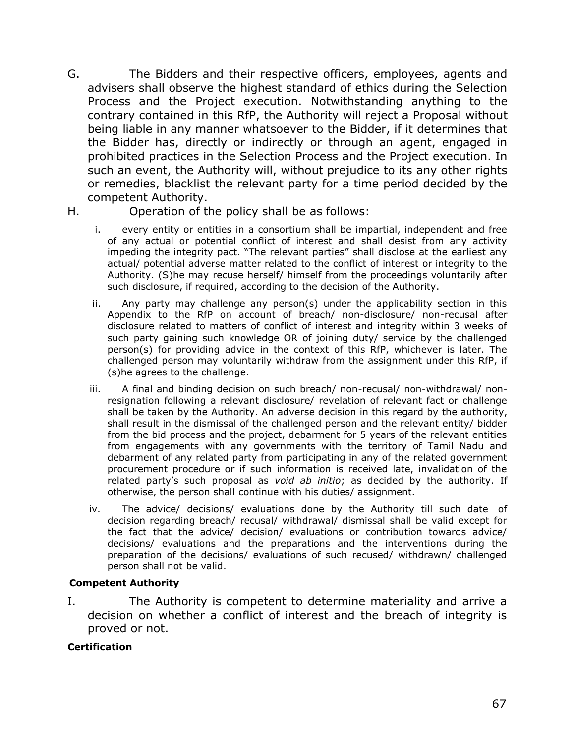G. The Bidders and their respective officers, employees, agents and advisers shall observe the highest standard of ethics during the Selection Process and the Project execution. Notwithstanding anything to the contrary contained in this RfP, the Authority will reject a Proposal without being liable in any manner whatsoever to the Bidder, if it determines that the Bidder has, directly or indirectly or through an agent, engaged in prohibited practices in the Selection Process and the Project execution. In such an event, the Authority will, without prejudice to its any other rights or remedies, blacklist the relevant party for a time period decided by the competent Authority.

H. Operation of the policy shall be as follows:

i. every entity or entities in a consortium shall be impartial, independent and free of any actual or potential conflict of interest and shall desist from any activity impeding the integrity pact. "The relevant parties" shall disclose at the earliest any actual/ potential adverse matter related to the conflict of interest or integrity to the Authority. (S)he may recuse herself/ himself from the proceedings voluntarily after such disclosure, if required, according to the decision of the Authority.

ii. Any party may challenge any person(s) under the applicability section in this Appendix to the RfP on account of breach/ non-disclosure/ non-recusal after disclosure related to matters of conflict of interest and integrity within 3 weeks of such party gaining such knowledge OR of joining duty/ service by the challenged person(s) for providing advice in the context of this RfP, whichever is later. The challenged person may voluntarily withdraw from the assignment under this RfP, if (s)he agrees to the challenge.

iii. A final and binding decision on such breach/ non-recusal/ non-withdrawal/ non-resignation following a relevant disclosure/ revelation of relevant fact or challenge shall be taken by the Authority. An adverse decision in this regard by the authority, shall result in the dismissal of the challenged person and the relevant entity/ bidder from the bid process and the project, debarment for 5 years of the relevant entities from engagements with any governments with the territory of Tamil Nadu and debarment of any related party from participating in any of the related government procurement procedure or if such information is received late, invalidation of the related party's such proposal as *void ab initio*; as decided by the authority. If otherwise, the person shall continue with his duties/ assignment.

iv. The advice/ decisions/ evaluations done by the Authority till such date of decision regarding breach/ recusal/ withdrawal/ dismissal shall be valid except for the fact that the advice/ decision/ evaluations or contribution towards advice/ decisions/ evaluations and the preparations and the interventions during the preparation of the decisions/ evaluations of such recused/ withdrawn/ challenged person shall not be valid.

**Competent Authority**

I. The Authority is competent to determine materiality and arrive a decision on whether a conflict of interest and the breach of integrity is proved or not.

**Certification**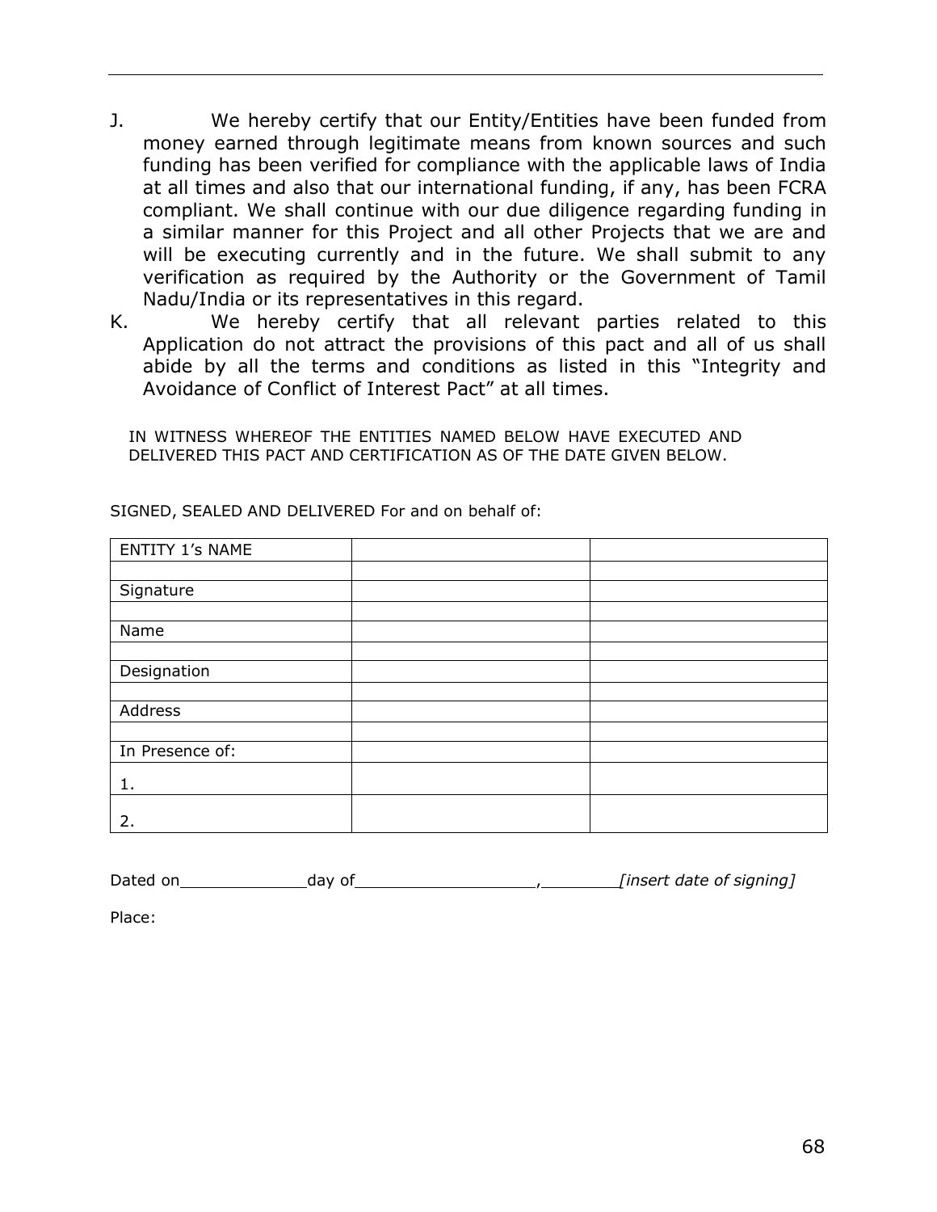J. We hereby certify that our Entity/Entities have been funded from money earned through legitimate means from known sources and such funding has been verified for compliance with the applicable laws of India at all times and also that our international funding, if any, has been FCRA compliant. We shall continue with our due diligence regarding funding in a similar manner for this Project and all other Projects that we are and will be executing currently and in the future. We shall submit to any verification as required by the Authority or the Government of Tamil Nadu/India or its representatives in this regard.

K. We hereby certify that all relevant parties related to this Application do not attract the provisions of this pact and all of us shall abide by all the terms and conditions as listed in this “Integrity and Avoidance of Conflict of Interest Pact” at all times.

IN WITNESS WHEREOF THE ENTITIES NAMED BELOW HAVE EXECUTED AND DELIVERED THIS PACT AND CERTIFICATION AS OF THE DATE GIVEN BELOW.

SIGNED, SEALED AND DELIVERED For and on behalf of:

| ENTITY 1’s NAME | | |
|---|---|---|
| | | |
| Signature | | |
| | | |
| Name | | |
| | | |
| Designation | | |
| | | |
| Address | | |
| | | |
| In Presence of: | | |
| 1. | | |
| 2. | | |

Dated on\_\_\_\_\_\_\_\_\_\_\_\_day of\_\_\_\_\_\_\_\_\_\_\_\_\_\_\_\_\_,\_\_\_\_\_\_\_\_ *[insert date of signing]*

Place: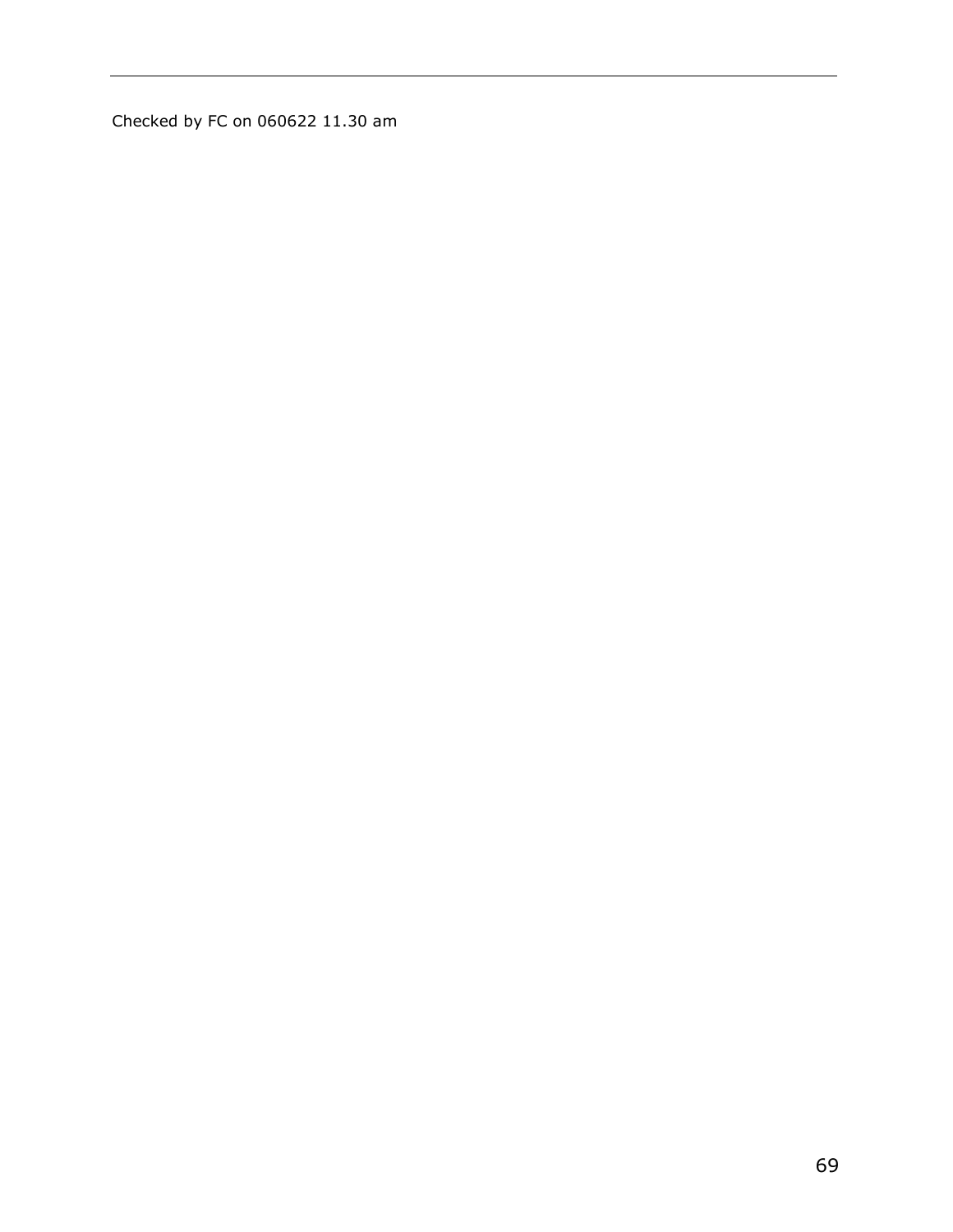Checked by FC on 060622 11.30 am